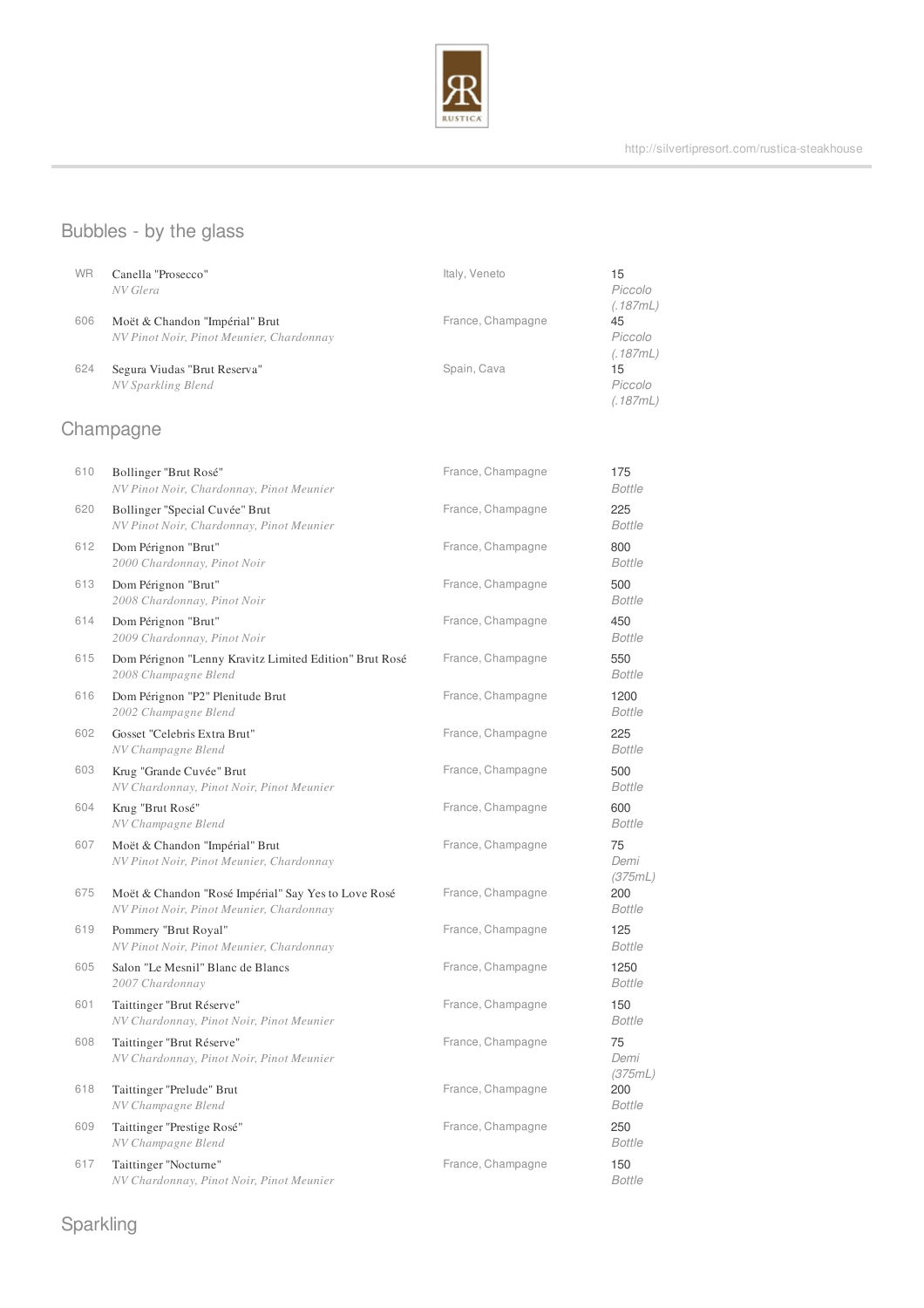## Bubbles - by the glass

| | | | |
|---|---|---|---|
| WR | Canella "Prosecco"<br>*NV Glera* | Italy, Veneto | 15<br>*Piccolo (.187mL)* |
| 606 | Moët & Chandon "Impérial" Brut<br>*NV Pinot Noir, Pinot Meunier, Chardonnay* | France, Champagne | 45<br>*Piccolo (.187mL)* |
| 624 | Segura Viudas "Brut Reserva"<br>*NV Sparkling Blend* | Spain, Cava | 15<br>*Piccolo (.187mL)* |

## Champagne

| | | | |
|---|---|---|---|
| 610 | Bollinger "Brut Rosé"<br>*NV Pinot Noir, Chardonnay, Pinot Meunier* | France, Champagne | 175<br>*Bottle* |
| 620 | Bollinger "Special Cuvée" Brut<br>*NV Pinot Noir, Chardonnay, Pinot Meunier* | France, Champagne | 225<br>*Bottle* |
| 612 | Dom Pérignon "Brut"<br>*2000 Chardonnay, Pinot Noir* | France, Champagne | 800<br>*Bottle* |
| 613 | Dom Pérignon "Brut"<br>*2008 Chardonnay, Pinot Noir* | France, Champagne | 500<br>*Bottle* |
| 614 | Dom Pérignon "Brut"<br>*2009 Chardonnay, Pinot Noir* | France, Champagne | 450<br>*Bottle* |
| 615 | Dom Pérignon "Lenny Kravitz Limited Edition" Brut Rosé<br>*2008 Champagne Blend* | France, Champagne | 550<br>*Bottle* |
| 616 | Dom Pérignon "P2" Plenitude Brut<br>*2002 Champagne Blend* | France, Champagne | 1200<br>*Bottle* |
| 602 | Gosset "Celebris Extra Brut"<br>*NV Champagne Blend* | France, Champagne | 225<br>*Bottle* |
| 603 | Krug "Grande Cuvée" Brut<br>*NV Chardonnay, Pinot Noir, Pinot Meunier* | France, Champagne | 500<br>*Bottle* |
| 604 | Krug "Brut Rosé"<br>*NV Champagne Blend* | France, Champagne | 600<br>*Bottle* |
| 607 | Moët & Chandon "Impérial" Brut<br>*NV Pinot Noir, Pinot Meunier, Chardonnay* | France, Champagne | 75<br>*Demi (375mL)* |
| 675 | Moët & Chandon "Rosé Impérial" Say Yes to Love Rosé<br>*NV Pinot Noir, Pinot Meunier, Chardonnay* | France, Champagne | 200<br>*Bottle* |
| 619 | Pommery "Brut Royal"<br>*NV Pinot Noir, Pinot Meunier, Chardonnay* | France, Champagne | 125<br>*Bottle* |
| 605 | Salon "Le Mesnil" Blanc de Blancs<br>*2007 Chardonnay* | France, Champagne | 1250<br>*Bottle* |
| 601 | Taittinger "Brut Réserve"<br>*NV Chardonnay, Pinot Noir, Pinot Meunier* | France, Champagne | 150<br>*Bottle* |
| 608 | Taittinger "Brut Réserve"<br>*NV Chardonnay, Pinot Noir, Pinot Meunier* | France, Champagne | 75<br>*Demi (375mL)* |
| 618 | Taittinger "Prelude" Brut<br>*NV Champagne Blend* | France, Champagne | 200<br>*Bottle* |
| 609 | Taittinger "Prestige Rosé"<br>*NV Champagne Blend* | France, Champagne | 250<br>*Bottle* |
| 617 | Taittinger "Nocturne"<br>*NV Chardonnay, Pinot Noir, Pinot Meunier* | France, Champagne | 150<br>*Bottle* |

## Sparkling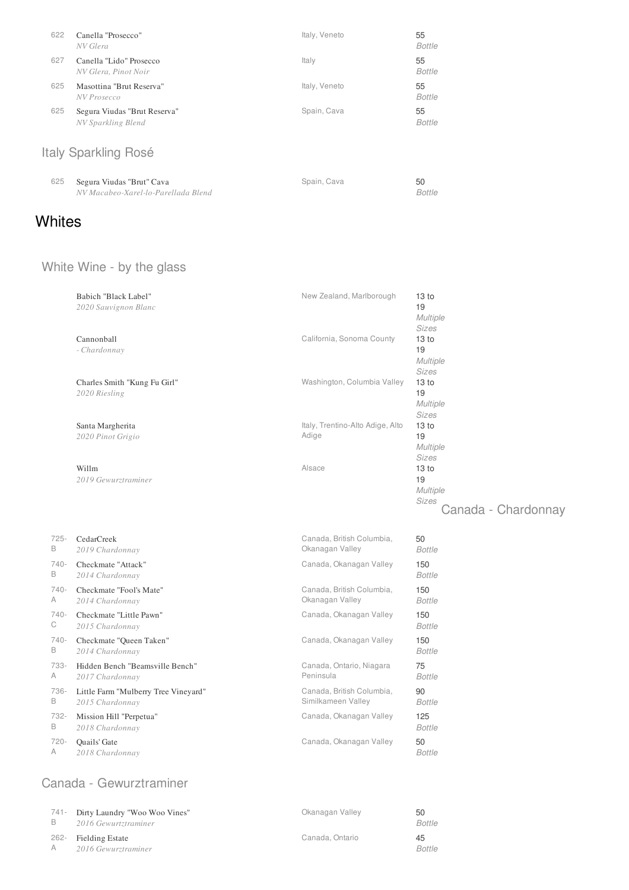| | | | |
|---|---|---|---|
| 622 | Canella "Prosecco"<br>*NV Glera* | Italy, Veneto | 55<br>*Bottle* |
| 627 | Canella "Lido" Prosecco<br>*NV Glera, Pinot Noir* | Italy | 55<br>*Bottle* |
| 625 | Masottina "Brut Reserva"<br>*NV Prosecco* | Italy, Veneto | 55<br>*Bottle* |
| 625 | Segura Viudas "Brut Reserva"<br>*NV Sparkling Blend* | Spain, Cava | 55<br>*Bottle* |

### Italy Sparkling Rosé

| | | | |
|---|---|---|---|
| 625 | Segura Viudas "Brut" Cava<br>*NV Macabeo-Xarel-lo-Parellada Blend* | Spain, Cava | 50<br>*Bottle* |

## Whites

### White Wine - by the glass

| | | |
|---|---|---|
| Babich "Black Label"<br>*2020 Sauvignon Blanc* | New Zealand, Marlborough | 13 to 19<br>*Multiple Sizes* |
| Cannonball<br>*- Chardonnay* | California, Sonoma County | 13 to 19<br>*Multiple Sizes* |
| Charles Smith "Kung Fu Girl"<br>*2020 Riesling* | Washington, Columbia Valley | 13 to 19<br>*Multiple Sizes* |
| Santa Margherita<br>*2020 Pinot Grigio* | Italy, Trentino-Alto Adige, Alto Adige | 13 to 19<br>*Multiple Sizes* |
| Willm<br>*2019 Gewurztraminer* | Alsace | 13 to 19<br>*Multiple Sizes* |

### Canada - Chardonnay

| | | | |
|---|---|---|---|
| 725-B | CedarCreek<br>*2019 Chardonnay* | Canada, British Columbia, Okanagan Valley | 50<br>*Bottle* |
| 740-B | Checkmate "Attack"<br>*2014 Chardonnay* | Canada, Okanagan Valley | 150<br>*Bottle* |
| 740-A | Checkmate "Fool's Mate"<br>*2014 Chardonnay* | Canada, British Columbia, Okanagan Valley | 150<br>*Bottle* |
| 740-C | Checkmate "Little Pawn"<br>*2015 Chardonnay* | Canada, Okanagan Valley | 150<br>*Bottle* |
| 740-B | Checkmate "Queen Taken"<br>*2014 Chardonnay* | Canada, Okanagan Valley | 150<br>*Bottle* |
| 733-A | Hidden Bench "Beamsville Bench"<br>*2017 Chardonnay* | Canada, Ontario, Niagara Peninsula | 75<br>*Bottle* |
| 736-B | Little Farm "Mulberry Tree Vineyard"<br>*2015 Chardonnay* | Canada, British Columbia, Similkameen Valley | 90<br>*Bottle* |
| 732-B | Mission Hill "Perpetua"<br>*2018 Chardonnay* | Canada, Okanagan Valley | 125<br>*Bottle* |
| 720-A | Quails' Gate<br>*2018 Chardonnay* | Canada, Okanagan Valley | 50<br>*Bottle* |

### Canada - Gewurztraminer

| | | | |
|---|---|---|---|
| 741-B | Dirty Laundry "Woo Woo Vines"<br>*2016 Gewurztraminer* | Okanagan Valley | 50<br>*Bottle* |
| 262-A | Fielding Estate<br>*2016 Gewurztraminer* | Canada, Ontario | 45<br>*Bottle* |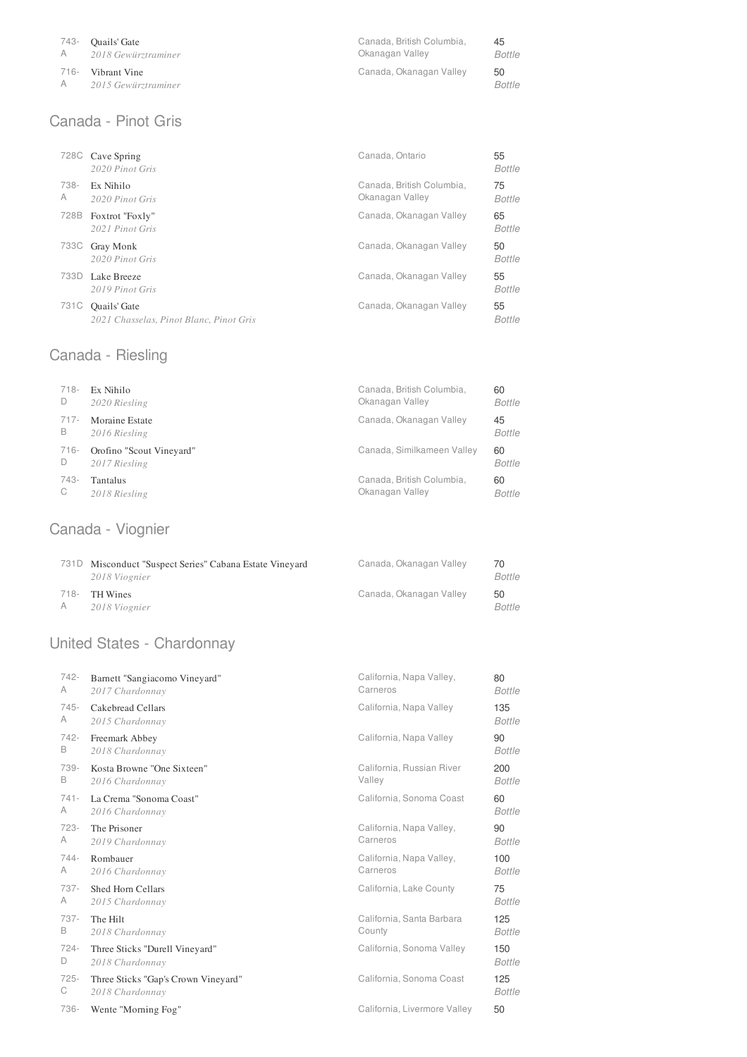| | | | |
|---|---|---|---|
| 743-A | Quails' Gate<br>*2018 Gewürztraminer* | Canada, British Columbia, Okanagan Valley | 45<br>*Bottle* |
| 716-A | Vibrant Vine<br>*2015 Gewürztraminer* | Canada, Okanagan Valley | 50<br>*Bottle* |

## Canada - Pinot Gris

| | | | |
|---|---|---|---|
| 728C | Cave Spring<br>*2020 Pinot Gris* | Canada, Ontario | 55<br>*Bottle* |
| 738-A | Ex Nihilo<br>*2020 Pinot Gris* | Canada, British Columbia, Okanagan Valley | 75<br>*Bottle* |
| 728B | Foxtrot "Foxly"<br>*2021 Pinot Gris* | Canada, Okanagan Valley | 65<br>*Bottle* |
| 733C | Gray Monk<br>*2020 Pinot Gris* | Canada, Okanagan Valley | 50<br>*Bottle* |
| 733D | Lake Breeze<br>*2019 Pinot Gris* | Canada, Okanagan Valley | 55<br>*Bottle* |
| 731C | Quails' Gate<br>*2021 Chasselas, Pinot Blanc, Pinot Gris* | Canada, Okanagan Valley | 55<br>*Bottle* |

## Canada - Riesling

| | | | |
|---|---|---|---|
| 718-D | Ex Nihilo<br>*2020 Riesling* | Canada, British Columbia, Okanagan Valley | 60<br>*Bottle* |
| 717-B | Moraine Estate<br>*2016 Riesling* | Canada, Okanagan Valley | 45<br>*Bottle* |
| 716-D | Orofino "Scout Vineyard"<br>*2017 Riesling* | Canada, Similkameen Valley | 60<br>*Bottle* |
| 743-C | Tantalus<br>*2018 Riesling* | Canada, British Columbia, Okanagan Valley | 60<br>*Bottle* |

## Canada - Viognier

| | | | |
|---|---|---|---|
| 731D | Misconduct "Suspect Series" Cabana Estate Vineyard<br>*2018 Viognier* | Canada, Okanagan Valley | 70<br>*Bottle* |
| 718-A | TH Wines<br>*2018 Viognier* | Canada, Okanagan Valley | 50<br>*Bottle* |

## United States - Chardonnay

| | | | |
|---|---|---|---|
| 742-A | Barnett "Sangiacomo Vineyard"<br>*2017 Chardonnay* | California, Napa Valley, Carneros | 80<br>*Bottle* |
| 745-A | Cakebread Cellars<br>*2015 Chardonnay* | California, Napa Valley | 135<br>*Bottle* |
| 742-B | Freemark Abbey<br>*2018 Chardonnay* | California, Napa Valley | 90<br>*Bottle* |
| 739-B | Kosta Browne "One Sixteen"<br>*2016 Chardonnay* | California, Russian River Valley | 200<br>*Bottle* |
| 741-A | La Crema "Sonoma Coast"<br>*2016 Chardonnay* | California, Sonoma Coast | 60<br>*Bottle* |
| 723-A | The Prisoner<br>*2019 Chardonnay* | California, Napa Valley, Carneros | 90<br>*Bottle* |
| 744-A | Rombauer<br>*2016 Chardonnay* | California, Napa Valley, Carneros | 100<br>*Bottle* |
| 737-A | Shed Horn Cellars<br>*2015 Chardonnay* | California, Lake County | 75<br>*Bottle* |
| 737-B | The Hilt<br>*2018 Chardonnay* | California, Santa Barbara County | 125<br>*Bottle* |
| 724-D | Three Sticks "Durell Vineyard"<br>*2018 Chardonnay* | California, Sonoma Valley | 150<br>*Bottle* |
| 725-C | Three Sticks "Gap's Crown Vineyard"<br>*2018 Chardonnay* | California, Sonoma Coast | 125<br>*Bottle* |
| 736- | Wente "Morning Fog" | California, Livermore Valley | 50 |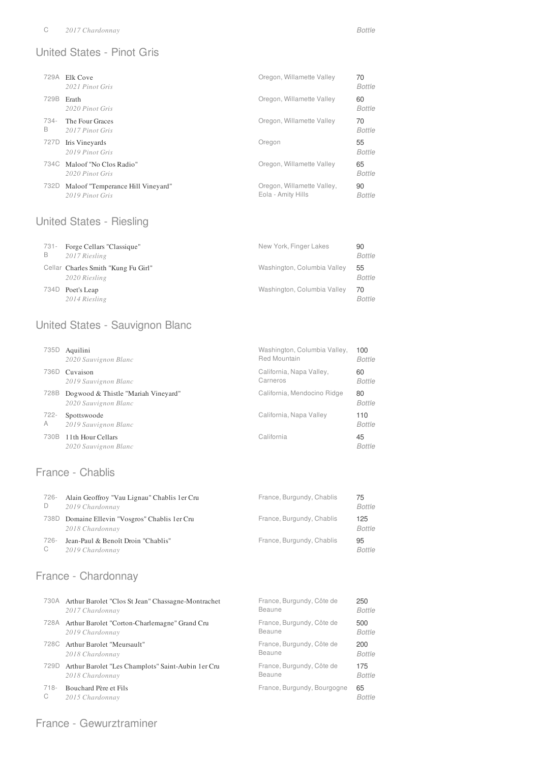| | | | |
|---|---|---|---|
| C | *2017 Chardonnay* | | *Bottle* |

## United States - Pinot Gris

| | | | |
|---|---|---|---|
| 729A | Elk Cove<br>*2021 Pinot Gris* | Oregon, Willamette Valley | 70<br>*Bottle* |
| 729B | Erath<br>*2020 Pinot Gris* | Oregon, Willamette Valley | 60<br>*Bottle* |
| 734-B | The Four Graces<br>*2017 Pinot Gris* | Oregon, Willamette Valley | 70<br>*Bottle* |
| 727D | Iris Vineyards<br>*2019 Pinot Gris* | Oregon | 55<br>*Bottle* |
| 734C | Maloof "No Clos Radio"<br>*2020 Pinot Gris* | Oregon, Willamette Valley | 65<br>*Bottle* |
| 732D | Maloof "Temperance Hill Vineyard"<br>*2019 Pinot Gris* | Oregon, Willamette Valley, Eola - Amity Hills | 90<br>*Bottle* |

## United States - Riesling

| | | | |
|---|---|---|---|
| 731-B | Forge Cellars "Classique"<br>*2017 Riesling* | New York, Finger Lakes | 90<br>*Bottle* |
| Cellar | Charles Smith "Kung Fu Girl"<br>*2020 Riesling* | Washington, Columbia Valley | 55<br>*Bottle* |
| 734D | Poet's Leap<br>*2014 Riesling* | Washington, Columbia Valley | 70<br>*Bottle* |

## United States - Sauvignon Blanc

| | | | |
|---|---|---|---|
| 735D | Aquilini<br>*2020 Sauvignon Blanc* | Washington, Columbia Valley, Red Mountain | 100<br>*Bottle* |
| 736D | Cuvaison<br>*2019 Sauvignon Blanc* | California, Napa Valley, Carneros | 60<br>*Bottle* |
| 728B | Dogwood & Thistle "Mariah Vineyard"<br>*2020 Sauvignon Blanc* | California, Mendocino Ridge | 80<br>*Bottle* |
| 722-A | Spottswoode<br>*2019 Sauvignon Blanc* | California, Napa Valley | 110<br>*Bottle* |
| 730B | 11th Hour Cellars<br>*2020 Sauvignon Blanc* | California | 45<br>*Bottle* |

## France - Chablis

| | | | |
|---|---|---|---|
| 726-D | Alain Geoffroy "Vau Lignau" Chablis 1er Cru<br>*2019 Chardonnay* | France, Burgundy, Chablis | 75<br>*Bottle* |
| 738D | Domaine Ellevin "Vosgros" Chablis 1er Cru<br>*2018 Chardonnay* | France, Burgundy, Chablis | 125<br>*Bottle* |
| 726-C | Jean-Paul & Benoît Droin "Chablis"<br>*2019 Chardonnay* | France, Burgundy, Chablis | 95<br>*Bottle* |

## France - Chardonnay

| | | | |
|---|---|---|---|
| 730A | Arthur Barolet "Clos St Jean" Chassagne-Montrachet<br>*2017 Chardonnay* | France, Burgundy, Côte de Beaune | 250<br>*Bottle* |
| 728A | Arthur Barolet "Corton-Charlemagne" Grand Cru<br>*2019 Chardonnay* | France, Burgundy, Côte de Beaune | 500<br>*Bottle* |
| 728C | Arthur Barolet "Meursault"<br>*2018 Chardonnay* | France, Burgundy, Côte de Beaune | 200<br>*Bottle* |
| 729D | Arthur Barolet "Les Champlots" Saint-Aubin 1er Cru<br>*2018 Chardonnay* | France, Burgundy, Côte de Beaune | 175<br>*Bottle* |
| 718-C | Bouchard Père et Fils<br>*2015 Chardonnay* | France, Burgundy, Bourgogne | 65<br>*Bottle* |

## France - Gewurztraminer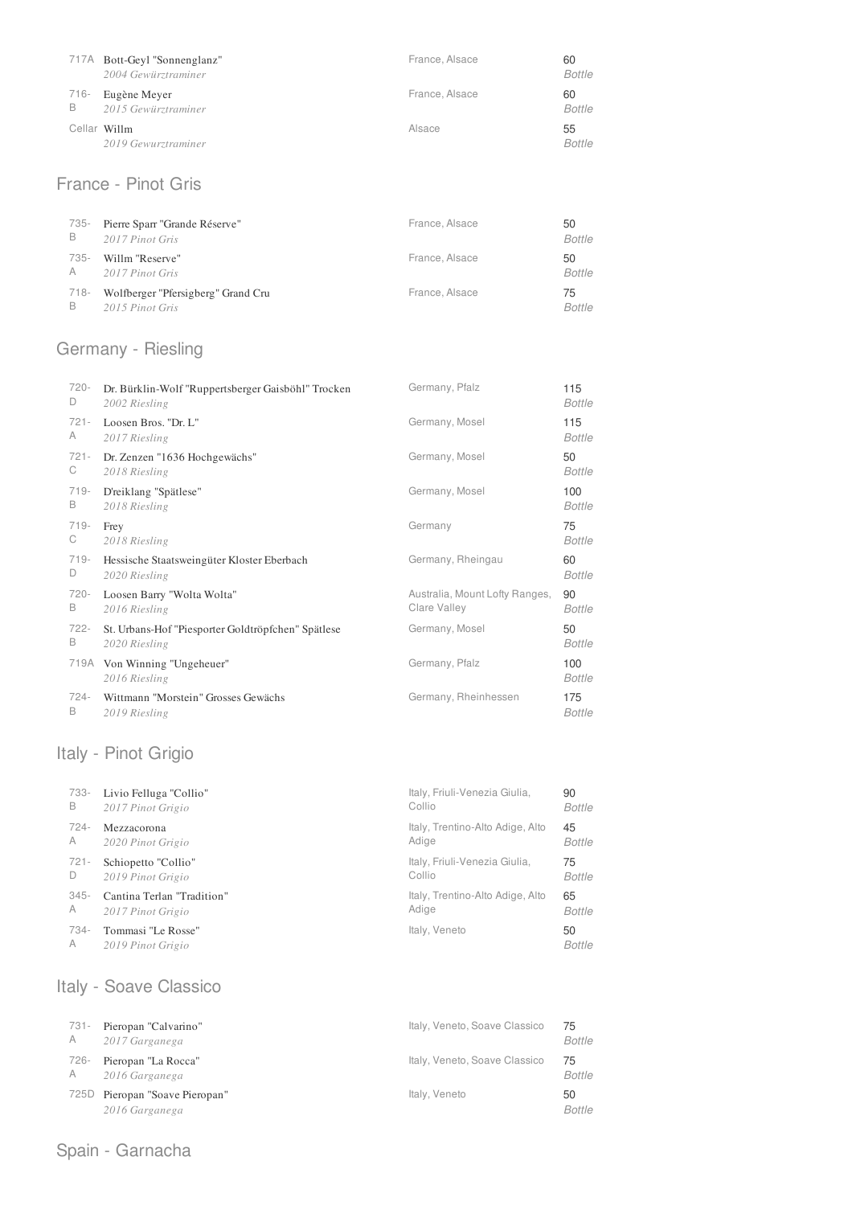| | | | |
|---|---|---|---|
| 717A | Bott-Geyl "Sonnenglanz"<br>*2004 Gewürztraminer* | France, Alsace | 60<br>*Bottle* |
| 716-B | Eugène Meyer<br>*2015 Gewürztraminer* | France, Alsace | 60<br>*Bottle* |
| Cellar | Willm<br>*2019 Gewurztraminer* | Alsace | 55<br>*Bottle* |

## France - Pinot Gris

| | | | |
|---|---|---|---|
| 735-B | Pierre Sparr "Grande Réserve"<br>*2017 Pinot Gris* | France, Alsace | 50<br>*Bottle* |
| 735-A | Willm "Reserve"<br>*2017 Pinot Gris* | France, Alsace | 50<br>*Bottle* |
| 718-B | Wolfberger "Pfersigberg" Grand Cru<br>*2015 Pinot Gris* | France, Alsace | 75<br>*Bottle* |

## Germany - Riesling

| | | | |
|---|---|---|---|
| 720-D | Dr. Bürklin-Wolf "Ruppertsberger Gaisböhl" Trocken<br>*2002 Riesling* | Germany, Pfalz | 115<br>*Bottle* |
| 721-A | Loosen Bros. "Dr. L"<br>*2017 Riesling* | Germany, Mosel | 115<br>*Bottle* |
| 721-C | Dr. Zenzen "1636 Hochgewächs"<br>*2018 Riesling* | Germany, Mosel | 50<br>*Bottle* |
| 719-B | D'reiklang "Spätlese"<br>*2018 Riesling* | Germany, Mosel | 100<br>*Bottle* |
| 719-C | Frey<br>*2018 Riesling* | Germany | 75<br>*Bottle* |
| 719-D | Hessische Staatsweingüter Kloster Eberbach<br>*2020 Riesling* | Germany, Rheingau | 60<br>*Bottle* |
| 720-B | Loosen Barry "Wolta Wolta"<br>*2016 Riesling* | Australia, Mount Lofty Ranges, Clare Valley | 90<br>*Bottle* |
| 722-B | St. Urbans-Hof "Piesporter Goldtröpfchen" Spätlese<br>*2020 Riesling* | Germany, Mosel | 50<br>*Bottle* |
| 719A | Von Winning "Ungeheuer"<br>*2016 Riesling* | Germany, Pfalz | 100<br>*Bottle* |
| 724-B | Wittmann "Morstein" Grosses Gewächs<br>*2019 Riesling* | Germany, Rheinhessen | 175<br>*Bottle* |

## Italy - Pinot Grigio

| | | | |
|---|---|---|---|
| 733-B | Livio Felluga "Collio"<br>*2017 Pinot Grigio* | Italy, Friuli-Venezia Giulia, Collio | 90<br>*Bottle* |
| 724-A | Mezzacorona<br>*2020 Pinot Grigio* | Italy, Trentino-Alto Adige, Alto Adige | 45<br>*Bottle* |
| 721-D | Schiopetto "Collio"<br>*2019 Pinot Grigio* | Italy, Friuli-Venezia Giulia, Collio | 75<br>*Bottle* |
| 345-A | Cantina Terlan "Tradition"<br>*2017 Pinot Grigio* | Italy, Trentino-Alto Adige, Alto Adige | 65<br>*Bottle* |
| 734-A | Tommasi "Le Rosse"<br>*2019 Pinot Grigio* | Italy, Veneto | 50<br>*Bottle* |

## Italy - Soave Classico

| | | | |
|---|---|---|---|
| 731-A | Pieropan "Calvarino"<br>*2017 Garganega* | Italy, Veneto, Soave Classico | 75<br>*Bottle* |
| 726-A | Pieropan "La Rocca"<br>*2016 Garganega* | Italy, Veneto, Soave Classico | 75<br>*Bottle* |
| 725D | Pieropan "Soave Pieropan"<br>*2016 Garganega* | Italy, Veneto | 50<br>*Bottle* |

## Spain - Garnacha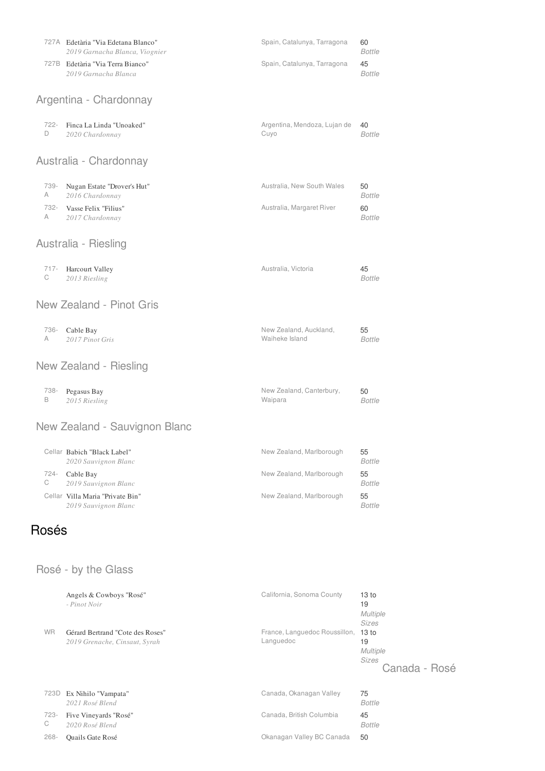| | | | |
|---|---|---|---|
| 727A | Edetària "Via Edetana Blanco"<br>*2019 Garnacha Blanca, Viognier* | Spain, Catalunya, Tarragona | 60<br>*Bottle* |
| 727B | Edetària "Via Terra Bianco"<br>*2019 Garnacha Blanca* | Spain, Catalunya, Tarragona | 45<br>*Bottle* |

### Argentina - Chardonnay

| | | | |
|---|---|---|---|
| 722-D | Finca La Linda "Unoaked"<br>*2020 Chardonnay* | Argentina, Mendoza, Lujan de Cuyo | 40<br>*Bottle* |

### Australia - Chardonnay

| | | | |
|---|---|---|---|
| 739-A | Nugan Estate "Drover's Hut"<br>*2016 Chardonnay* | Australia, New South Wales | 50<br>*Bottle* |
| 732-A | Vasse Felix "Filius"<br>*2017 Chardonnay* | Australia, Margaret River | 60<br>*Bottle* |

### Australia - Riesling

| | | | |
|---|---|---|---|
| 717-C | Harcourt Valley<br>*2013 Riesling* | Australia, Victoria | 45<br>*Bottle* |

### New Zealand - Pinot Gris

| | | | |
|---|---|---|---|
| 736-A | Cable Bay<br>*2017 Pinot Gris* | New Zealand, Auckland, Waiheke Island | 55<br>*Bottle* |

### New Zealand - Riesling

| | | | |
|---|---|---|---|
| 738-B | Pegasus Bay<br>*2015 Riesling* | New Zealand, Canterbury, Waipara | 50<br>*Bottle* |

### New Zealand - Sauvignon Blanc

| | | | |
|---|---|---|---|
| Cellar | Babich "Black Label"<br>*2020 Sauvignon Blanc* | New Zealand, Marlborough | 55<br>*Bottle* |
| 724-C | Cable Bay<br>*2019 Sauvignon Blanc* | New Zealand, Marlborough | 55<br>*Bottle* |
| Cellar | Villa Maria "Private Bin"<br>*2019 Sauvignon Blanc* | New Zealand, Marlborough | 55<br>*Bottle* |

## Rosés

### Rosé - by the Glass

| | | | |
|---|---|---|---|
| | Angels & Cowboys "Rosé"<br>*- Pinot Noir* | California, Sonoma County | 13 to 19<br>*Multiple Sizes* |
| WR | Gérard Bertrand "Cote des Roses"<br>*2019 Grenache, Cinsaut, Syrah* | France, Languedoc Roussillon, Languedoc | 13 to 19<br>*Multiple Sizes* |

### Canada - Rosé

| | | | |
|---|---|---|---|
| 723D | Ex Nihilo "Vampata"<br>*2021 Rosé Blend* | Canada, Okanagan Valley | 75<br>*Bottle* |
| 723-C | Five Vineyards "Rosé"<br>*2020 Rosé Blend* | Canada, British Columbia | 45<br>*Bottle* |
| 268- | Quails Gate Rosé | Okanagan Valley BC Canada | 50 |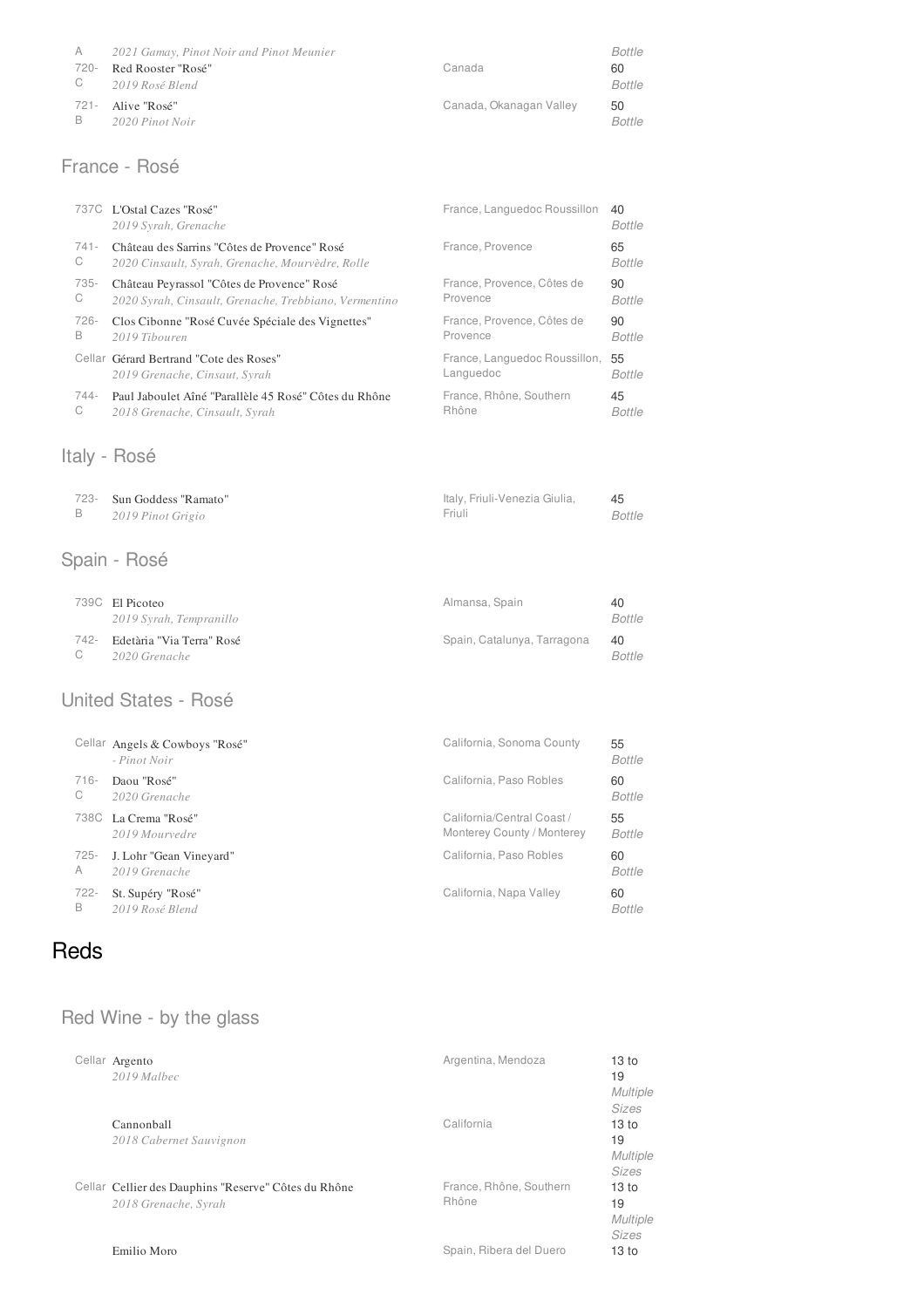| | | | |
|---|---|---|---|
| A | *2021 Gamay, Pinot Noir and Pinot Meunier* | | *Bottle* |
| 720-C | Red Rooster "Rosé"<br>*2019 Rosé Blend* | Canada | 60<br>*Bottle* |
| 721-B | Alive "Rosé"<br>*2020 Pinot Noir* | Canada, Okanagan Valley | 50<br>*Bottle* |

## France - Rosé

| | | | |
|---|---|---|---|
| 737C | L'Ostal Cazes "Rosé"<br>*2019 Syrah, Grenache* | France, Languedoc Roussillon | 40<br>*Bottle* |
| 741-C | Château des Sarrins "Côtes de Provence" Rosé<br>*2020 Cinsault, Syrah, Grenache, Mourvèdre, Rolle* | France, Provence | 65<br>*Bottle* |
| 735-C | Château Peyrassol "Côtes de Provence" Rosé<br>*2020 Syrah, Cinsault, Grenache, Trebbiano, Vermentino* | France, Provence, Côtes de Provence | 90<br>*Bottle* |
| 726-B | Clos Cibonne "Rosé Cuvée Spéciale des Vignettes"<br>*2019 Tibouren* | France, Provence, Côtes de Provence | 90<br>*Bottle* |
| Cellar | Gérard Bertrand "Cote des Roses"<br>*2019 Grenache, Cinsaut, Syrah* | France, Languedoc Roussillon, Languedoc | 55<br>*Bottle* |
| 744-C | Paul Jaboulet Aîné "Parallèle 45 Rosé" Côtes du Rhône<br>*2018 Grenache, Cinsault, Syrah* | France, Rhône, Southern Rhône | 45<br>*Bottle* |

## Italy - Rosé

| | | | |
|---|---|---|---|
| 723-B | Sun Goddess "Ramato"<br>*2019 Pinot Grigio* | Italy, Friuli-Venezia Giulia, Friuli | 45<br>*Bottle* |

## Spain - Rosé

| | | | |
|---|---|---|---|
| 739C | El Picoteo<br>*2019 Syrah, Tempranillo* | Almansa, Spain | 40<br>*Bottle* |
| 742-C | Edetària "Via Terra" Rosé<br>*2020 Grenache* | Spain, Catalunya, Tarragona | 40<br>*Bottle* |

## United States - Rosé

| | | | |
|---|---|---|---|
| Cellar | Angels & Cowboys "Rosé"<br>*- Pinot Noir* | California, Sonoma County | 55<br>*Bottle* |
| 716-C | Daou "Rosé"<br>*2020 Grenache* | California, Paso Robles | 60<br>*Bottle* |
| 738C | La Crema "Rosé"<br>*2019 Mourvedre* | California/Central Coast / Monterey County / Monterey | 55<br>*Bottle* |
| 725-A | J. Lohr "Gean Vineyard"<br>*2019 Grenache* | California, Paso Robles | 60<br>*Bottle* |
| 722-B | St. Supéry "Rosé"<br>*2019 Rosé Blend* | California, Napa Valley | 60<br>*Bottle* |

# Reds

## Red Wine - by the glass

| | | | |
|---|---|---|---|
| Cellar | Argento<br>*2019 Malbec* | Argentina, Mendoza | 13 to 19<br>*Multiple Sizes* |
| | Cannonball<br>*2018 Cabernet Sauvignon* | California | 13 to 19<br>*Multiple Sizes* |
| Cellar | Cellier des Dauphins "Reserve" Côtes du Rhône<br>*2018 Grenache, Syrah* | France, Rhône, Southern Rhône | 13 to 19<br>*Multiple Sizes* |
| | Emilio Moro | Spain, Ribera del Duero | 13 to |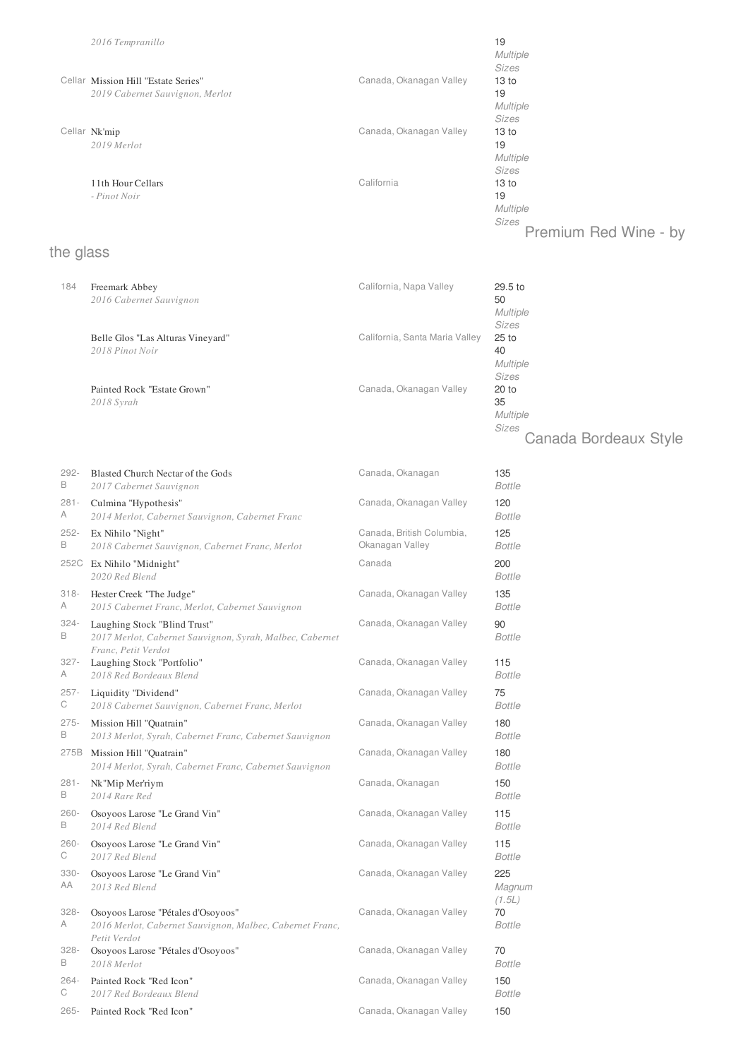| | Wine | Region | Price |
|---|---|---|---|
| | *2016 Tempranillo* | | 19 *Multiple Sizes* |
| Cellar | Mission Hill "Estate Series" *2019 Cabernet Sauvignon, Merlot* | Canada, Okanagan Valley | 13 to 19 *Multiple Sizes* |
| Cellar | Nk'mip *2019 Merlot* | Canada, Okanagan Valley | 13 to 19 *Multiple Sizes* |
| | 11th Hour Cellars *- Pinot Noir* | California | 13 to 19 *Multiple Sizes* |

## Premium Red Wine - by the glass

| | Wine | Region | Price |
|---|---|---|---|
| 184 | Freemark Abbey *2016 Cabernet Sauvignon* | California, Napa Valley | 29.5 to 50 *Multiple Sizes* |
| | Belle Glos "Las Alturas Vineyard" *2018 Pinot Noir* | California, Santa Maria Valley | 25 to 40 *Multiple Sizes* |
| | Painted Rock "Estate Grown" *2018 Syrah* | Canada, Okanagan Valley | 20 to 35 *Multiple Sizes* |

## Canada Bordeaux Style

| | Wine | Region | Price |
|---|---|---|---|
| 292-B | Blasted Church Nectar of the Gods *2017 Cabernet Sauvignon* | Canada, Okanagan | 135 *Bottle* |
| 281-A | Culmina "Hypothesis" *2014 Merlot, Cabernet Sauvignon, Cabernet Franc* | Canada, Okanagan Valley | 120 *Bottle* |
| 252-B | Ex Nihilo "Night" *2018 Cabernet Sauvignon, Cabernet Franc, Merlot* | Canada, British Columbia, Okanagan Valley | 125 *Bottle* |
| 252C | Ex Nihilo "Midnight" *2020 Red Blend* | Canada | 200 *Bottle* |
| 318-A | Hester Creek "The Judge" *2015 Cabernet Franc, Merlot, Cabernet Sauvignon* | Canada, Okanagan Valley | 135 *Bottle* |
| 324-B | Laughing Stock "Blind Trust" *2017 Merlot, Cabernet Sauvignon, Syrah, Malbec, Cabernet Franc, Petit Verdot* | Canada, Okanagan Valley | 90 *Bottle* |
| 327-A | Laughing Stock "Portfolio" *2018 Red Bordeaux Blend* | Canada, Okanagan Valley | 115 *Bottle* |
| 257-C | Liquidity "Dividend" *2018 Cabernet Sauvignon, Cabernet Franc, Merlot* | Canada, Okanagan Valley | 75 *Bottle* |
| 275-B | Mission Hill "Quatrain" *2013 Merlot, Syrah, Cabernet Franc, Cabernet Sauvignon* | Canada, Okanagan Valley | 180 *Bottle* |
| 275B | Mission Hill "Quatrain" *2014 Merlot, Syrah, Cabernet Franc, Cabernet Sauvignon* | Canada, Okanagan Valley | 180 *Bottle* |
| 281-B | Nk"Mip Mer'riym *2014 Rare Red* | Canada, Okanagan | 150 *Bottle* |
| 260-B | Osoyoos Larose "Le Grand Vin" *2014 Red Blend* | Canada, Okanagan Valley | 115 *Bottle* |
| 260-C | Osoyoos Larose "Le Grand Vin" *2017 Red Blend* | Canada, Okanagan Valley | 115 *Bottle* |
| 330-AA | Osoyoos Larose "Le Grand Vin" *2013 Red Blend* | Canada, Okanagan Valley | 225 *Magnum (1.5L)* |
| 328-A | Osoyoos Larose "Pétales d'Osoyoos" *2016 Merlot, Cabernet Sauvignon, Malbec, Cabernet Franc, Petit Verdot* | Canada, Okanagan Valley | 70 *Bottle* |
| 328-B | Osoyoos Larose "Pétales d'Osoyoos" *2018 Merlot* | Canada, Okanagan Valley | 70 *Bottle* |
| 264-C | Painted Rock "Red Icon" *2017 Red Bordeaux Blend* | Canada, Okanagan Valley | 150 *Bottle* |
| 265- | Painted Rock "Red Icon" | Canada, Okanagan Valley | 150 |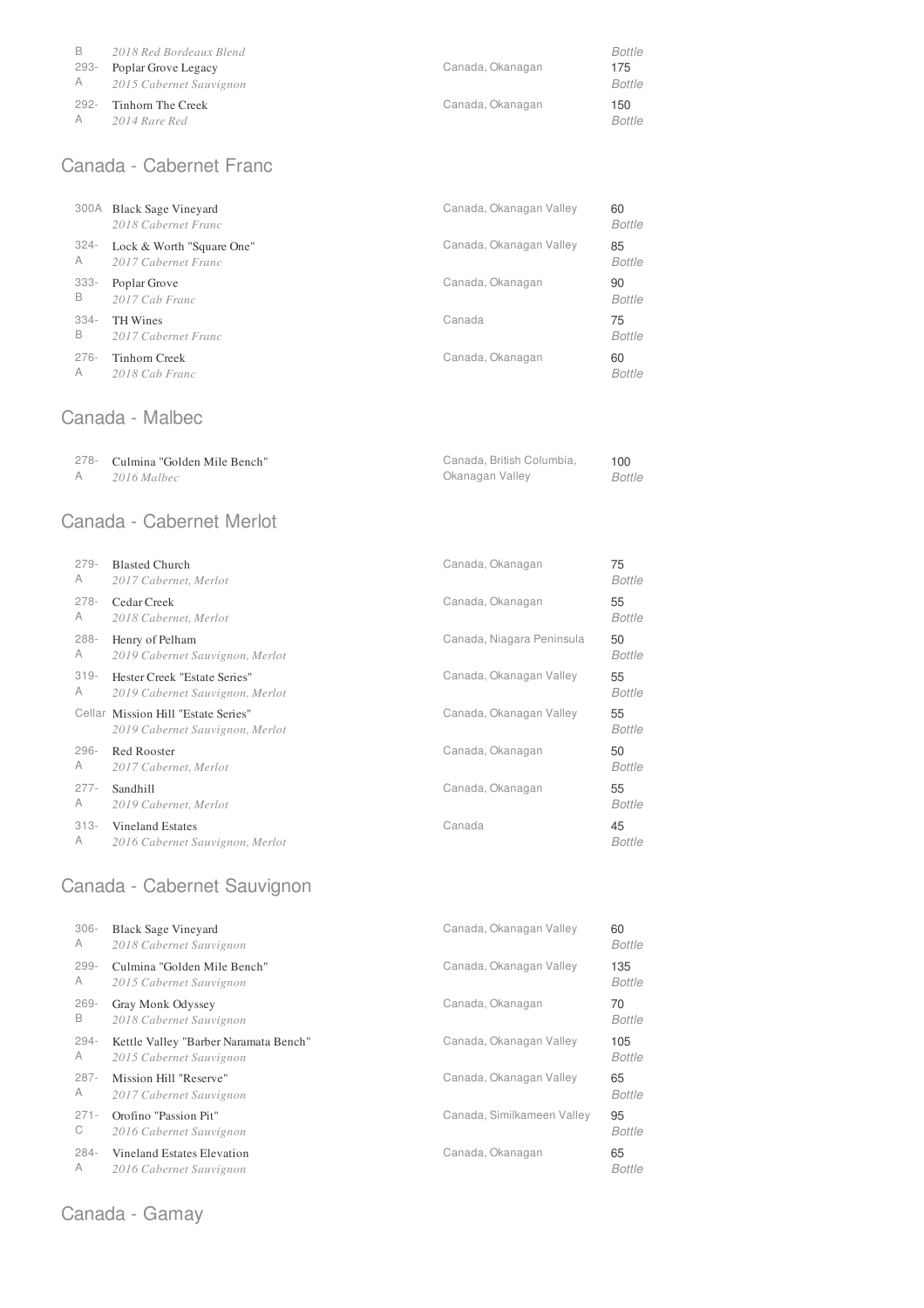| | | | |
|---|---|---|---|
| B | *2018 Red Bordeaux Blend* | | *Bottle* |
| 293-A | Poplar Grove Legacy<br>*2015 Cabernet Sauvignon* | Canada, Okanagan | 175<br>*Bottle* |
| 292-A | Tinhorn The Creek<br>*2014 Rare Red* | Canada, Okanagan | 150<br>*Bottle* |

## Canada - Cabernet Franc

| | | | |
|---|---|---|---|
| 300A | Black Sage Vineyard<br>*2018 Cabernet Franc* | Canada, Okanagan Valley | 60<br>*Bottle* |
| 324-A | Lock & Worth "Square One"<br>*2017 Cabernet Franc* | Canada, Okanagan Valley | 85<br>*Bottle* |
| 333-B | Poplar Grove<br>*2017 Cab Franc* | Canada, Okanagan | 90<br>*Bottle* |
| 334-B | TH Wines<br>*2017 Cabernet Franc* | Canada | 75<br>*Bottle* |
| 276-A | Tinhorn Creek<br>*2018 Cab Franc* | Canada, Okanagan | 60<br>*Bottle* |

## Canada - Malbec

| | | | |
|---|---|---|---|
| 278-A | Culmina "Golden Mile Bench"<br>*2016 Malbec* | Canada, British Columbia, Okanagan Valley | 100<br>*Bottle* |

## Canada - Cabernet Merlot

| | | | |
|---|---|---|---|
| 279-A | Blasted Church<br>*2017 Cabernet, Merlot* | Canada, Okanagan | 75<br>*Bottle* |
| 278-A | Cedar Creek<br>*2018 Cabernet, Merlot* | Canada, Okanagan | 55<br>*Bottle* |
| 288-A | Henry of Pelham<br>*2019 Cabernet Sauvignon, Merlot* | Canada, Niagara Peninsula | 50<br>*Bottle* |
| 319-A | Hester Creek "Estate Series"<br>*2019 Cabernet Sauvignon, Merlot* | Canada, Okanagan Valley | 55<br>*Bottle* |
| Cellar | Mission Hill "Estate Series"<br>*2019 Cabernet Sauvignon, Merlot* | Canada, Okanagan Valley | 55<br>*Bottle* |
| 296-A | Red Rooster<br>*2017 Cabernet, Merlot* | Canada, Okanagan | 50<br>*Bottle* |
| 277-A | Sandhill<br>*2019 Cabernet, Merlot* | Canada, Okanagan | 55<br>*Bottle* |
| 313-A | Vineland Estates<br>*2016 Cabernet Sauvignon, Merlot* | Canada | 45<br>*Bottle* |

## Canada - Cabernet Sauvignon

| | | | |
|---|---|---|---|
| 306-A | Black Sage Vineyard<br>*2018 Cabernet Sauvignon* | Canada, Okanagan Valley | 60<br>*Bottle* |
| 299-A | Culmina "Golden Mile Bench"<br>*2015 Cabernet Sauvignon* | Canada, Okanagan Valley | 135<br>*Bottle* |
| 269-B | Gray Monk Odyssey<br>*2018 Cabernet Sauvignon* | Canada, Okanagan | 70<br>*Bottle* |
| 294-A | Kettle Valley "Barber Naramata Bench"<br>*2015 Cabernet Sauvignon* | Canada, Okanagan Valley | 105<br>*Bottle* |
| 287-A | Mission Hill "Reserve"<br>*2017 Cabernet Sauvignon* | Canada, Okanagan Valley | 65<br>*Bottle* |
| 271-C | Orofino "Passion Pit"<br>*2016 Cabernet Sauvignon* | Canada, Similkameen Valley | 95<br>*Bottle* |
| 284-A | Vineland Estates Elevation<br>*2016 Cabernet Sauvignon* | Canada, Okanagan | 65<br>*Bottle* |

## Canada - Gamay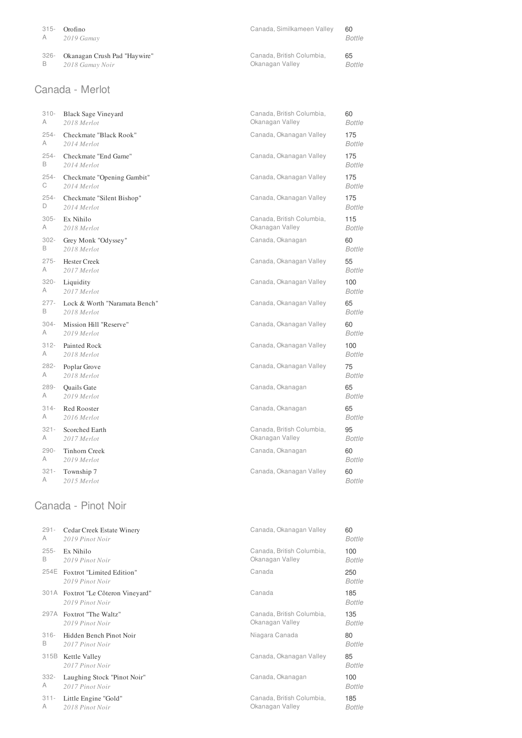| | | | |
|---|---|---|---|
| 315-A | Orofino *2019 Gamay* | Canada, Similkameen Valley | 60 *Bottle* |
| 326-B | Okanagan Crush Pad "Haywire" *2018 Gamay Noir* | Canada, British Columbia, Okanagan Valley | 65 *Bottle* |

## Canada - Merlot

| | | | |
|---|---|---|---|
| 310-A | Black Sage Vineyard *2018 Merlot* | Canada, British Columbia, Okanagan Valley | 60 *Bottle* |
| 254-A | Checkmate "Black Rook" *2014 Merlot* | Canada, Okanagan Valley | 175 *Bottle* |
| 254-B | Checkmate "End Game" *2014 Merlot* | Canada, Okanagan Valley | 175 *Bottle* |
| 254-C | Checkmate "Opening Gambit" *2014 Merlot* | Canada, Okanagan Valley | 175 *Bottle* |
| 254-D | Checkmate "Silent Bishop" *2014 Merlot* | Canada, Okanagan Valley | 175 *Bottle* |
| 305-A | Ex Nihilo *2018 Merlot* | Canada, British Columbia, Okanagan Valley | 115 *Bottle* |
| 302-B | Grey Monk "Odyssey" *2018 Merlot* | Canada, Okanagan | 60 *Bottle* |
| 275-A | Hester Creek *2017 Merlot* | Canada, Okanagan Valley | 55 *Bottle* |
| 320-A | Liquidity *2017 Merlot* | Canada, Okanagan Valley | 100 *Bottle* |
| 277-B | Lock & Worth "Naramata Bench" *2018 Merlot* | Canada, Okanagan Valley | 65 *Bottle* |
| 304-A | Mission Hill "Reserve" *2019 Merlot* | Canada, Okanagan Valley | 60 *Bottle* |
| 312-A | Painted Rock *2018 Merlot* | Canada, Okanagan Valley | 100 *Bottle* |
| 282-A | Poplar Grove *2018 Merlot* | Canada, Okanagan Valley | 75 *Bottle* |
| 289-A | Quails Gate *2019 Merlot* | Canada, Okanagan | 65 *Bottle* |
| 314-A | Red Rooster *2016 Merlot* | Canada, Okanagan | 65 *Bottle* |
| 321-A | Scorched Earth *2017 Merlot* | Canada, British Columbia, Okanagan Valley | 95 *Bottle* |
| 290-A | Tinhorn Creek *2019 Merlot* | Canada, Okanagan | 60 *Bottle* |
| 321-A | Township 7 *2015 Merlot* | Canada, Okanagan Valley | 60 *Bottle* |

## Canada - Pinot Noir

| | | | |
|---|---|---|---|
| 291-A | Cedar Creek Estate Winery *2019 Pinot Noir* | Canada, Okanagan Valley | 60 *Bottle* |
| 255-B | Ex Nihilo *2019 Pinot Noir* | Canada, British Columbia, Okanagan Valley | 100 *Bottle* |
| 254E | Foxtrot "Limited Edition" *2019 Pinot Noir* | Canada | 250 *Bottle* |
| 301A | Foxtrot "Le Côteron Vineyard" *2019 Pinot Noir* | Canada | 185 *Bottle* |
| 297A | Foxtrot "The Waltz" *2019 Pinot Noir* | Canada, British Columbia, Okanagan Valley | 135 *Bottle* |
| 316-B | Hidden Bench Pinot Noir *2017 Pinot Noir* | Niagara Canada | 80 *Bottle* |
| 315B | Kettle Valley *2017 Pinot Noir* | Canada, Okanagan Valley | 85 *Bottle* |
| 332-A | Laughing Stock "Pinot Noir" *2017 Pinot Noir* | Canada, Okanagan | 100 *Bottle* |
| 311-A | Little Engine "Gold" *2018 Pinot Noir* | Canada, British Columbia, Okanagan Valley | 185 *Bottle* |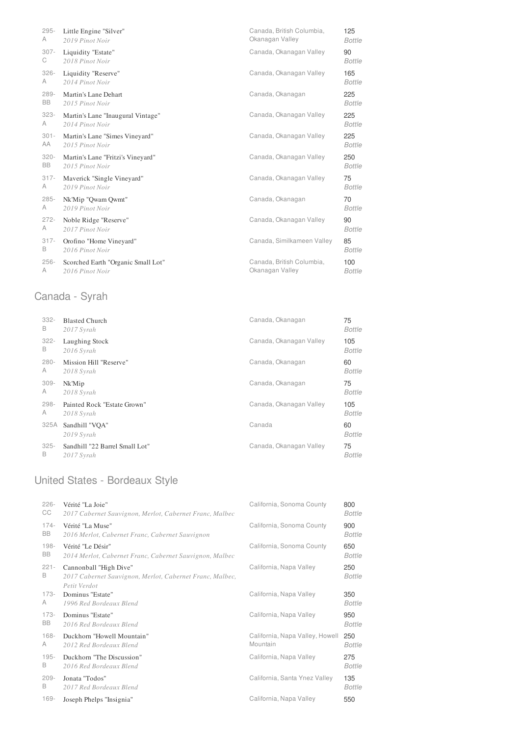| | | | |
|---|---|---|---|
| 295-A | Little Engine "Silver"<br>*2019 Pinot Noir* | Canada, British Columbia, Okanagan Valley | 125<br>*Bottle* |
| 307-C | Liquidity "Estate"<br>*2018 Pinot Noir* | Canada, Okanagan Valley | 90<br>*Bottle* |
| 326-A | Liquidity "Reserve"<br>*2014 Pinot Noir* | Canada, Okanagan Valley | 165<br>*Bottle* |
| 289-BB | Martin's Lane Dehart<br>*2015 Pinot Noir* | Canada, Okanagan | 225<br>*Bottle* |
| 323-A | Martin's Lane "Inaugural Vintage"<br>*2014 Pinot Noir* | Canada, Okanagan Valley | 225<br>*Bottle* |
| 301-AA | Martin's Lane "Simes Vineyard"<br>*2015 Pinot Noir* | Canada, Okanagan Valley | 225<br>*Bottle* |
| 320-BB | Martin's Lane "Fritzi's Vineyard"<br>*2015 Pinot Noir* | Canada, Okanagan Valley | 250<br>*Bottle* |
| 317-A | Maverick "Single Vineyard"<br>*2019 Pinot Noir* | Canada, Okanagan Valley | 75<br>*Bottle* |
| 285-A | Nk'Mip "Qwam Qwmt"<br>*2019 Pinot Noir* | Canada, Okanagan | 70<br>*Bottle* |
| 272-A | Noble Ridge "Reserve"<br>*2017 Pinot Noir* | Canada, Okanagan Valley | 90<br>*Bottle* |
| 317-B | Orofino "Home Vineyard"<br>*2016 Pinot Noir* | Canada, Similkameen Valley | 85<br>*Bottle* |
| 256-A | Scorched Earth "Organic Small Lot"<br>*2016 Pinot Noir* | Canada, British Columbia, Okanagan Valley | 100<br>*Bottle* |

## Canada - Syrah

| | | | |
|---|---|---|---|
| 332-B | Blasted Church<br>*2017 Syrah* | Canada, Okanagan | 75<br>*Bottle* |
| 322-B | Laughing Stock<br>*2016 Syrah* | Canada, Okanagan Valley | 105<br>*Bottle* |
| 280-A | Mission Hill "Reserve"<br>*2018 Syrah* | Canada, Okanagan | 60<br>*Bottle* |
| 309-A | Nk'Mip<br>*2018 Syrah* | Canada, Okanagan | 75<br>*Bottle* |
| 298-A | Painted Rock "Estate Grown"<br>*2018 Syrah* | Canada, Okanagan Valley | 105<br>*Bottle* |
| 325A | Sandhill "VQA"<br>*2019 Syrah* | Canada | 60<br>*Bottle* |
| 325-B | Sandhill "22 Barrel Small Lot"<br>*2017 Syrah* | Canada, Okanagan Valley | 75<br>*Bottle* |

## United States - Bordeaux Style

| | | | |
|---|---|---|---|
| 226-CC | Vérité "La Joie"<br>*2017 Cabernet Sauvignon, Merlot, Cabernet Franc, Malbec* | California, Sonoma County | 800<br>*Bottle* |
| 174-BB | Vérité "La Muse"<br>*2016 Merlot, Cabernet Franc, Cabernet Sauvignon* | California, Sonoma County | 900<br>*Bottle* |
| 198-BB | Vérité "Le Désir"<br>*2014 Merlot, Cabernet Franc, Cabernet Sauvignon, Malbec* | California, Sonoma County | 650<br>*Bottle* |
| 221-B | Cannonball "High Dive"<br>*2017 Cabernet Sauvignon, Merlot, Cabernet Franc, Malbec, Petit Verdot* | California, Napa Valley | 250<br>*Bottle* |
| 173-A | Dominus "Estate"<br>*1996 Red Bordeaux Blend* | California, Napa Valley | 350<br>*Bottle* |
| 173-BB | Dominus "Estate"<br>*2016 Red Bordeaux Blend* | California, Napa Valley | 950<br>*Bottle* |
| 168-A | Duckhorn "Howell Mountain"<br>*2012 Red Bordeaux Blend* | California, Napa Valley, Howell Mountain | 250<br>*Bottle* |
| 195-B | Duckhorn "The Discussion"<br>*2016 Red Bordeaux Blend* | California, Napa Valley | 275<br>*Bottle* |
| 209-B | Jonata "Todos"<br>*2017 Red Bordeaux Blend* | California, Santa Ynez Valley | 135<br>*Bottle* |
| 169- | Joseph Phelps "Insignia" | California, Napa Valley | 550 |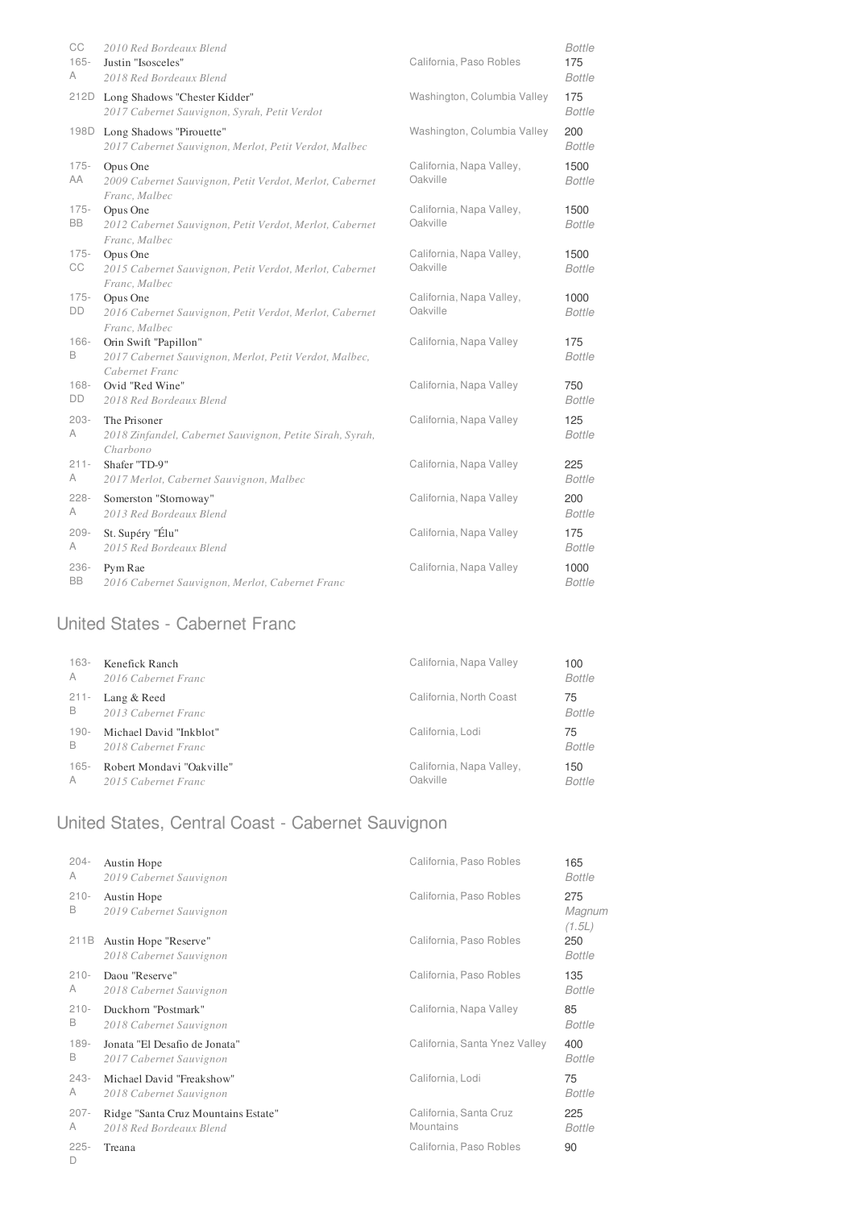| | | | |
|---|---|---|---|
| CC | *2010 Red Bordeaux Blend* | | *Bottle* |
| 165-A | Justin "Isosceles"<br>*2018 Red Bordeaux Blend* | California, Paso Robles | 175<br>*Bottle* |
| 212D | Long Shadows "Chester Kidder"<br>*2017 Cabernet Sauvignon, Syrah, Petit Verdot* | Washington, Columbia Valley | 175<br>*Bottle* |
| 198D | Long Shadows "Pirouette"<br>*2017 Cabernet Sauvignon, Merlot, Petit Verdot, Malbec* | Washington, Columbia Valley | 200<br>*Bottle* |
| 175-AA | Opus One<br>*2009 Cabernet Sauvignon, Petit Verdot, Merlot, Cabernet Franc, Malbec* | California, Napa Valley, Oakville | 1500<br>*Bottle* |
| 175-BB | Opus One<br>*2012 Cabernet Sauvignon, Petit Verdot, Merlot, Cabernet Franc, Malbec* | California, Napa Valley, Oakville | 1500<br>*Bottle* |
| 175-CC | Opus One<br>*2015 Cabernet Sauvignon, Petit Verdot, Merlot, Cabernet Franc, Malbec* | California, Napa Valley, Oakville | 1500<br>*Bottle* |
| 175-DD | Opus One<br>*2016 Cabernet Sauvignon, Petit Verdot, Merlot, Cabernet Franc, Malbec* | California, Napa Valley, Oakville | 1000<br>*Bottle* |
| 166-B | Orin Swift "Papillon"<br>*2017 Cabernet Sauvignon, Merlot, Petit Verdot, Malbec, Cabernet Franc* | California, Napa Valley | 175<br>*Bottle* |
| 168-DD | Ovid "Red Wine"<br>*2018 Red Bordeaux Blend* | California, Napa Valley | 750<br>*Bottle* |
| 203-A | The Prisoner<br>*2018 Zinfandel, Cabernet Sauvignon, Petite Sirah, Syrah, Charbono* | California, Napa Valley | 125<br>*Bottle* |
| 211-A | Shafer "TD-9"<br>*2017 Merlot, Cabernet Sauvignon, Malbec* | California, Napa Valley | 225<br>*Bottle* |
| 228-A | Somerston "Stornoway"<br>*2013 Red Bordeaux Blend* | California, Napa Valley | 200<br>*Bottle* |
| 209-A | St. Supéry "Élu"<br>*2015 Red Bordeaux Blend* | California, Napa Valley | 175<br>*Bottle* |
| 236-BB | Pym Rae<br>*2016 Cabernet Sauvignon, Merlot, Cabernet Franc* | California, Napa Valley | 1000<br>*Bottle* |

## United States - Cabernet Franc

| | | | |
|---|---|---|---|
| 163-A | Kenefick Ranch<br>*2016 Cabernet Franc* | California, Napa Valley | 100<br>*Bottle* |
| 211-B | Lang & Reed<br>*2013 Cabernet Franc* | California, North Coast | 75<br>*Bottle* |
| 190-B | Michael David "Inkblot"<br>*2018 Cabernet Franc* | California, Lodi | 75<br>*Bottle* |
| 165-A | Robert Mondavi "Oakville"<br>*2015 Cabernet Franc* | California, Napa Valley, Oakville | 150<br>*Bottle* |

## United States, Central Coast - Cabernet Sauvignon

| | | | |
|---|---|---|---|
| 204-A | Austin Hope<br>*2019 Cabernet Sauvignon* | California, Paso Robles | 165<br>*Bottle* |
| 210-B | Austin Hope<br>*2019 Cabernet Sauvignon* | California, Paso Robles | 275<br>*Magnum (1.5L)* |
| 211B | Austin Hope "Reserve"<br>*2018 Cabernet Sauvignon* | California, Paso Robles | 250<br>*Bottle* |
| 210-A | Daou "Reserve"<br>*2018 Cabernet Sauvignon* | California, Paso Robles | 135<br>*Bottle* |
| 210-B | Duckhorn "Postmark"<br>*2018 Cabernet Sauvignon* | California, Napa Valley | 85<br>*Bottle* |
| 189-B | Jonata "El Desafio de Jonata"<br>*2017 Cabernet Sauvignon* | California, Santa Ynez Valley | 400<br>*Bottle* |
| 243-A | Michael David "Freakshow"<br>*2018 Cabernet Sauvignon* | California, Lodi | 75<br>*Bottle* |
| 207-A | Ridge "Santa Cruz Mountains Estate"<br>*2018 Red Bordeaux Blend* | California, Santa Cruz Mountains | 225<br>*Bottle* |
| 225-D | Treana | California, Paso Robles | 90 |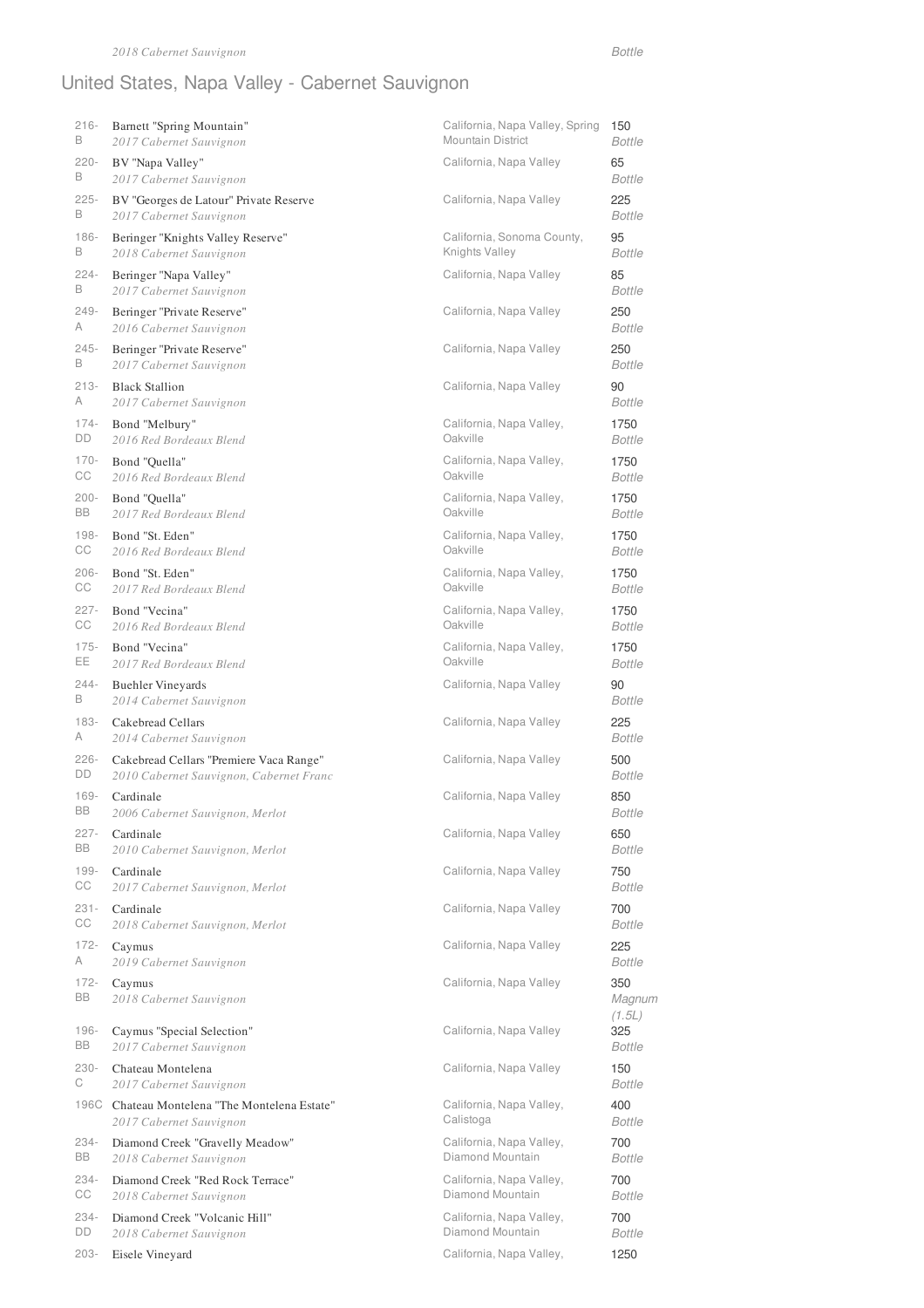*2018 Cabernet Sauvignon* — *Bottle*

## United States, Napa Valley - Cabernet Sauvignon

| Bin | Wine | Region | Price |
|---|---|---|---|
| 216-B | Barnett "Spring Mountain" *2017 Cabernet Sauvignon* | California, Napa Valley, Spring Mountain District | 150 *Bottle* |
| 220-B | BV "Napa Valley" *2017 Cabernet Sauvignon* | California, Napa Valley | 65 *Bottle* |
| 225-B | BV "Georges de Latour" Private Reserve *2017 Cabernet Sauvignon* | California, Napa Valley | 225 *Bottle* |
| 186-B | Beringer "Knights Valley Reserve" *2018 Cabernet Sauvignon* | California, Sonoma County, Knights Valley | 95 *Bottle* |
| 224-B | Beringer "Napa Valley" *2017 Cabernet Sauvignon* | California, Napa Valley | 85 *Bottle* |
| 249-A | Beringer "Private Reserve" *2016 Cabernet Sauvignon* | California, Napa Valley | 250 *Bottle* |
| 245-B | Beringer "Private Reserve" *2017 Cabernet Sauvignon* | California, Napa Valley | 250 *Bottle* |
| 213-A | Black Stallion *2017 Cabernet Sauvignon* | California, Napa Valley | 90 *Bottle* |
| 174-DD | Bond "Melbury" *2016 Red Bordeaux Blend* | California, Napa Valley, Oakville | 1750 *Bottle* |
| 170-CC | Bond "Quella" *2016 Red Bordeaux Blend* | California, Napa Valley, Oakville | 1750 *Bottle* |
| 200-BB | Bond "Quella" *2017 Red Bordeaux Blend* | California, Napa Valley, Oakville | 1750 *Bottle* |
| 198-CC | Bond "St. Eden" *2016 Red Bordeaux Blend* | California, Napa Valley, Oakville | 1750 *Bottle* |
| 206-CC | Bond "St. Eden" *2017 Red Bordeaux Blend* | California, Napa Valley, Oakville | 1750 *Bottle* |
| 227-CC | Bond "Vecina" *2016 Red Bordeaux Blend* | California, Napa Valley, Oakville | 1750 *Bottle* |
| 175-EE | Bond "Vecina" *2017 Red Bordeaux Blend* | California, Napa Valley, Oakville | 1750 *Bottle* |
| 244-B | Buehler Vineyards *2014 Cabernet Sauvignon* | California, Napa Valley | 90 *Bottle* |
| 183-A | Cakebread Cellars *2014 Cabernet Sauvignon* | California, Napa Valley | 225 *Bottle* |
| 226-DD | Cakebread Cellars "Premiere Vaca Range" *2010 Cabernet Sauvignon, Cabernet Franc* | California, Napa Valley | 500 *Bottle* |
| 169-BB | Cardinale *2006 Cabernet Sauvignon, Merlot* | California, Napa Valley | 850 *Bottle* |
| 227-BB | Cardinale *2010 Cabernet Sauvignon, Merlot* | California, Napa Valley | 650 *Bottle* |
| 199-CC | Cardinale *2017 Cabernet Sauvignon, Merlot* | California, Napa Valley | 750 *Bottle* |
| 231-CC | Cardinale *2018 Cabernet Sauvignon, Merlot* | California, Napa Valley | 700 *Bottle* |
| 172-A | Caymus *2019 Cabernet Sauvignon* | California, Napa Valley | 225 *Bottle* |
| 172-BB | Caymus *2018 Cabernet Sauvignon* | California, Napa Valley | 350 *Magnum (1.5L)* |
| 196-BB | Caymus "Special Selection" *2017 Cabernet Sauvignon* | California, Napa Valley | 325 *Bottle* |
| 230-C | Chateau Montelena *2017 Cabernet Sauvignon* | California, Napa Valley | 150 *Bottle* |
| 196C | Chateau Montelena "The Montelena Estate" *2017 Cabernet Sauvignon* | California, Napa Valley, Calistoga | 400 *Bottle* |
| 234-BB | Diamond Creek "Gravelly Meadow" *2018 Cabernet Sauvignon* | California, Napa Valley, Diamond Mountain | 700 *Bottle* |
| 234-CC | Diamond Creek "Red Rock Terrace" *2018 Cabernet Sauvignon* | California, Napa Valley, Diamond Mountain | 700 *Bottle* |
| 234-DD | Diamond Creek "Volcanic Hill" *2018 Cabernet Sauvignon* | California, Napa Valley, Diamond Mountain | 700 *Bottle* |
| 203- | Eisele Vineyard | California, Napa Valley, | 1250 |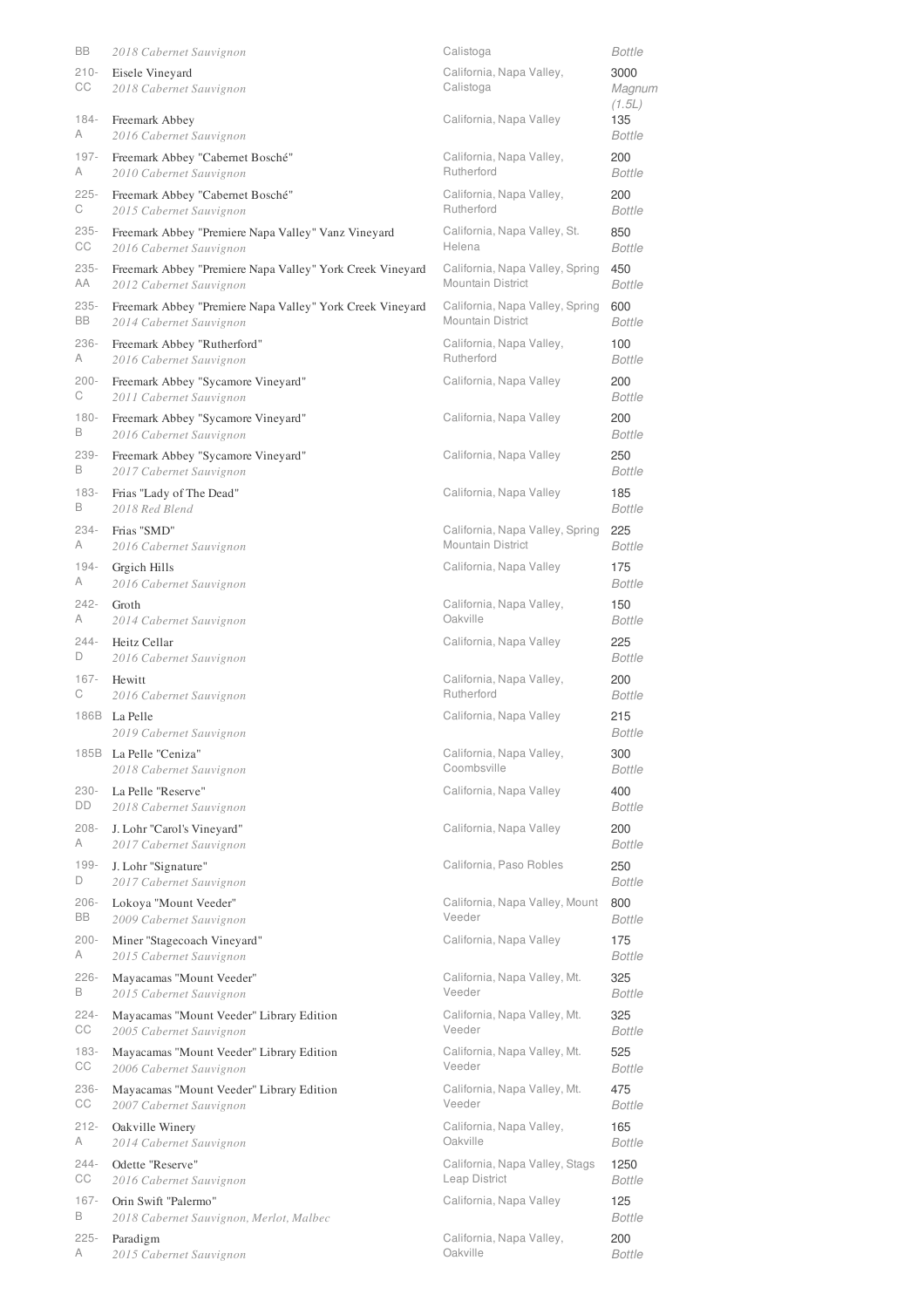| | | | |
|---|---|---|---|
| BB | *2018 Cabernet Sauvignon* | Calistoga | *Bottle* |
| 210-CC | Eisele Vineyard<br>*2018 Cabernet Sauvignon* | California, Napa Valley, Calistoga | 3000<br>*Magnum (1.5L)* |
| 184-A | Freemark Abbey<br>*2016 Cabernet Sauvignon* | California, Napa Valley | 135<br>*Bottle* |
| 197-A | Freemark Abbey "Cabernet Bosché"<br>*2010 Cabernet Sauvignon* | California, Napa Valley, Rutherford | 200<br>*Bottle* |
| 225-C | Freemark Abbey "Cabernet Bosché"<br>*2015 Cabernet Sauvignon* | California, Napa Valley, Rutherford | 200<br>*Bottle* |
| 235-CC | Freemark Abbey "Premiere Napa Valley" Vanz Vineyard<br>*2016 Cabernet Sauvignon* | California, Napa Valley, St. Helena | 850<br>*Bottle* |
| 235-AA | Freemark Abbey "Premiere Napa Valley" York Creek Vineyard<br>*2012 Cabernet Sauvignon* | California, Napa Valley, Spring Mountain District | 450<br>*Bottle* |
| 235-BB | Freemark Abbey "Premiere Napa Valley" York Creek Vineyard<br>*2014 Cabernet Sauvignon* | California, Napa Valley, Spring Mountain District | 600<br>*Bottle* |
| 236-A | Freemark Abbey "Rutherford"<br>*2016 Cabernet Sauvignon* | California, Napa Valley, Rutherford | 100<br>*Bottle* |
| 200-C | Freemark Abbey "Sycamore Vineyard"<br>*2011 Cabernet Sauvignon* | California, Napa Valley | 200<br>*Bottle* |
| 180-B | Freemark Abbey "Sycamore Vineyard"<br>*2016 Cabernet Sauvignon* | California, Napa Valley | 200<br>*Bottle* |
| 239-B | Freemark Abbey "Sycamore Vineyard"<br>*2017 Cabernet Sauvignon* | California, Napa Valley | 250<br>*Bottle* |
| 183-B | Frias "Lady of The Dead"<br>*2018 Red Blend* | California, Napa Valley | 185<br>*Bottle* |
| 234-A | Frias "SMD"<br>*2016 Cabernet Sauvignon* | California, Napa Valley, Spring Mountain District | 225<br>*Bottle* |
| 194-A | Grgich Hills<br>*2016 Cabernet Sauvignon* | California, Napa Valley | 175<br>*Bottle* |
| 242-A | Groth<br>*2014 Cabernet Sauvignon* | California, Napa Valley, Oakville | 150<br>*Bottle* |
| 244-D | Heitz Cellar<br>*2016 Cabernet Sauvignon* | California, Napa Valley | 225<br>*Bottle* |
| 167-C | Hewitt<br>*2016 Cabernet Sauvignon* | California, Napa Valley, Rutherford | 200<br>*Bottle* |
| 186B | La Pelle<br>*2019 Cabernet Sauvignon* | California, Napa Valley | 215<br>*Bottle* |
| 185B | La Pelle "Ceniza"<br>*2018 Cabernet Sauvignon* | California, Napa Valley, Coombsville | 300<br>*Bottle* |
| 230-DD | La Pelle "Reserve"<br>*2018 Cabernet Sauvignon* | California, Napa Valley | 400<br>*Bottle* |
| 208-A | J. Lohr "Carol's Vineyard"<br>*2017 Cabernet Sauvignon* | California, Napa Valley | 200<br>*Bottle* |
| 199-D | J. Lohr "Signature"<br>*2017 Cabernet Sauvignon* | California, Paso Robles | 250<br>*Bottle* |
| 206-BB | Lokoya "Mount Veeder"<br>*2009 Cabernet Sauvignon* | California, Napa Valley, Mount Veeder | 800<br>*Bottle* |
| 200-A | Miner "Stagecoach Vineyard"<br>*2015 Cabernet Sauvignon* | California, Napa Valley | 175<br>*Bottle* |
| 226-B | Mayacamas "Mount Veeder"<br>*2015 Cabernet Sauvignon* | California, Napa Valley, Mt. Veeder | 325<br>*Bottle* |
| 224-CC | Mayacamas "Mount Veeder" Library Edition<br>*2005 Cabernet Sauvignon* | California, Napa Valley, Mt. Veeder | 325<br>*Bottle* |
| 183-CC | Mayacamas "Mount Veeder" Library Edition<br>*2006 Cabernet Sauvignon* | California, Napa Valley, Mt. Veeder | 525<br>*Bottle* |
| 236-CC | Mayacamas "Mount Veeder" Library Edition<br>*2007 Cabernet Sauvignon* | California, Napa Valley, Mt. Veeder | 475<br>*Bottle* |
| 212-A | Oakville Winery<br>*2014 Cabernet Sauvignon* | California, Napa Valley, Oakville | 165<br>*Bottle* |
| 244-CC | Odette "Reserve"<br>*2016 Cabernet Sauvignon* | California, Napa Valley, Stags Leap District | 1250<br>*Bottle* |
| 167-B | Orin Swift "Palermo"<br>*2018 Cabernet Sauvignon, Merlot, Malbec* | California, Napa Valley | 125<br>*Bottle* |
| 225-A | Paradigm<br>*2015 Cabernet Sauvignon* | California, Napa Valley, Oakville | 200<br>*Bottle* |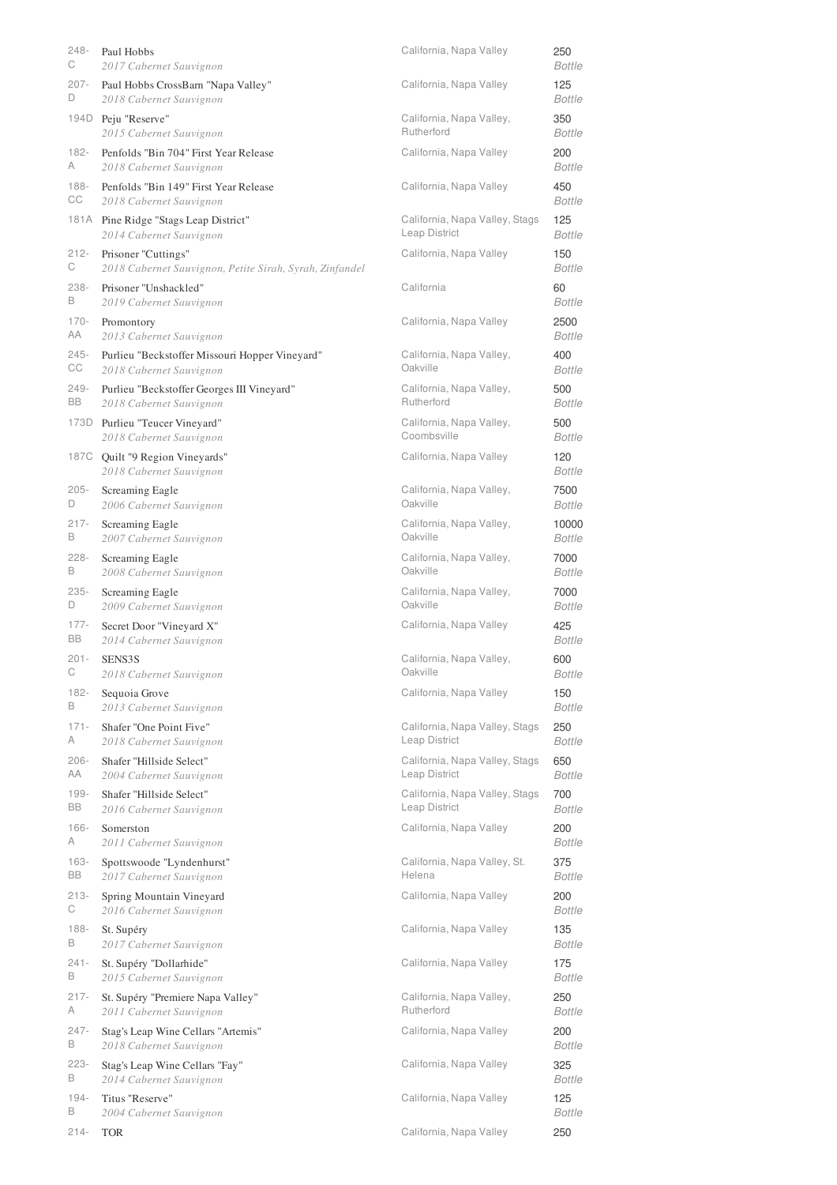| Bin | Wine | Region | Price |
|---|---|---|---|
| 248-C | Paul Hobbs<br>*2017 Cabernet Sauvignon* | California, Napa Valley | 250 *Bottle* |
| 207-D | Paul Hobbs CrossBarn "Napa Valley"<br>*2018 Cabernet Sauvignon* | California, Napa Valley | 125 *Bottle* |
| 194D | Peju "Reserve"<br>*2015 Cabernet Sauvignon* | California, Napa Valley, Rutherford | 350 *Bottle* |
| 182-A | Penfolds "Bin 704" First Year Release<br>*2018 Cabernet Sauvignon* | California, Napa Valley | 200 *Bottle* |
| 188-CC | Penfolds "Bin 149" First Year Release<br>*2018 Cabernet Sauvignon* | California, Napa Valley | 450 *Bottle* |
| 181A | Pine Ridge "Stags Leap District"<br>*2014 Cabernet Sauvignon* | California, Napa Valley, Stags Leap District | 125 *Bottle* |
| 212-C | Prisoner "Cuttings"<br>*2018 Cabernet Sauvignon, Petite Sirah, Syrah, Zinfandel* | California, Napa Valley | 150 *Bottle* |
| 238-B | Prisoner "Unshackled"<br>*2019 Cabernet Sauvignon* | California | 60 *Bottle* |
| 170-AA | Promontory<br>*2013 Cabernet Sauvignon* | California, Napa Valley | 2500 *Bottle* |
| 245-CC | Purlieu "Beckstoffer Missouri Hopper Vineyard"<br>*2018 Cabernet Sauvignon* | California, Napa Valley, Oakville | 400 *Bottle* |
| 249-BB | Purlieu "Beckstoffer Georges III Vineyard"<br>*2018 Cabernet Sauvignon* | California, Napa Valley, Rutherford | 500 *Bottle* |
| 173D | Purlieu "Teucer Vineyard"<br>*2018 Cabernet Sauvignon* | California, Napa Valley, Coombsville | 500 *Bottle* |
| 187C | Quilt "9 Region Vineyards"<br>*2018 Cabernet Sauvignon* | California, Napa Valley | 120 *Bottle* |
| 205-D | Screaming Eagle<br>*2006 Cabernet Sauvignon* | California, Napa Valley, Oakville | 7500 *Bottle* |
| 217-B | Screaming Eagle<br>*2007 Cabernet Sauvignon* | California, Napa Valley, Oakville | 10000 *Bottle* |
| 228-B | Screaming Eagle<br>*2008 Cabernet Sauvignon* | California, Napa Valley, Oakville | 7000 *Bottle* |
| 235-D | Screaming Eagle<br>*2009 Cabernet Sauvignon* | California, Napa Valley, Oakville | 7000 *Bottle* |
| 177-BB | Secret Door "Vineyard X"<br>*2014 Cabernet Sauvignon* | California, Napa Valley | 425 *Bottle* |
| 201-C | SENS3S<br>*2018 Cabernet Sauvignon* | California, Napa Valley, Oakville | 600 *Bottle* |
| 182-B | Sequoia Grove<br>*2013 Cabernet Sauvignon* | California, Napa Valley | 150 *Bottle* |
| 171-A | Shafer "One Point Five"<br>*2018 Cabernet Sauvignon* | California, Napa Valley, Stags Leap District | 250 *Bottle* |
| 206-AA | Shafer "Hillside Select"<br>*2004 Cabernet Sauvignon* | California, Napa Valley, Stags Leap District | 650 *Bottle* |
| 199-BB | Shafer "Hillside Select"<br>*2016 Cabernet Sauvignon* | California, Napa Valley, Stags Leap District | 700 *Bottle* |
| 166-A | Somerston<br>*2011 Cabernet Sauvignon* | California, Napa Valley | 200 *Bottle* |
| 163-BB | Spottswoode "Lyndenhurst"<br>*2017 Cabernet Sauvignon* | California, Napa Valley, St. Helena | 375 *Bottle* |
| 213-C | Spring Mountain Vineyard<br>*2016 Cabernet Sauvignon* | California, Napa Valley | 200 *Bottle* |
| 188-B | St. Supéry<br>*2017 Cabernet Sauvignon* | California, Napa Valley | 135 *Bottle* |
| 241-B | St. Supéry "Dollarhide"<br>*2015 Cabernet Sauvignon* | California, Napa Valley | 175 *Bottle* |
| 217-A | St. Supéry "Premiere Napa Valley"<br>*2011 Cabernet Sauvignon* | California, Napa Valley, Rutherford | 250 *Bottle* |
| 247-B | Stag's Leap Wine Cellars "Artemis"<br>*2018 Cabernet Sauvignon* | California, Napa Valley | 200 *Bottle* |
| 223-B | Stag's Leap Wine Cellars "Fay"<br>*2014 Cabernet Sauvignon* | California, Napa Valley | 325 *Bottle* |
| 194-B | Titus "Reserve"<br>*2004 Cabernet Sauvignon* | California, Napa Valley | 125 *Bottle* |
| 214- | TOR | California, Napa Valley | 250 |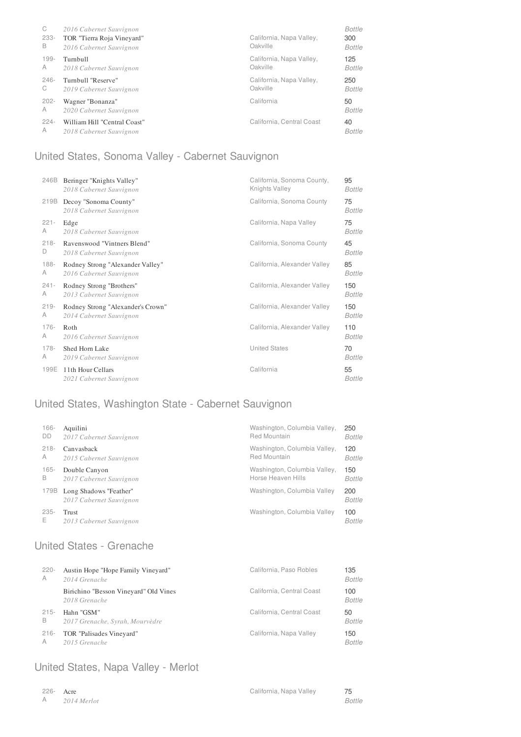| | | | |
|---|---|---|---|
| C | *2016 Cabernet Sauvignon* | | *Bottle* |
| 233-B | TOR "Tierra Roja Vineyard"<br>*2016 Cabernet Sauvignon* | California, Napa Valley, Oakville | 300<br>*Bottle* |
| 199-A | Turnbull<br>*2018 Cabernet Sauvignon* | California, Napa Valley, Oakville | 125<br>*Bottle* |
| 246-C | Turnbull "Reserve"<br>*2019 Cabernet Sauvignon* | California, Napa Valley, Oakville | 250<br>*Bottle* |
| 202-A | Wagner "Bonanza"<br>*2020 Cabernet Sauvignon* | California | 50<br>*Bottle* |
| 224-A | William Hill "Central Coast"<br>*2018 Cabernet Sauvignon* | California, Central Coast | 40<br>*Bottle* |

## United States, Sonoma Valley - Cabernet Sauvignon

| | | | |
|---|---|---|---|
| 246B | Beringer "Knights Valley"<br>*2018 Cabernet Sauvignon* | California, Sonoma County, Knights Valley | 95<br>*Bottle* |
| 219B | Decoy "Sonoma County"<br>*2018 Cabernet Sauvignon* | California, Sonoma County | 75<br>*Bottle* |
| 221-A | Edge<br>*2018 Cabernet Sauvignon* | California, Napa Valley | 75<br>*Bottle* |
| 218-D | Ravenswood "Vintners Blend"<br>*2018 Cabernet Sauvignon* | California, Sonoma County | 45<br>*Bottle* |
| 188-A | Rodney Strong "Alexander Valley"<br>*2016 Cabernet Sauvignon* | California, Alexander Valley | 85<br>*Bottle* |
| 241-A | Rodney Strong "Brothers"<br>*2013 Cabernet Sauvignon* | California, Alexander Valley | 150<br>*Bottle* |
| 219-A | Rodney Strong "Alexander's Crown"<br>*2014 Cabernet Sauvignon* | California, Alexander Valley | 150<br>*Bottle* |
| 176-A | Roth<br>*2016 Cabernet Sauvignon* | California, Alexander Valley | 110<br>*Bottle* |
| 178-A | Shed Horn Lake<br>*2019 Cabernet Sauvignon* | United States | 70<br>*Bottle* |
| 199E | 11th Hour Cellars<br>*2021 Cabernet Sauvignon* | California | 55<br>*Bottle* |

## United States, Washington State - Cabernet Sauvignon

| | | | |
|---|---|---|---|
| 166-DD | Aquilini<br>*2017 Cabernet Sauvignon* | Washington, Columbia Valley, Red Mountain | 250<br>*Bottle* |
| 218-A | Canvasback<br>*2015 Cabernet Sauvignon* | Washington, Columbia Valley, Red Mountain | 120<br>*Bottle* |
| 165-B | Double Canyon<br>*2017 Cabernet Sauvignon* | Washington, Columbia Valley, Horse Heaven Hills | 150<br>*Bottle* |
| 179B | Long Shadows "Feather"<br>*2017 Cabernet Sauvignon* | Washington, Columbia Valley | 200<br>*Bottle* |
| 235-E | Trust<br>*2013 Cabernet Sauvignon* | Washington, Columbia Valley | 100<br>*Bottle* |

## United States - Grenache

| | | | |
|---|---|---|---|
| 220-A | Austin Hope "Hope Family Vineyard"<br>*2014 Grenache* | California, Paso Robles | 135<br>*Bottle* |
| | Birichino "Besson Vineyard" Old Vines<br>*2018 Grenache* | California, Central Coast | 100<br>*Bottle* |
| 215-B | Hahn "GSM"<br>*2017 Grenache, Syrah, Mourvèdre* | California, Central Coast | 50<br>*Bottle* |
| 216-A | TOR "Palisades Vineyard"<br>*2015 Grenache* | California, Napa Valley | 150<br>*Bottle* |

## United States, Napa Valley - Merlot

| | | | |
|---|---|---|---|
| 226-A | Acre<br>*2014 Merlot* | California, Napa Valley | 75<br>*Bottle* |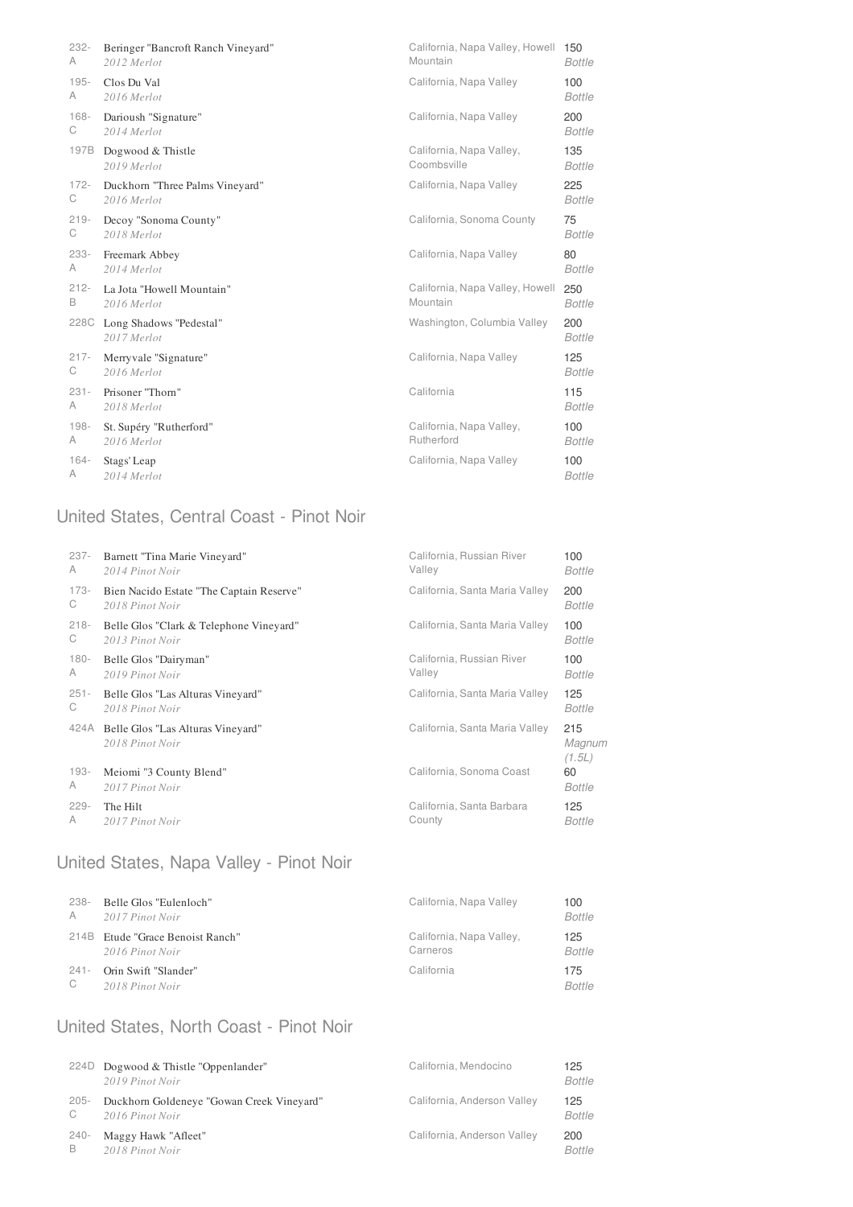| | | | |
|---|---|---|---|
| 232-A | Beringer "Bancroft Ranch Vineyard"<br>*2012 Merlot* | California, Napa Valley, Howell Mountain | 150<br>*Bottle* |
| 195-A | Clos Du Val<br>*2016 Merlot* | California, Napa Valley | 100<br>*Bottle* |
| 168-C | Darioush "Signature"<br>*2014 Merlot* | California, Napa Valley | 200<br>*Bottle* |
| 197B | Dogwood & Thistle<br>*2019 Merlot* | California, Napa Valley, Coombsville | 135<br>*Bottle* |
| 172-C | Duckhorn "Three Palms Vineyard"<br>*2016 Merlot* | California, Napa Valley | 225<br>*Bottle* |
| 219-C | Decoy "Sonoma County"<br>*2018 Merlot* | California, Sonoma County | 75<br>*Bottle* |
| 233-A | Freemark Abbey<br>*2014 Merlot* | California, Napa Valley | 80<br>*Bottle* |
| 212-B | La Jota "Howell Mountain"<br>*2016 Merlot* | California, Napa Valley, Howell Mountain | 250<br>*Bottle* |
| 228C | Long Shadows "Pedestal"<br>*2017 Merlot* | Washington, Columbia Valley | 200<br>*Bottle* |
| 217-C | Merryvale "Signature"<br>*2016 Merlot* | California, Napa Valley | 125<br>*Bottle* |
| 231-A | Prisoner "Thorn"<br>*2018 Merlot* | California | 115<br>*Bottle* |
| 198-A | St. Supéry "Rutherford"<br>*2016 Merlot* | California, Napa Valley, Rutherford | 100<br>*Bottle* |
| 164-A | Stags' Leap<br>*2014 Merlot* | California, Napa Valley | 100<br>*Bottle* |

## United States, Central Coast - Pinot Noir

| | | | |
|---|---|---|---|
| 237-A | Barnett "Tina Marie Vineyard"<br>*2014 Pinot Noir* | California, Russian River Valley | 100<br>*Bottle* |
| 173-C | Bien Nacido Estate "The Captain Reserve"<br>*2018 Pinot Noir* | California, Santa Maria Valley | 200<br>*Bottle* |
| 218-C | Belle Glos "Clark & Telephone Vineyard"<br>*2013 Pinot Noir* | California, Santa Maria Valley | 100<br>*Bottle* |
| 180-A | Belle Glos "Dairyman"<br>*2019 Pinot Noir* | California, Russian River Valley | 100<br>*Bottle* |
| 251-C | Belle Glos "Las Alturas Vineyard"<br>*2018 Pinot Noir* | California, Santa Maria Valley | 125<br>*Bottle* |
| 424A | Belle Glos "Las Alturas Vineyard"<br>*2018 Pinot Noir* | California, Santa Maria Valley | 215<br>*Magnum (1.5L)* |
| 193-A | Meiomi "3 County Blend"<br>*2017 Pinot Noir* | California, Sonoma Coast | 60<br>*Bottle* |
| 229-A | The Hilt<br>*2017 Pinot Noir* | California, Santa Barbara County | 125<br>*Bottle* |

## United States, Napa Valley - Pinot Noir

| | | | |
|---|---|---|---|
| 238-A | Belle Glos "Eulenloch"<br>*2017 Pinot Noir* | California, Napa Valley | 100<br>*Bottle* |
| 214B | Etude "Grace Benoist Ranch"<br>*2016 Pinot Noir* | California, Napa Valley, Carneros | 125<br>*Bottle* |
| 241-C | Orin Swift "Slander"<br>*2018 Pinot Noir* | California | 175<br>*Bottle* |

## United States, North Coast - Pinot Noir

| | | | |
|---|---|---|---|
| 224D | Dogwood & Thistle "Oppenlander"<br>*2019 Pinot Noir* | California, Mendocino | 125<br>*Bottle* |
| 205-C | Duckhorn Goldeneye "Gowan Creek Vineyard"<br>*2016 Pinot Noir* | California, Anderson Valley | 125<br>*Bottle* |
| 240-B | Maggy Hawk "Afleet"<br>*2018 Pinot Noir* | California, Anderson Valley | 200<br>*Bottle* |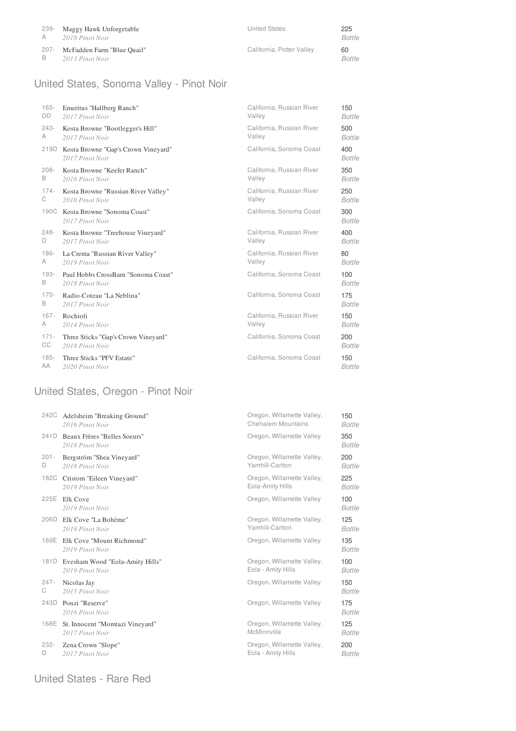| | | | |
|---|---|---|---|
| 239-A | Maggy Hawk Unforgetable<br>*2018 Pinot Noir* | United States | 225<br>*Bottle* |
| 207-B | McFadden Farm "Blue Quail"<br>*2013 Pinot Noir* | California, Potter Valley | 60<br>*Bottle* |

## United States, Sonoma Valley - Pinot Noir

| | | | |
|---|---|---|---|
| 165-DD | Emeritus "Hallberg Ranch"<br>*2017 Pinot Noir* | California, Russian River Valley | 150<br>*Bottle* |
| 243-A | Kosta Browne "Bootlegger's Hill"<br>*2017 Pinot Noir* | California, Russian River Valley | 500<br>*Bottle* |
| 219D | Kosta Browne "Gap's Crown Vineyard"<br>*2017 Pinot Noir* | California, Sonoma Coast | 400<br>*Bottle* |
| 208-B | Kosta Browne "Keefer Ranch"<br>*2016 Pinot Noir* | California, Russian River Valley | 350<br>*Bottle* |
| 174-C | Kosta Browne "Russian River Valley"<br>*2016 Pinot Noir* | California, Russian River Valley | 250<br>*Bottle* |
| 190C | Kosta Browne "Sonoma Coast"<br>*2017 Pinot Noir* | California, Sonoma Coast | 300<br>*Bottle* |
| 248-D | Kosta Browne "Treehouse Vineyard"<br>*2017 Pinot Noir* | California, Russian River Valley | 400<br>*Bottle* |
| 186-A | La Crema "Russian River Valley"<br>*2019 Pinot Noir* | California, Russian River Valley | 80<br>*Bottle* |
| 193-B | Paul Hobbs CrossBarn "Sonoma Coast"<br>*2018 Pinot Noir* | California, Sonoma Coast | 100<br>*Bottle* |
| 170-B | Radio-Coteau "La Neblina"<br>*2017 Pinot Noir* | California, Sonoma Coast | 175<br>*Bottle* |
| 167-A | Rochioli<br>*2014 Pinot Noir* | California, Russian River Valley | 150<br>*Bottle* |
| 171-CC | Three Sticks "Gap's Crown Vineyard"<br>*2018 Pinot Noir* | California, Sonoma Coast | 200<br>*Bottle* |
| 185-AA | Three Sticks "PFV Estate"<br>*2020 Pinot Noir* | California, Sonoma Coast | 150<br>*Bottle* |

## United States, Oregon - Pinot Noir

| | | | |
|---|---|---|---|
| 242C | Adelsheim "Breaking Ground"<br>*2016 Pinot Noir* | Oregon, Willamette Valley, Chehalem Mountains | 150<br>*Bottle* |
| 241D | Beaux Frères "Belles Soeurs"<br>*2018 Pinot Noir* | Oregon, Willamette Valley | 350<br>*Bottle* |
| 201-D | Bergström "Shea Vineyard"<br>*2018 Pinot Noir* | Oregon, Willamette Valley, Yamhill-Carlton | 200<br>*Bottle* |
| 182C | Cristom "Eileen Vineyard"<br>*2019 Pinot Noir* | Oregon, Willamette Valley, Eola-Amity Hills | 225<br>*Bottle* |
| 225E | Elk Cove<br>*2019 Pinot Noir* | Oregon, Willamette Valley | 100<br>*Bottle* |
| 206D | Elk Cove "La Bohème"<br>*2019 Pinot Noir* | Oregon, Willamette Valley, Yamhill-Carlton | 125<br>*Bottle* |
| 169E | Elk Cove "Mount Richmond"<br>*2019 Pinot Noir* | Oregon, Willamette Valley | 135<br>*Bottle* |
| 181D | Evesham Wood "Eola-Amity Hills"<br>*2019 Pinot Noir* | Oregon, Willamette Valley, Eola - Amity Hills | 100<br>*Bottle* |
| 247-C | Nicolas Jay<br>*2015 Pinot Noir* | Oregon, Willamette Valley | 150<br>*Bottle* |
| 243D | Ponzi "Reserve"<br>*2016 Pinot Noir* | Oregon, Willamette Valley | 175<br>*Bottle* |
| 168E | St. Innocent "Momtazi Vineyard"<br>*2017 Pinot Noir* | Oregon, Willamette Valley, McMinnville | 125<br>*Bottle* |
| 232-D | Zena Crown "Slope"<br>*2017 Pinot Noir* | Oregon, Willamette Valley, Eola - Amity Hills | 200<br>*Bottle* |

## United States - Rare Red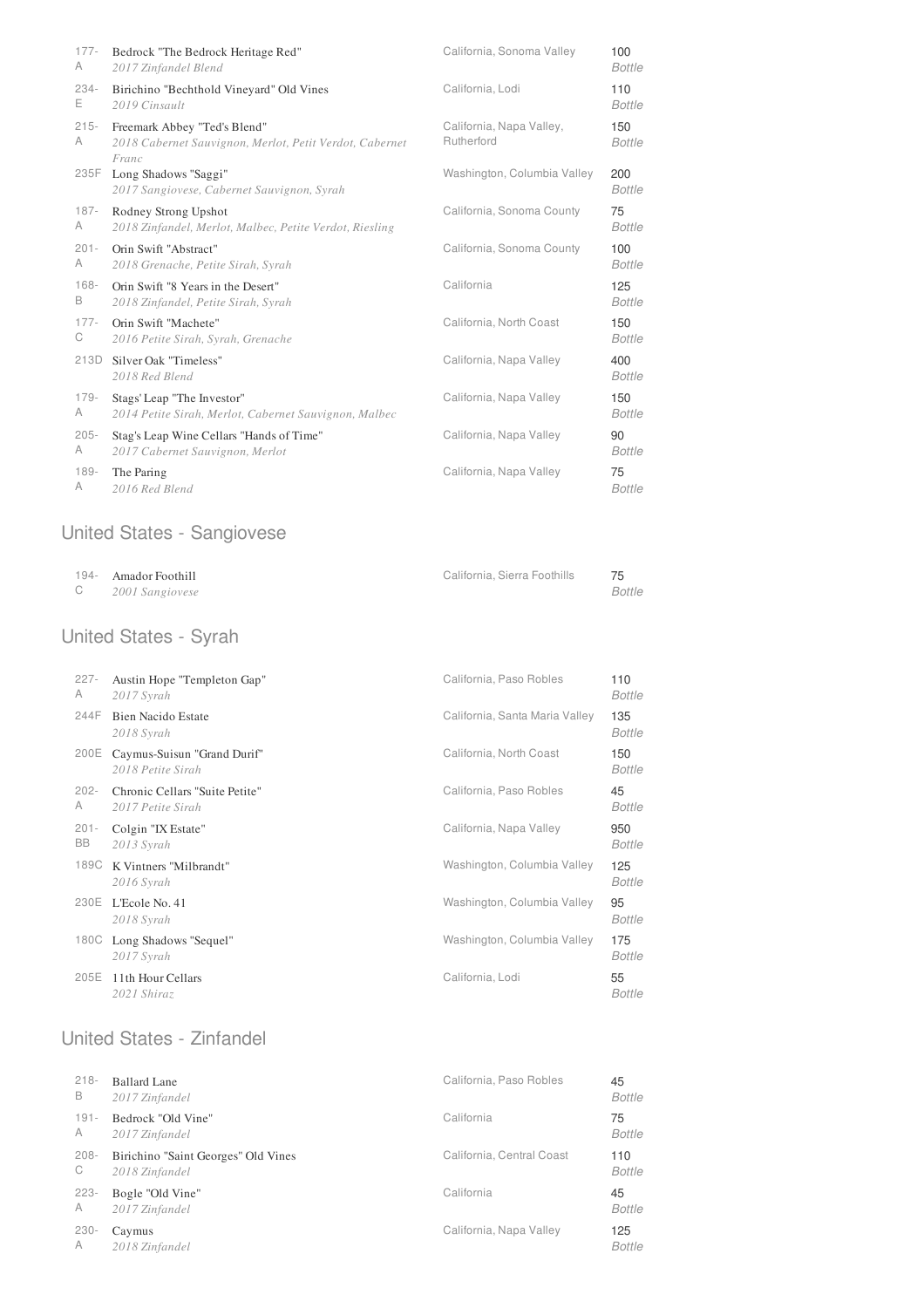| Bin | Wine | Region | Price |
|---|---|---|---|
| 177-A | Bedrock "The Bedrock Heritage Red"<br>*2017 Zinfandel Blend* | California, Sonoma Valley | 100<br>*Bottle* |
| 234-E | Birichino "Bechthold Vineyard" Old Vines<br>*2019 Cinsault* | California, Lodi | 110<br>*Bottle* |
| 215-A | Freemark Abbey "Ted's Blend"<br>*2018 Cabernet Sauvignon, Merlot, Petit Verdot, Cabernet Franc* | California, Napa Valley, Rutherford | 150<br>*Bottle* |
| 235F | Long Shadows "Saggi"<br>*2017 Sangiovese, Cabernet Sauvignon, Syrah* | Washington, Columbia Valley | 200<br>*Bottle* |
| 187-A | Rodney Strong Upshot<br>*2018 Zinfandel, Merlot, Malbec, Petite Verdot, Riesling* | California, Sonoma County | 75<br>*Bottle* |
| 201-A | Orin Swift "Abstract"<br>*2018 Grenache, Petite Sirah, Syrah* | California, Sonoma County | 100<br>*Bottle* |
| 168-B | Orin Swift "8 Years in the Desert"<br>*2018 Zinfandel, Petite Sirah, Syrah* | California | 125<br>*Bottle* |
| 177-C | Orin Swift "Machete"<br>*2016 Petite Sirah, Syrah, Grenache* | California, North Coast | 150<br>*Bottle* |
| 213D | Silver Oak "Timeless"<br>*2018 Red Blend* | California, Napa Valley | 400<br>*Bottle* |
| 179-A | Stags' Leap "The Investor"<br>*2014 Petite Sirah, Merlot, Cabernet Sauvignon, Malbec* | California, Napa Valley | 150<br>*Bottle* |
| 205-A | Stag's Leap Wine Cellars "Hands of Time"<br>*2017 Cabernet Sauvignon, Merlot* | California, Napa Valley | 90<br>*Bottle* |
| 189-A | The Paring<br>*2016 Red Blend* | California, Napa Valley | 75<br>*Bottle* |

## United States - Sangiovese

| Bin | Wine | Region | Price |
|---|---|---|---|
| 194-C | Amador Foothill<br>*2001 Sangiovese* | California, Sierra Foothills | 75<br>*Bottle* |

## United States - Syrah

| Bin | Wine | Region | Price |
|---|---|---|---|
| 227-A | Austin Hope "Templeton Gap"<br>*2017 Syrah* | California, Paso Robles | 110<br>*Bottle* |
| 244F | Bien Nacido Estate<br>*2018 Syrah* | California, Santa Maria Valley | 135<br>*Bottle* |
| 200E | Caymus-Suisun "Grand Durif"<br>*2018 Petite Sirah* | California, North Coast | 150<br>*Bottle* |
| 202-A | Chronic Cellars "Suite Petite"<br>*2017 Petite Sirah* | California, Paso Robles | 45<br>*Bottle* |
| 201-BB | Colgin "IX Estate"<br>*2013 Syrah* | California, Napa Valley | 950<br>*Bottle* |
| 189C | K Vintners "Milbrandt"<br>*2016 Syrah* | Washington, Columbia Valley | 125<br>*Bottle* |
| 230E | L'Ecole No. 41<br>*2018 Syrah* | Washington, Columbia Valley | 95<br>*Bottle* |
| 180C | Long Shadows "Sequel"<br>*2017 Syrah* | Washington, Columbia Valley | 175<br>*Bottle* |
| 205E | 11th Hour Cellars<br>*2021 Shiraz* | California, Lodi | 55<br>*Bottle* |

## United States - Zinfandel

| Bin | Wine | Region | Price |
|---|---|---|---|
| 218-B | Ballard Lane<br>*2017 Zinfandel* | California, Paso Robles | 45<br>*Bottle* |
| 191-A | Bedrock "Old Vine"<br>*2017 Zinfandel* | California | 75<br>*Bottle* |
| 208-C | Birichino "Saint Georges" Old Vines<br>*2018 Zinfandel* | California, Central Coast | 110<br>*Bottle* |
| 223-A | Bogle "Old Vine"<br>*2017 Zinfandel* | California | 45<br>*Bottle* |
| 230-A | Caymus<br>*2018 Zinfandel* | California, Napa Valley | 125<br>*Bottle* |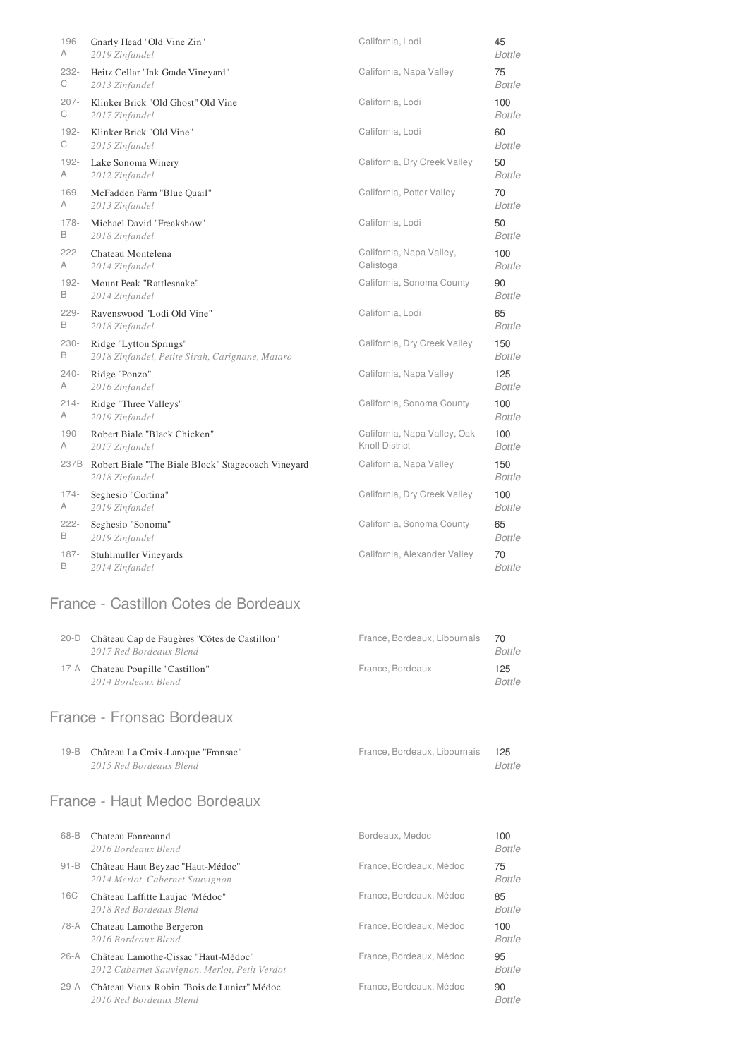| | | | |
|---|---|---|---|
| 196-A | Gnarly Head "Old Vine Zin"<br>*2019 Zinfandel* | California, Lodi | 45<br>*Bottle* |
| 232-C | Heitz Cellar "Ink Grade Vineyard"<br>*2013 Zinfandel* | California, Napa Valley | 75<br>*Bottle* |
| 207-C | Klinker Brick "Old Ghost" Old Vine<br>*2017 Zinfandel* | California, Lodi | 100<br>*Bottle* |
| 192-C | Klinker Brick "Old Vine"<br>*2015 Zinfandel* | California, Lodi | 60<br>*Bottle* |
| 192-A | Lake Sonoma Winery<br>*2012 Zinfandel* | California, Dry Creek Valley | 50<br>*Bottle* |
| 169-A | McFadden Farm "Blue Quail"<br>*2013 Zinfandel* | California, Potter Valley | 70<br>*Bottle* |
| 178-B | Michael David "Freakshow"<br>*2018 Zinfandel* | California, Lodi | 50<br>*Bottle* |
| 222-A | Chateau Montelena<br>*2014 Zinfandel* | California, Napa Valley, Calistoga | 100<br>*Bottle* |
| 192-B | Mount Peak "Rattlesnake"<br>*2014 Zinfandel* | California, Sonoma County | 90<br>*Bottle* |
| 229-B | Ravenswood "Lodi Old Vine"<br>*2018 Zinfandel* | California, Lodi | 65<br>*Bottle* |
| 230-B | Ridge "Lytton Springs"<br>*2018 Zinfandel, Petite Sirah, Carignane, Mataro* | California, Dry Creek Valley | 150<br>*Bottle* |
| 240-A | Ridge "Ponzo"<br>*2016 Zinfandel* | California, Napa Valley | 125<br>*Bottle* |
| 214-A | Ridge "Three Valleys"<br>*2019 Zinfandel* | California, Sonoma County | 100<br>*Bottle* |
| 190-A | Robert Biale "Black Chicken"<br>*2017 Zinfandel* | California, Napa Valley, Oak Knoll District | 100<br>*Bottle* |
| 237B | Robert Biale "The Biale Block" Stagecoach Vineyard<br>*2018 Zinfandel* | California, Napa Valley | 150<br>*Bottle* |
| 174-A | Seghesio "Cortina"<br>*2019 Zinfandel* | California, Dry Creek Valley | 100<br>*Bottle* |
| 222-B | Seghesio "Sonoma"<br>*2019 Zinfandel* | California, Sonoma County | 65<br>*Bottle* |
| 187-B | Stuhlmuller Vineyards<br>*2014 Zinfandel* | California, Alexander Valley | 70<br>*Bottle* |

## France - Castillon Cotes de Bordeaux

| | | | |
|---|---|---|---|
| 20-D | Château Cap de Faugères "Côtes de Castillon"<br>*2017 Red Bordeaux Blend* | France, Bordeaux, Libournais | 70<br>*Bottle* |
| 17-A | Chateau Poupille "Castillon"<br>*2014 Bordeaux Blend* | France, Bordeaux | 125<br>*Bottle* |

## France - Fronsac Bordeaux

| | | | |
|---|---|---|---|
| 19-B | Château La Croix-Laroque "Fronsac"<br>*2015 Red Bordeaux Blend* | France, Bordeaux, Libournais | 125<br>*Bottle* |

## France - Haut Medoc Bordeaux

| | | | |
|---|---|---|---|
| 68-B | Chateau Fonreaund<br>*2016 Bordeaux Blend* | Bordeaux, Medoc | 100<br>*Bottle* |
| 91-B | Château Haut Beyzac "Haut-Médoc"<br>*2014 Merlot, Cabernet Sauvignon* | France, Bordeaux, Médoc | 75<br>*Bottle* |
| 16C | Château Laffitte Laujac "Médoc"<br>*2018 Red Bordeaux Blend* | France, Bordeaux, Médoc | 85<br>*Bottle* |
| 78-A | Chateau Lamothe Bergeron<br>*2016 Bordeaux Blend* | France, Bordeaux, Médoc | 100<br>*Bottle* |
| 26-A | Château Lamothe-Cissac "Haut-Médoc"<br>*2012 Cabernet Sauvignon, Merlot, Petit Verdot* | France, Bordeaux, Médoc | 95<br>*Bottle* |
| 29-A | Château Vieux Robin "Bois de Lunier" Médoc<br>*2010 Red Bordeaux Blend* | France, Bordeaux, Médoc | 90<br>*Bottle* |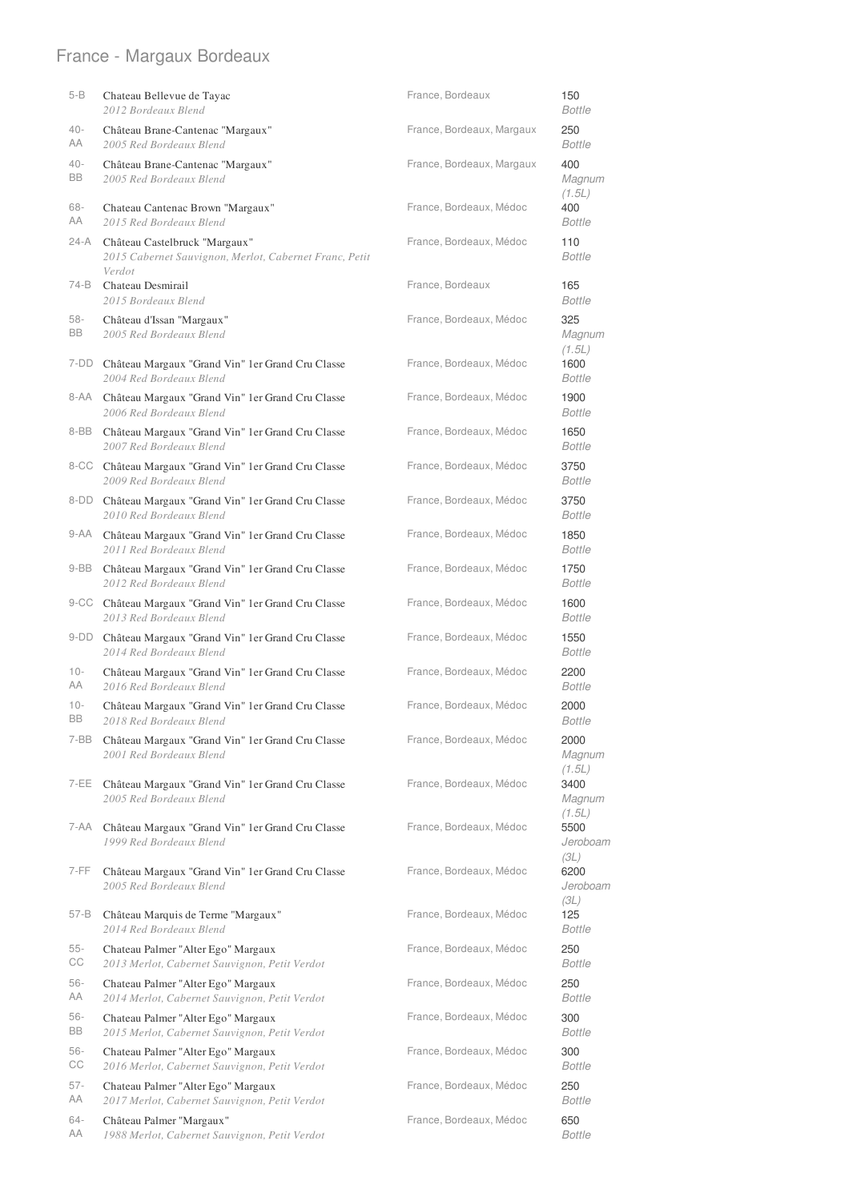# France - Margaux Bordeaux

| Bin | Wine | Region | Price |
|---|---|---|---|
| 5-B | Chateau Bellevue de Tayac<br>*2012 Bordeaux Blend* | France, Bordeaux | 150<br>*Bottle* |
| 40-AA | Château Brane-Cantenac "Margaux"<br>*2005 Red Bordeaux Blend* | France, Bordeaux, Margaux | 250<br>*Bottle* |
| 40-BB | Château Brane-Cantenac "Margaux"<br>*2005 Red Bordeaux Blend* | France, Bordeaux, Margaux | 400<br>*Magnum (1.5L)* |
| 68-AA | Chateau Cantenac Brown "Margaux"<br>*2015 Red Bordeaux Blend* | France, Bordeaux, Médoc | 400<br>*Bottle* |
| 24-A | Château Castelbruck "Margaux"<br>*2015 Cabernet Sauvignon, Merlot, Cabernet Franc, Petit Verdot* | France, Bordeaux, Médoc | 110<br>*Bottle* |
| 74-B | Chateau Desmirail<br>*2015 Bordeaux Blend* | France, Bordeaux | 165<br>*Bottle* |
| 58-BB | Château d'Issan "Margaux"<br>*2005 Red Bordeaux Blend* | France, Bordeaux, Médoc | 325<br>*Magnum (1.5L)* |
| 7-DD | Château Margaux "Grand Vin" 1er Grand Cru Classe<br>*2004 Red Bordeaux Blend* | France, Bordeaux, Médoc | 1600<br>*Bottle* |
| 8-AA | Château Margaux "Grand Vin" 1er Grand Cru Classe<br>*2006 Red Bordeaux Blend* | France, Bordeaux, Médoc | 1900<br>*Bottle* |
| 8-BB | Château Margaux "Grand Vin" 1er Grand Cru Classe<br>*2007 Red Bordeaux Blend* | France, Bordeaux, Médoc | 1650<br>*Bottle* |
| 8-CC | Château Margaux "Grand Vin" 1er Grand Cru Classe<br>*2009 Red Bordeaux Blend* | France, Bordeaux, Médoc | 3750<br>*Bottle* |
| 8-DD | Château Margaux "Grand Vin" 1er Grand Cru Classe<br>*2010 Red Bordeaux Blend* | France, Bordeaux, Médoc | 3750<br>*Bottle* |
| 9-AA | Château Margaux "Grand Vin" 1er Grand Cru Classe<br>*2011 Red Bordeaux Blend* | France, Bordeaux, Médoc | 1850<br>*Bottle* |
| 9-BB | Château Margaux "Grand Vin" 1er Grand Cru Classe<br>*2012 Red Bordeaux Blend* | France, Bordeaux, Médoc | 1750<br>*Bottle* |
| 9-CC | Château Margaux "Grand Vin" 1er Grand Cru Classe<br>*2013 Red Bordeaux Blend* | France, Bordeaux, Médoc | 1600<br>*Bottle* |
| 9-DD | Château Margaux "Grand Vin" 1er Grand Cru Classe<br>*2014 Red Bordeaux Blend* | France, Bordeaux, Médoc | 1550<br>*Bottle* |
| 10-AA | Château Margaux "Grand Vin" 1er Grand Cru Classe<br>*2016 Red Bordeaux Blend* | France, Bordeaux, Médoc | 2200<br>*Bottle* |
| 10-BB | Château Margaux "Grand Vin" 1er Grand Cru Classe<br>*2018 Red Bordeaux Blend* | France, Bordeaux, Médoc | 2000<br>*Bottle* |
| 7-BB | Château Margaux "Grand Vin" 1er Grand Cru Classe<br>*2001 Red Bordeaux Blend* | France, Bordeaux, Médoc | 2000<br>*Magnum (1.5L)* |
| 7-EE | Château Margaux "Grand Vin" 1er Grand Cru Classe<br>*2005 Red Bordeaux Blend* | France, Bordeaux, Médoc | 3400<br>*Magnum (1.5L)* |
| 7-AA | Château Margaux "Grand Vin" 1er Grand Cru Classe<br>*1999 Red Bordeaux Blend* | France, Bordeaux, Médoc | 5500<br>*Jeroboam (3L)* |
| 7-FF | Château Margaux "Grand Vin" 1er Grand Cru Classe<br>*2005 Red Bordeaux Blend* | France, Bordeaux, Médoc | 6200<br>*Jeroboam (3L)* |
| 57-B | Château Marquis de Terme "Margaux"<br>*2014 Red Bordeaux Blend* | France, Bordeaux, Médoc | 125<br>*Bottle* |
| 55-CC | Chateau Palmer "Alter Ego" Margaux<br>*2013 Merlot, Cabernet Sauvignon, Petit Verdot* | France, Bordeaux, Médoc | 250<br>*Bottle* |
| 56-AA | Chateau Palmer "Alter Ego" Margaux<br>*2014 Merlot, Cabernet Sauvignon, Petit Verdot* | France, Bordeaux, Médoc | 250<br>*Bottle* |
| 56-BB | Chateau Palmer "Alter Ego" Margaux<br>*2015 Merlot, Cabernet Sauvignon, Petit Verdot* | France, Bordeaux, Médoc | 300<br>*Bottle* |
| 56-CC | Chateau Palmer "Alter Ego" Margaux<br>*2016 Merlot, Cabernet Sauvignon, Petit Verdot* | France, Bordeaux, Médoc | 300<br>*Bottle* |
| 57-AA | Chateau Palmer "Alter Ego" Margaux<br>*2017 Merlot, Cabernet Sauvignon, Petit Verdot* | France, Bordeaux, Médoc | 250<br>*Bottle* |
| 64-AA | Château Palmer "Margaux"<br>*1988 Merlot, Cabernet Sauvignon, Petit Verdot* | France, Bordeaux, Médoc | 650<br>*Bottle* |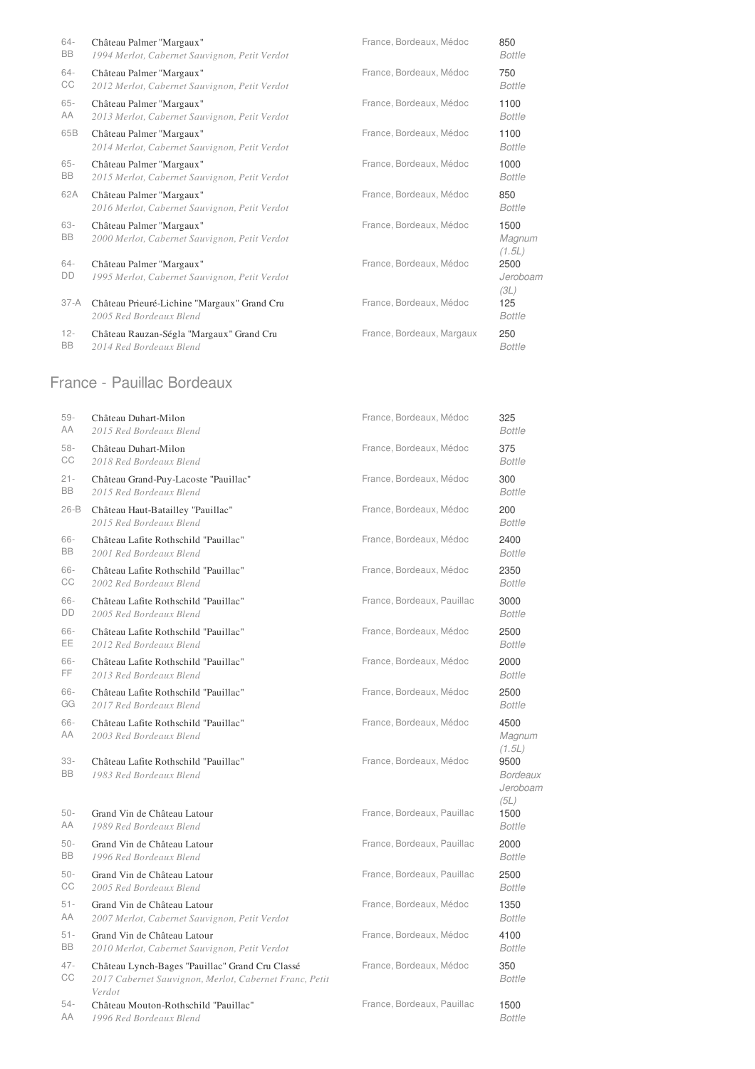| | | | |
|---|---|---|---|
| 64-BB | Château Palmer "Margaux"<br>*1994 Merlot, Cabernet Sauvignon, Petit Verdot* | France, Bordeaux, Médoc | 850<br>*Bottle* |
| 64-CC | Château Palmer "Margaux"<br>*2012 Merlot, Cabernet Sauvignon, Petit Verdot* | France, Bordeaux, Médoc | 750<br>*Bottle* |
| 65-AA | Château Palmer "Margaux"<br>*2013 Merlot, Cabernet Sauvignon, Petit Verdot* | France, Bordeaux, Médoc | 1100<br>*Bottle* |
| 65B | Château Palmer "Margaux"<br>*2014 Merlot, Cabernet Sauvignon, Petit Verdot* | France, Bordeaux, Médoc | 1100<br>*Bottle* |
| 65-BB | Château Palmer "Margaux"<br>*2015 Merlot, Cabernet Sauvignon, Petit Verdot* | France, Bordeaux, Médoc | 1000<br>*Bottle* |
| 62A | Château Palmer "Margaux"<br>*2016 Merlot, Cabernet Sauvignon, Petit Verdot* | France, Bordeaux, Médoc | 850<br>*Bottle* |
| 63-BB | Château Palmer "Margaux"<br>*2000 Merlot, Cabernet Sauvignon, Petit Verdot* | France, Bordeaux, Médoc | 1500<br>*Magnum (1.5L)* |
| 64-DD | Château Palmer "Margaux"<br>*1995 Merlot, Cabernet Sauvignon, Petit Verdot* | France, Bordeaux, Médoc | 2500<br>*Jeroboam (3L)* |
| 37-A | Château Prieuré-Lichine "Margaux" Grand Cru<br>*2005 Red Bordeaux Blend* | France, Bordeaux, Médoc | 125<br>*Bottle* |
| 12-BB | Château Rauzan-Ségla "Margaux" Grand Cru<br>*2014 Red Bordeaux Blend* | France, Bordeaux, Margaux | 250<br>*Bottle* |

## France - Pauillac Bordeaux

| | | | |
|---|---|---|---|
| 59-AA | Château Duhart-Milon<br>*2015 Red Bordeaux Blend* | France, Bordeaux, Médoc | 325<br>*Bottle* |
| 58-CC | Château Duhart-Milon<br>*2018 Red Bordeaux Blend* | France, Bordeaux, Médoc | 375<br>*Bottle* |
| 21-BB | Château Grand-Puy-Lacoste "Pauillac"<br>*2015 Red Bordeaux Blend* | France, Bordeaux, Médoc | 300<br>*Bottle* |
| 26-B | Château Haut-Batailley "Pauillac"<br>*2015 Red Bordeaux Blend* | France, Bordeaux, Médoc | 200<br>*Bottle* |
| 66-BB | Château Lafite Rothschild "Pauillac"<br>*2001 Red Bordeaux Blend* | France, Bordeaux, Médoc | 2400<br>*Bottle* |
| 66-CC | Château Lafite Rothschild "Pauillac"<br>*2002 Red Bordeaux Blend* | France, Bordeaux, Médoc | 2350<br>*Bottle* |
| 66-DD | Château Lafite Rothschild "Pauillac"<br>*2005 Red Bordeaux Blend* | France, Bordeaux, Pauillac | 3000<br>*Bottle* |
| 66-EE | Château Lafite Rothschild "Pauillac"<br>*2012 Red Bordeaux Blend* | France, Bordeaux, Médoc | 2500<br>*Bottle* |
| 66-FF | Château Lafite Rothschild "Pauillac"<br>*2013 Red Bordeaux Blend* | France, Bordeaux, Médoc | 2000<br>*Bottle* |
| 66-GG | Château Lafite Rothschild "Pauillac"<br>*2017 Red Bordeaux Blend* | France, Bordeaux, Médoc | 2500<br>*Bottle* |
| 66-AA | Château Lafite Rothschild "Pauillac"<br>*2003 Red Bordeaux Blend* | France, Bordeaux, Médoc | 4500<br>*Magnum (1.5L)* |
| 33-BB | Château Lafite Rothschild "Pauillac"<br>*1983 Red Bordeaux Blend* | France, Bordeaux, Médoc | 9500<br>*Bordeaux Jeroboam (5L)* |
| 50-AA | Grand Vin de Château Latour<br>*1989 Red Bordeaux Blend* | France, Bordeaux, Pauillac | 1500<br>*Bottle* |
| 50-BB | Grand Vin de Château Latour<br>*1996 Red Bordeaux Blend* | France, Bordeaux, Pauillac | 2000<br>*Bottle* |
| 50-CC | Grand Vin de Château Latour<br>*2005 Red Bordeaux Blend* | France, Bordeaux, Pauillac | 2500<br>*Bottle* |
| 51-AA | Grand Vin de Château Latour<br>*2007 Merlot, Cabernet Sauvignon, Petit Verdot* | France, Bordeaux, Médoc | 1350<br>*Bottle* |
| 51-BB | Grand Vin de Château Latour<br>*2010 Merlot, Cabernet Sauvignon, Petit Verdot* | France, Bordeaux, Médoc | 4100<br>*Bottle* |
| 47-CC | Château Lynch-Bages "Pauillac" Grand Cru Classé<br>*2017 Cabernet Sauvignon, Merlot, Cabernet Franc, Petit Verdot* | France, Bordeaux, Médoc | 350<br>*Bottle* |
| 54-AA | Château Mouton-Rothschild "Pauillac"<br>*1996 Red Bordeaux Blend* | France, Bordeaux, Pauillac | 1500<br>*Bottle* |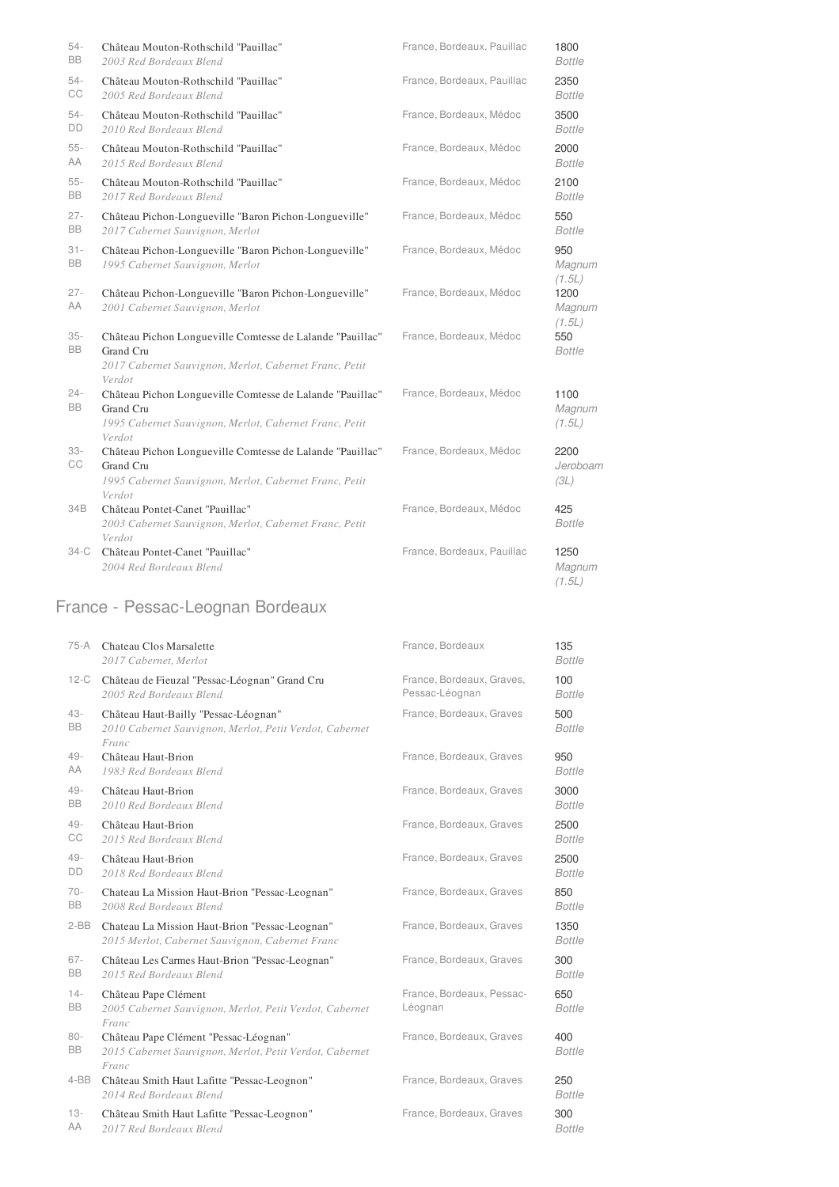| | | | |
|---|---|---|---|
| 54-BB | Château Mouton-Rothschild "Pauillac"<br>*2003 Red Bordeaux Blend* | France, Bordeaux, Pauillac | 1800<br>*Bottle* |
| 54-CC | Château Mouton-Rothschild "Pauillac"<br>*2005 Red Bordeaux Blend* | France, Bordeaux, Pauillac | 2350<br>*Bottle* |
| 54-DD | Château Mouton-Rothschild "Pauillac"<br>*2010 Red Bordeaux Blend* | France, Bordeaux, Médoc | 3500<br>*Bottle* |
| 55-AA | Château Mouton-Rothschild "Pauillac"<br>*2015 Red Bordeaux Blend* | France, Bordeaux, Médoc | 2000<br>*Bottle* |
| 55-BB | Château Mouton-Rothschild "Pauillac"<br>*2017 Red Bordeaux Blend* | France, Bordeaux, Médoc | 2100<br>*Bottle* |
| 27-BB | Château Pichon-Longueville "Baron Pichon-Longueville"<br>*2017 Cabernet Sauvignon, Merlot* | France, Bordeaux, Médoc | 550<br>*Bottle* |
| 31-BB | Château Pichon-Longueville "Baron Pichon-Longueville"<br>*1995 Cabernet Sauvignon, Merlot* | France, Bordeaux, Médoc | 950<br>*Magnum (1.5L)* |
| 27-AA | Château Pichon-Longueville "Baron Pichon-Longueville"<br>*2001 Cabernet Sauvignon, Merlot* | France, Bordeaux, Médoc | 1200<br>*Magnum (1.5L)* |
| 35-BB | Château Pichon Longueville Comtesse de Lalande "Pauillac" Grand Cru<br>*2017 Cabernet Sauvignon, Merlot, Cabernet Franc, Petit Verdot* | France, Bordeaux, Médoc | 550<br>*Bottle* |
| 24-BB | Château Pichon Longueville Comtesse de Lalande "Pauillac" Grand Cru<br>*1995 Cabernet Sauvignon, Merlot, Cabernet Franc, Petit Verdot* | France, Bordeaux, Médoc | 1100<br>*Magnum (1.5L)* |
| 33-CC | Château Pichon Longueville Comtesse de Lalande "Pauillac" Grand Cru<br>*1995 Cabernet Sauvignon, Merlot, Cabernet Franc, Petit Verdot* | France, Bordeaux, Médoc | 2200<br>*Jeroboam (3L)* |
| 34B | Château Pontet-Canet "Pauillac"<br>*2003 Cabernet Sauvignon, Merlot, Cabernet Franc, Petit Verdot* | France, Bordeaux, Médoc | 425<br>*Bottle* |
| 34-C | Château Pontet-Canet "Pauillac"<br>*2004 Red Bordeaux Blend* | France, Bordeaux, Pauillac | 1250<br>*Magnum (1.5L)* |

## France - Pessac-Leognan Bordeaux

| | | | |
|---|---|---|---|
| 75-A | Chateau Clos Marsalette<br>*2017 Cabernet, Merlot* | France, Bordeaux | 135<br>*Bottle* |
| 12-C | Château de Fieuzal "Pessac-Léognan" Grand Cru<br>*2005 Red Bordeaux Blend* | France, Bordeaux, Graves, Pessac-Léognan | 100<br>*Bottle* |
| 43-BB | Château Haut-Bailly "Pessac-Léognan"<br>*2010 Cabernet Sauvignon, Merlot, Petit Verdot, Cabernet Franc* | France, Bordeaux, Graves | 500<br>*Bottle* |
| 49-AA | Château Haut-Brion<br>*1983 Red Bordeaux Blend* | France, Bordeaux, Graves | 950<br>*Bottle* |
| 49-BB | Château Haut-Brion<br>*2010 Red Bordeaux Blend* | France, Bordeaux, Graves | 3000<br>*Bottle* |
| 49-CC | Château Haut-Brion<br>*2015 Red Bordeaux Blend* | France, Bordeaux, Graves | 2500<br>*Bottle* |
| 49-DD | Château Haut-Brion<br>*2018 Red Bordeaux Blend* | France, Bordeaux, Graves | 2500<br>*Bottle* |
| 70-BB | Chateau La Mission Haut-Brion "Pessac-Leognan"<br>*2008 Red Bordeaux Blend* | France, Bordeaux, Graves | 850<br>*Bottle* |
| 2-BB | Chateau La Mission Haut-Brion "Pessac-Leognan"<br>*2015 Merlot, Cabernet Sauvignon, Cabernet Franc* | France, Bordeaux, Graves | 1350<br>*Bottle* |
| 67-BB | Château Les Carmes Haut-Brion "Pessac-Leognan"<br>*2015 Red Bordeaux Blend* | France, Bordeaux, Graves | 300<br>*Bottle* |
| 14-BB | Château Pape Clément<br>*2005 Cabernet Sauvignon, Merlot, Petit Verdot, Cabernet Franc* | France, Bordeaux, Pessac-Léognan | 650<br>*Bottle* |
| 80-BB | Château Pape Clément "Pessac-Léognan"<br>*2015 Cabernet Sauvignon, Merlot, Petit Verdot, Cabernet Franc* | France, Bordeaux, Graves | 400<br>*Bottle* |
| 4-BB | Château Smith Haut Lafitte "Pessac-Leognon"<br>*2014 Red Bordeaux Blend* | France, Bordeaux, Graves | 250<br>*Bottle* |
| 13-AA | Château Smith Haut Lafitte "Pessac-Leognon"<br>*2017 Red Bordeaux Blend* | France, Bordeaux, Graves | 300<br>*Bottle* |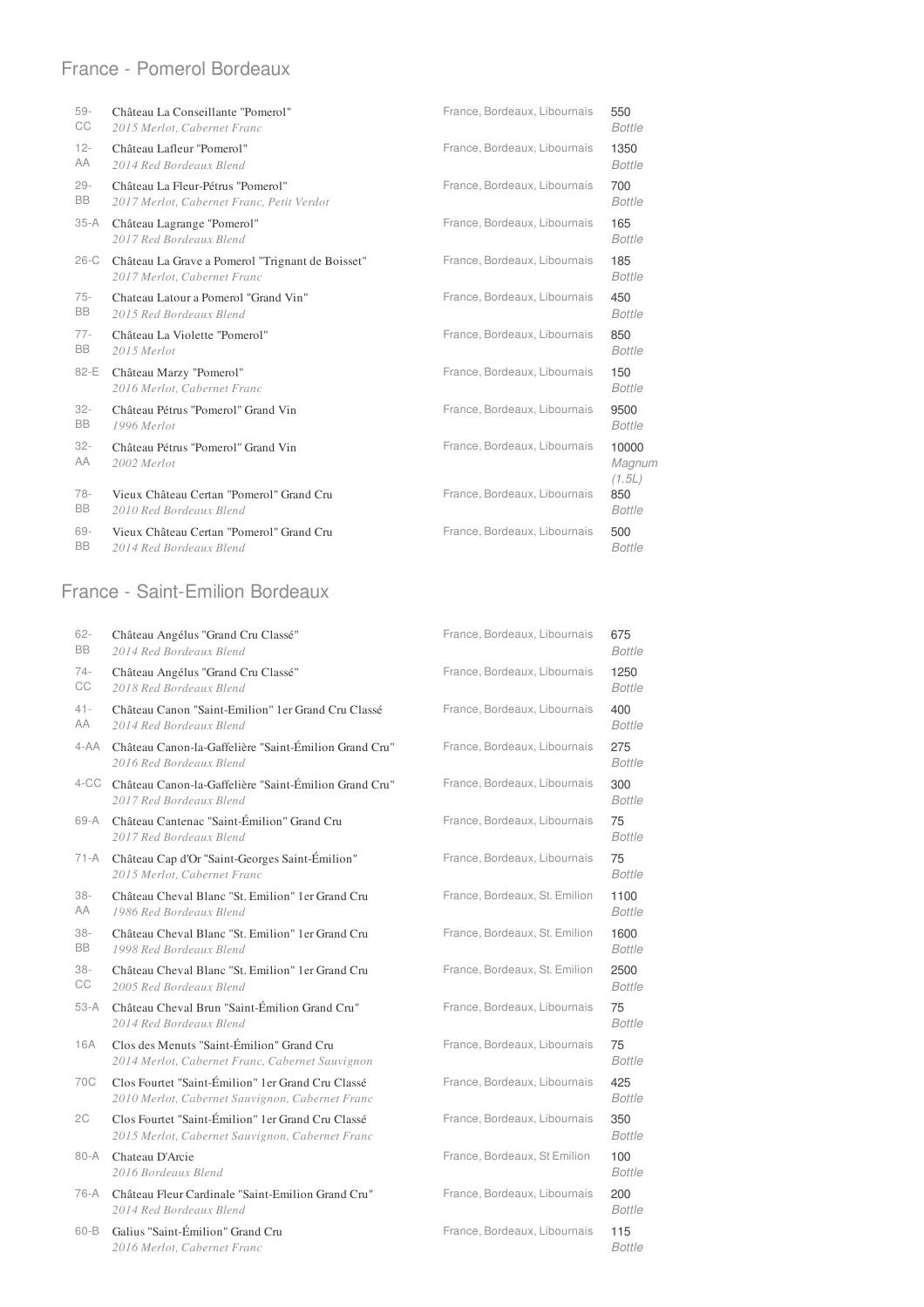## France - Pomerol Bordeaux

| Bin | Wine | Region | Price |
|---|---|---|---|
| 59-CC | Château La Conseillante "Pomerol"<br>*2015 Merlot, Cabernet Franc* | France, Bordeaux, Libournais | 550<br>*Bottle* |
| 12-AA | Château Lafleur "Pomerol"<br>*2014 Red Bordeaux Blend* | France, Bordeaux, Libournais | 1350<br>*Bottle* |
| 29-BB | Château La Fleur-Pétrus "Pomerol"<br>*2017 Merlot, Cabernet Franc, Petit Verdot* | France, Bordeaux, Libournais | 700<br>*Bottle* |
| 35-A | Château Lagrange "Pomerol"<br>*2017 Red Bordeaux Blend* | France, Bordeaux, Libournais | 165<br>*Bottle* |
| 26-C | Château La Grave a Pomerol "Trignant de Boisset"<br>*2017 Merlot, Cabernet Franc* | France, Bordeaux, Libournais | 185<br>*Bottle* |
| 75-BB | Chateau Latour a Pomerol "Grand Vin"<br>*2015 Red Bordeaux Blend* | France, Bordeaux, Libournais | 450<br>*Bottle* |
| 77-BB | Château La Violette "Pomerol"<br>*2015 Merlot* | France, Bordeaux, Libournais | 850<br>*Bottle* |
| 82-E | Château Marzy "Pomerol"<br>*2016 Merlot, Cabernet Franc* | France, Bordeaux, Libournais | 150<br>*Bottle* |
| 32-BB | Château Pétrus "Pomerol" Grand Vin<br>*1996 Merlot* | France, Bordeaux, Libournais | 9500<br>*Bottle* |
| 32-AA | Château Pétrus "Pomerol" Grand Vin<br>*2002 Merlot* | France, Bordeaux, Libournais | 10000<br>*Magnum (1.5L)* |
| 78-BB | Vieux Château Certan "Pomerol" Grand Cru<br>*2010 Red Bordeaux Blend* | France, Bordeaux, Libournais | 850<br>*Bottle* |
| 69-BB | Vieux Château Certan "Pomerol" Grand Cru<br>*2014 Red Bordeaux Blend* | France, Bordeaux, Libournais | 500<br>*Bottle* |

## France - Saint-Emilion Bordeaux

| Bin | Wine | Region | Price |
|---|---|---|---|
| 62-BB | Château Angélus "Grand Cru Classé"<br>*2014 Red Bordeaux Blend* | France, Bordeaux, Libournais | 675<br>*Bottle* |
| 74-CC | Château Angélus "Grand Cru Classé"<br>*2018 Red Bordeaux Blend* | France, Bordeaux, Libournais | 1250<br>*Bottle* |
| 41-AA | Château Canon "Saint-Emilion" 1er Grand Cru Classé<br>*2014 Red Bordeaux Blend* | France, Bordeaux, Libournais | 400<br>*Bottle* |
| 4-AA | Château Canon-la-Gaffelière "Saint-Émilion Grand Cru"<br>*2016 Red Bordeaux Blend* | France, Bordeaux, Libournais | 275<br>*Bottle* |
| 4-CC | Château Canon-la-Gaffelière "Saint-Émilion Grand Cru"<br>*2017 Red Bordeaux Blend* | France, Bordeaux, Libournais | 300<br>*Bottle* |
| 69-A | Château Cantenac "Saint-Émilion" Grand Cru<br>*2017 Red Bordeaux Blend* | France, Bordeaux, Libournais | 75<br>*Bottle* |
| 71-A | Château Cap d'Or "Saint-Georges Saint-Émilion"<br>*2015 Merlot, Cabernet Franc* | France, Bordeaux, Libournais | 75<br>*Bottle* |
| 38-AA | Château Cheval Blanc "St. Emilion" 1er Grand Cru<br>*1986 Red Bordeaux Blend* | France, Bordeaux, St. Emilion | 1100<br>*Bottle* |
| 38-BB | Château Cheval Blanc "St. Emilion" 1er Grand Cru<br>*1998 Red Bordeaux Blend* | France, Bordeaux, St. Emilion | 1600<br>*Bottle* |
| 38-CC | Château Cheval Blanc "St. Emilion" 1er Grand Cru<br>*2005 Red Bordeaux Blend* | France, Bordeaux, St. Emilion | 2500<br>*Bottle* |
| 53-A | Château Cheval Brun "Saint-Émilion Grand Cru"<br>*2014 Red Bordeaux Blend* | France, Bordeaux, Libournais | 75<br>*Bottle* |
| 16A | Clos des Menuts "Saint-Émilion" Grand Cru<br>*2014 Merlot, Cabernet Franc, Cabernet Sauvignon* | France, Bordeaux, Libournais | 75<br>*Bottle* |
| 70C | Clos Fourtet "Saint-Émilion" 1er Grand Cru Classé<br>*2010 Merlot, Cabernet Sauvignon, Cabernet Franc* | France, Bordeaux, Libournais | 425<br>*Bottle* |
| 2C | Clos Fourtet "Saint-Émilion" 1er Grand Cru Classé<br>*2015 Merlot, Cabernet Sauvignon, Cabernet Franc* | France, Bordeaux, Libournais | 350<br>*Bottle* |
| 80-A | Chateau D'Arcie<br>*2016 Bordeaux Blend* | France, Bordeaux, St Emilion | 100<br>*Bottle* |
| 76-A | Château Fleur Cardinale "Saint-Emilion Grand Cru"<br>*2014 Red Bordeaux Blend* | France, Bordeaux, Libournais | 200<br>*Bottle* |
| 60-B | Galius "Saint-Émilion" Grand Cru<br>*2016 Merlot, Cabernet Franc* | France, Bordeaux, Libournais | 115<br>*Bottle* |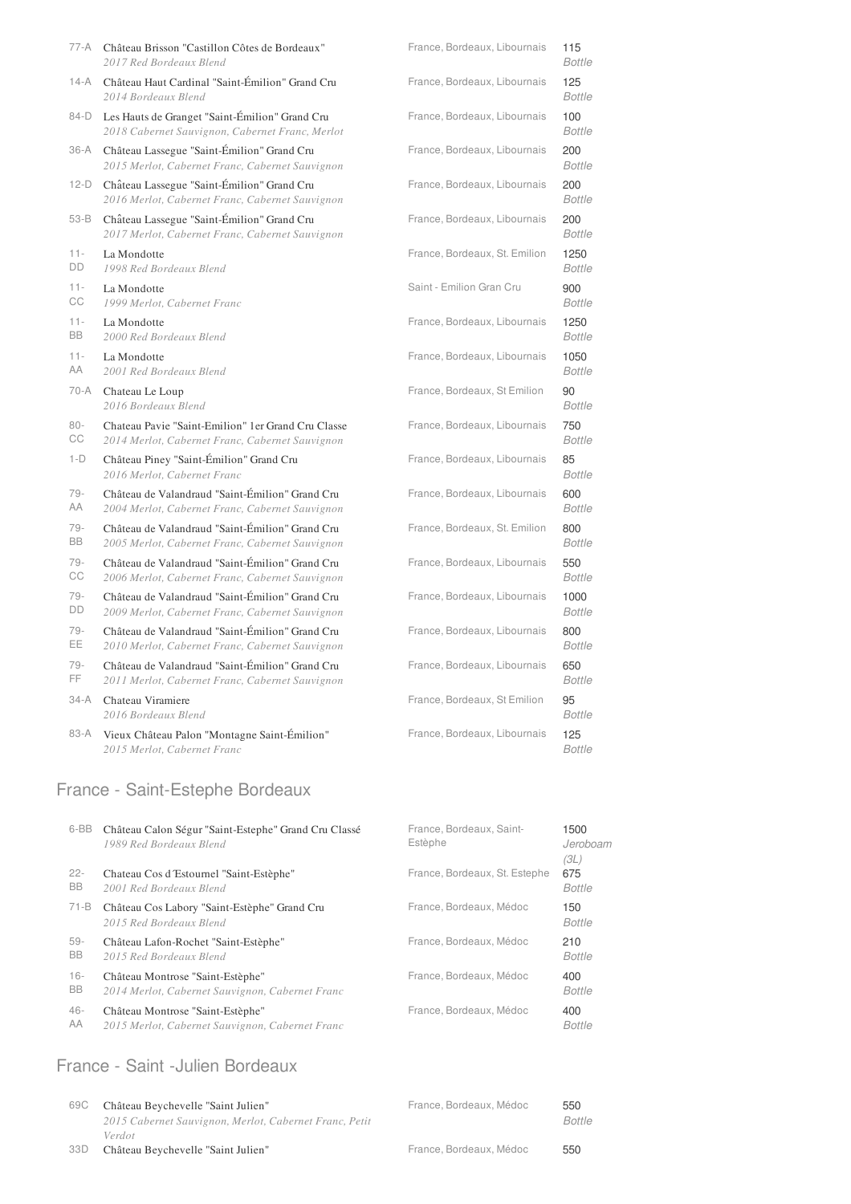| | | | |
|---|---|---|---|
| 77-A | Château Brisson "Castillon Côtes de Bordeaux"<br>*2017 Red Bordeaux Blend* | France, Bordeaux, Libournais | 115<br>*Bottle* |
| 14-A | Château Haut Cardinal "Saint-Émilion" Grand Cru<br>*2014 Bordeaux Blend* | France, Bordeaux, Libournais | 125<br>*Bottle* |
| 84-D | Les Hauts de Granget "Saint-Émilion" Grand Cru<br>*2018 Cabernet Sauvignon, Cabernet Franc, Merlot* | France, Bordeaux, Libournais | 100<br>*Bottle* |
| 36-A | Château Lassegue "Saint-Émilion" Grand Cru<br>*2015 Merlot, Cabernet Franc, Cabernet Sauvignon* | France, Bordeaux, Libournais | 200<br>*Bottle* |
| 12-D | Château Lassegue "Saint-Émilion" Grand Cru<br>*2016 Merlot, Cabernet Franc, Cabernet Sauvignon* | France, Bordeaux, Libournais | 200<br>*Bottle* |
| 53-B | Château Lassegue "Saint-Émilion" Grand Cru<br>*2017 Merlot, Cabernet Franc, Cabernet Sauvignon* | France, Bordeaux, Libournais | 200<br>*Bottle* |
| 11-DD | La Mondotte<br>*1998 Red Bordeaux Blend* | France, Bordeaux, St. Emilion | 1250<br>*Bottle* |
| 11-CC | La Mondotte<br>*1999 Merlot, Cabernet Franc* | Saint - Emilion Gran Cru | 900<br>*Bottle* |
| 11-BB | La Mondotte<br>*2000 Red Bordeaux Blend* | France, Bordeaux, Libournais | 1250<br>*Bottle* |
| 11-AA | La Mondotte<br>*2001 Red Bordeaux Blend* | France, Bordeaux, Libournais | 1050<br>*Bottle* |
| 70-A | Chateau Le Loup<br>*2016 Bordeaux Blend* | France, Bordeaux, St Emilion | 90<br>*Bottle* |
| 80-CC | Chateau Pavie "Saint-Emilion" 1er Grand Cru Classe<br>*2014 Merlot, Cabernet Franc, Cabernet Sauvignon* | France, Bordeaux, Libournais | 750<br>*Bottle* |
| 1-D | Château Piney "Saint-Émilion" Grand Cru<br>*2016 Merlot, Cabernet Franc* | France, Bordeaux, Libournais | 85<br>*Bottle* |
| 79-AA | Château de Valandraud "Saint-Émilion" Grand Cru<br>*2004 Merlot, Cabernet Franc, Cabernet Sauvignon* | France, Bordeaux, Libournais | 600<br>*Bottle* |
| 79-BB | Château de Valandraud "Saint-Émilion" Grand Cru<br>*2005 Merlot, Cabernet Franc, Cabernet Sauvignon* | France, Bordeaux, St. Emilion | 800<br>*Bottle* |
| 79-CC | Château de Valandraud "Saint-Émilion" Grand Cru<br>*2006 Merlot, Cabernet Franc, Cabernet Sauvignon* | France, Bordeaux, Libournais | 550<br>*Bottle* |
| 79-DD | Château de Valandraud "Saint-Émilion" Grand Cru<br>*2009 Merlot, Cabernet Franc, Cabernet Sauvignon* | France, Bordeaux, Libournais | 1000<br>*Bottle* |
| 79-EE | Château de Valandraud "Saint-Émilion" Grand Cru<br>*2010 Merlot, Cabernet Franc, Cabernet Sauvignon* | France, Bordeaux, Libournais | 800<br>*Bottle* |
| 79-FF | Château de Valandraud "Saint-Émilion" Grand Cru<br>*2011 Merlot, Cabernet Franc, Cabernet Sauvignon* | France, Bordeaux, Libournais | 650<br>*Bottle* |
| 34-A | Chateau Viramiere<br>*2016 Bordeaux Blend* | France, Bordeaux, St Emilion | 95<br>*Bottle* |
| 83-A | Vieux Château Palon "Montagne Saint-Émilion"<br>*2015 Merlot, Cabernet Franc* | France, Bordeaux, Libournais | 125<br>*Bottle* |

## France - Saint-Estephe Bordeaux

| | | | |
|---|---|---|---|
| 6-BB | Château Calon Ségur "Saint-Estephe" Grand Cru Classé<br>*1989 Red Bordeaux Blend* | France, Bordeaux, Saint-Estèphe | 1500<br>*Jeroboam (3L)* |
| 22-BB | Chateau Cos d'Estournel "Saint-Estèphe"<br>*2001 Red Bordeaux Blend* | France, Bordeaux, St. Estephe | 675<br>*Bottle* |
| 71-B | Château Cos Labory "Saint-Estèphe" Grand Cru<br>*2015 Red Bordeaux Blend* | France, Bordeaux, Médoc | 150<br>*Bottle* |
| 59-BB | Château Lafon-Rochet "Saint-Estèphe"<br>*2015 Red Bordeaux Blend* | France, Bordeaux, Médoc | 210<br>*Bottle* |
| 16-BB | Château Montrose "Saint-Estèphe"<br>*2014 Merlot, Cabernet Sauvignon, Cabernet Franc* | France, Bordeaux, Médoc | 400<br>*Bottle* |
| 46-AA | Château Montrose "Saint-Estèphe"<br>*2015 Merlot, Cabernet Sauvignon, Cabernet Franc* | France, Bordeaux, Médoc | 400<br>*Bottle* |

## France - Saint -Julien Bordeaux

| | | | |
|---|---|---|---|
| 69C | Château Beychevelle "Saint Julien"<br>*2015 Cabernet Sauvignon, Merlot, Cabernet Franc, Petit Verdot* | France, Bordeaux, Médoc | 550<br>*Bottle* |
| 33D | Château Beychevelle "Saint Julien" | France, Bordeaux, Médoc | 550 |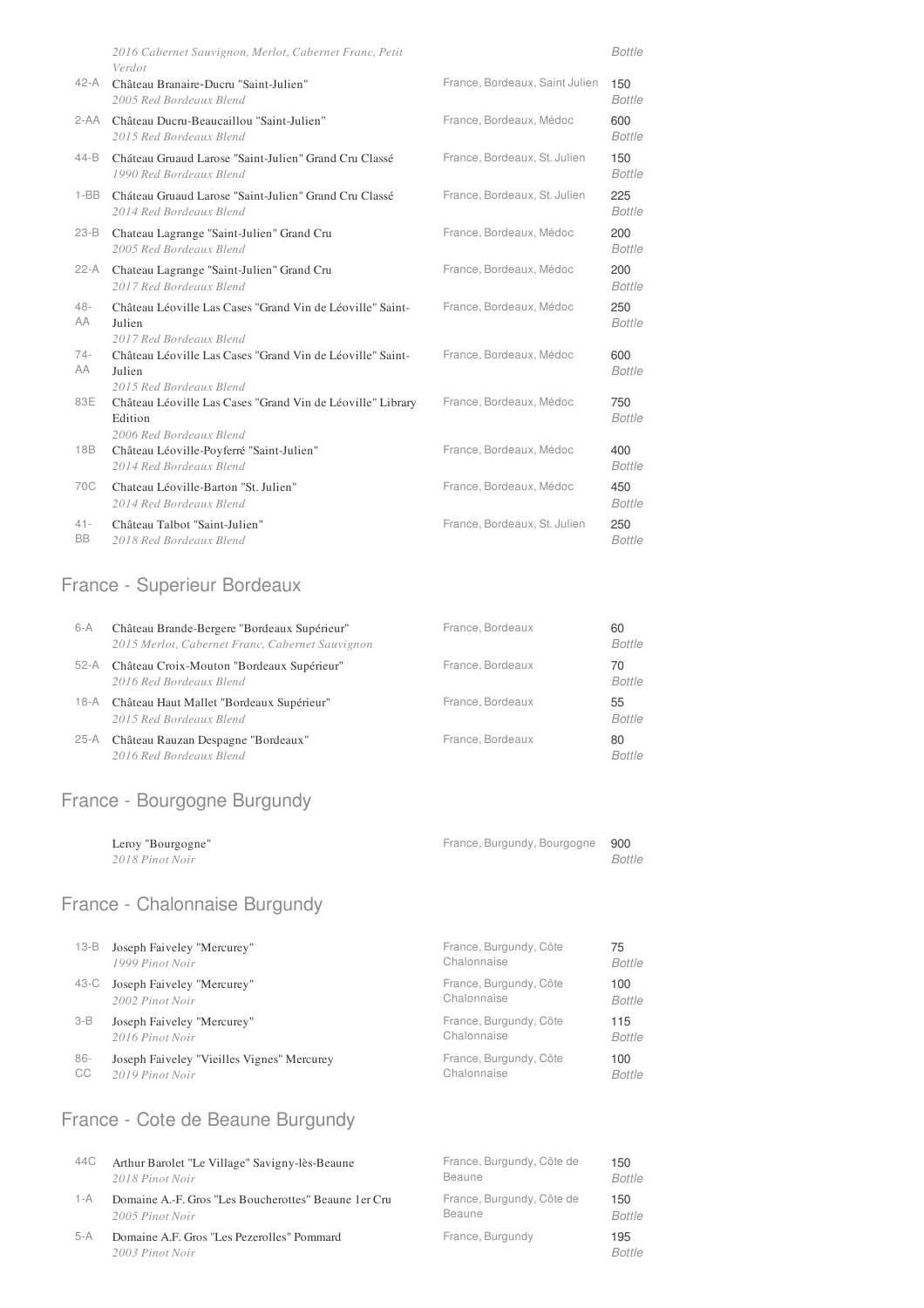| | *2016 Cabernet Sauvignon, Merlot, Cabernet Franc, Petit Verdot* | | *Bottle* |
|---|---|---|---|
| 42-A | Château Branaire-Ducru "Saint-Julien"<br>*2005 Red Bordeaux Blend* | France, Bordeaux, Saint Julien | 150<br>*Bottle* |
| 2-AA | Château Ducru-Beaucaillou "Saint-Julien"<br>*2015 Red Bordeaux Blend* | France, Bordeaux, Médoc | 600<br>*Bottle* |
| 44-B | Cháteau Gruaud Larose "Saint-Julien" Grand Cru Classé<br>*1990 Red Bordeaux Blend* | France, Bordeaux, St. Julien | 150<br>*Bottle* |
| 1-BB | Cháteau Gruaud Larose "Saint-Julien" Grand Cru Classé<br>*2014 Red Bordeaux Blend* | France, Bordeaux, St. Julien | 225<br>*Bottle* |
| 23-B | Chateau Lagrange "Saint-Julien" Grand Cru<br>*2005 Red Bordeaux Blend* | France, Bordeaux, Médoc | 200<br>*Bottle* |
| 22-A | Chateau Lagrange "Saint-Julien" Grand Cru<br>*2017 Red Bordeaux Blend* | France, Bordeaux, Médoc | 200<br>*Bottle* |
| 48-AA | Château Léoville Las Cases "Grand Vin de Léoville" Saint-Julien<br>*2017 Red Bordeaux Blend* | France, Bordeaux, Médoc | 250<br>*Bottle* |
| 74-AA | Château Léoville Las Cases "Grand Vin de Léoville" Saint-Julien<br>*2015 Red Bordeaux Blend* | France, Bordeaux, Médoc | 600<br>*Bottle* |
| 83E | Château Léoville Las Cases "Grand Vin de Léoville" Library Edition<br>*2006 Red Bordeaux Blend* | France, Bordeaux, Médoc | 750<br>*Bottle* |
| 18B | Château Léoville-Poyferré "Saint-Julien"<br>*2014 Red Bordeaux Blend* | France, Bordeaux, Médoc | 400<br>*Bottle* |
| 70C | Chateau Léoville-Barton "St. Julien"<br>*2014 Red Bordeaux Blend* | France, Bordeaux, Médoc | 450<br>*Bottle* |
| 41-BB | Château Talbot "Saint-Julien"<br>*2018 Red Bordeaux Blend* | France, Bordeaux, St. Julien | 250<br>*Bottle* |

## France - Superieur Bordeaux

| | | | |
|---|---|---|---|
| 6-A | Château Brande-Bergere "Bordeaux Supérieur"<br>*2015 Merlot, Cabernet Franc, Cabernet Sauvignon* | France, Bordeaux | 60<br>*Bottle* |
| 52-A | Château Croix-Mouton "Bordeaux Supérieur"<br>*2016 Red Bordeaux Blend* | France, Bordeaux | 70<br>*Bottle* |
| 18-A | Château Haut Mallet "Bordeaux Supérieur"<br>*2015 Red Bordeaux Blend* | France, Bordeaux | 55<br>*Bottle* |
| 25-A | Château Rauzan Despagne "Bordeaux"<br>*2016 Red Bordeaux Blend* | France, Bordeaux | 80<br>*Bottle* |

## France - Bourgogne Burgundy

| | | | |
|---|---|---|---|
| | Leroy "Bourgogne"<br>*2018 Pinot Noir* | France, Burgundy, Bourgogne | 900<br>*Bottle* |

## France - Chalonnaise Burgundy

| | | | |
|---|---|---|---|
| 13-B | Joseph Faiveley "Mercurey"<br>*1999 Pinot Noir* | France, Burgundy, Côte Chalonnaise | 75<br>*Bottle* |
| 43-C | Joseph Faiveley "Mercurey"<br>*2002 Pinot Noir* | France, Burgundy, Côte Chalonnaise | 100<br>*Bottle* |
| 3-B | Joseph Faiveley "Mercurey"<br>*2016 Pinot Noir* | France, Burgundy, Côte Chalonnaise | 115<br>*Bottle* |
| 86-CC | Joseph Faiveley "Vieilles Vignes" Mercurey<br>*2019 Pinot Noir* | France, Burgundy, Côte Chalonnaise | 100<br>*Bottle* |

## France - Cote de Beaune Burgundy

| | | | |
|---|---|---|---|
| 44C | Arthur Barolet "Le Village" Savigny-lès-Beaune<br>*2018 Pinot Noir* | France, Burgundy, Côte de Beaune | 150<br>*Bottle* |
| 1-A | Domaine A.-F. Gros "Les Boucherottes" Beaune 1er Cru<br>*2005 Pinot Noir* | France, Burgundy, Côte de Beaune | 150<br>*Bottle* |
| 5-A | Domaine A.F. Gros "Les Pezerolles" Pommard<br>*2003 Pinot Noir* | France, Burgundy | 195<br>*Bottle* |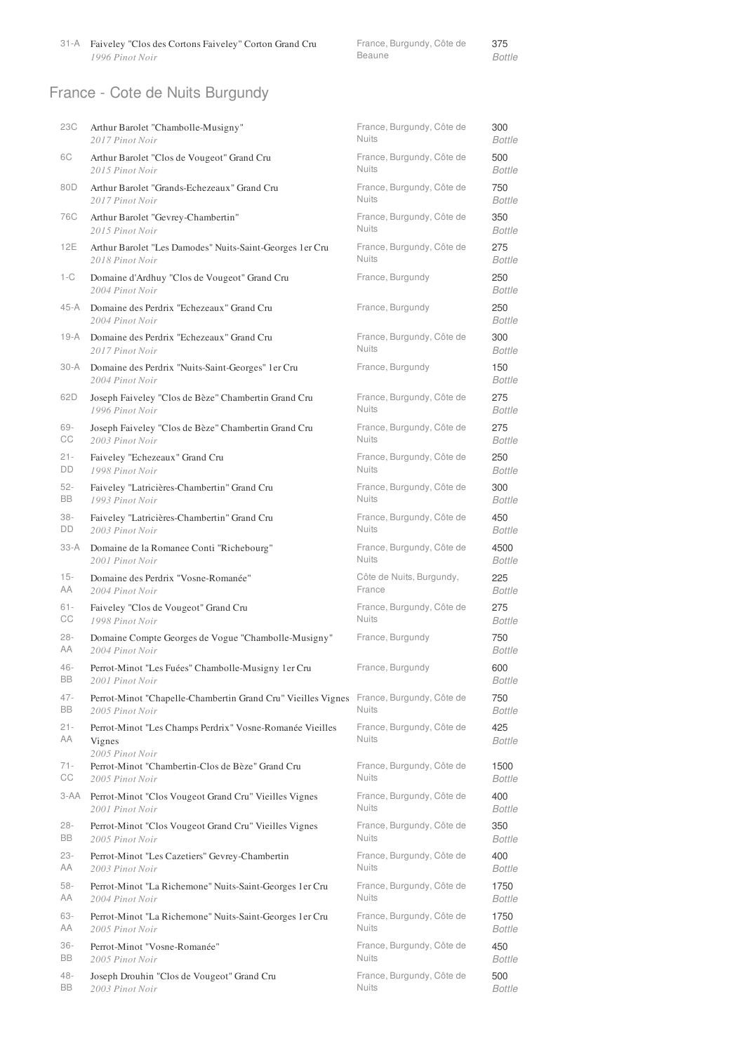| | | | |
|---|---|---|---|
| 31-A | Faiveley "Clos des Cortons Faiveley" Corton Grand Cru<br>*1996 Pinot Noir* | France, Burgundy, Côte de Beaune | 375<br>*Bottle* |

## France - Cote de Nuits Burgundy

| | | | |
|---|---|---|---|
| 23C | Arthur Barolet "Chambolle-Musigny"<br>*2017 Pinot Noir* | France, Burgundy, Côte de Nuits | 300<br>*Bottle* |
| 6C | Arthur Barolet "Clos de Vougeot" Grand Cru<br>*2015 Pinot Noir* | France, Burgundy, Côte de Nuits | 500<br>*Bottle* |
| 80D | Arthur Barolet "Grands-Echezeaux" Grand Cru<br>*2017 Pinot Noir* | France, Burgundy, Côte de Nuits | 750<br>*Bottle* |
| 76C | Arthur Barolet "Gevrey-Chambertin"<br>*2015 Pinot Noir* | France, Burgundy, Côte de Nuits | 350<br>*Bottle* |
| 12E | Arthur Barolet "Les Damodes" Nuits-Saint-Georges 1er Cru<br>*2018 Pinot Noir* | France, Burgundy, Côte de Nuits | 275<br>*Bottle* |
| 1-C | Domaine d'Ardhuy "Clos de Vougeot" Grand Cru<br>*2004 Pinot Noir* | France, Burgundy | 250<br>*Bottle* |
| 45-A | Domaine des Perdrix "Echezeaux" Grand Cru<br>*2004 Pinot Noir* | France, Burgundy | 250<br>*Bottle* |
| 19-A | Domaine des Perdrix "Echezeaux" Grand Cru<br>*2017 Pinot Noir* | France, Burgundy, Côte de Nuits | 300<br>*Bottle* |
| 30-A | Domaine des Perdrix "Nuits-Saint-Georges" 1er Cru<br>*2004 Pinot Noir* | France, Burgundy | 150<br>*Bottle* |
| 62D | Joseph Faiveley "Clos de Bèze" Chambertin Grand Cru<br>*1996 Pinot Noir* | France, Burgundy, Côte de Nuits | 275<br>*Bottle* |
| 69-CC | Joseph Faiveley "Clos de Bèze" Chambertin Grand Cru<br>*2003 Pinot Noir* | France, Burgundy, Côte de Nuits | 275<br>*Bottle* |
| 21-DD | Faiveley "Echezeaux" Grand Cru<br>*1998 Pinot Noir* | France, Burgundy, Côte de Nuits | 250<br>*Bottle* |
| 52-BB | Faiveley "Latricières-Chambertin" Grand Cru<br>*1993 Pinot Noir* | France, Burgundy, Côte de Nuits | 300<br>*Bottle* |
| 38-DD | Faiveley "Latricières-Chambertin" Grand Cru<br>*2003 Pinot Noir* | France, Burgundy, Côte de Nuits | 450<br>*Bottle* |
| 33-A | Domaine de la Romanee Conti "Richebourg"<br>*2001 Pinot Noir* | France, Burgundy, Côte de Nuits | 4500<br>*Bottle* |
| 15-AA | Domaine des Perdrix "Vosne-Romanée"<br>*2004 Pinot Noir* | Côte de Nuits, Burgundy, France | 225<br>*Bottle* |
| 61-CC | Faiveley "Clos de Vougeot" Grand Cru<br>*1998 Pinot Noir* | France, Burgundy, Côte de Nuits | 275<br>*Bottle* |
| 28-AA | Domaine Compte Georges de Vogue "Chambolle-Musigny"<br>*2004 Pinot Noir* | France, Burgundy | 750<br>*Bottle* |
| 46-BB | Perrot-Minot "Les Fuées" Chambolle-Musigny 1er Cru<br>*2001 Pinot Noir* | France, Burgundy | 600<br>*Bottle* |
| 47-BB | Perrot-Minot "Chapelle-Chambertin Grand Cru" Vieilles Vignes<br>*2005 Pinot Noir* | France, Burgundy, Côte de Nuits | 750<br>*Bottle* |
| 21-AA | Perrot-Minot "Les Champs Perdrix" Vosne-Romanée Vieilles Vignes<br>*2005 Pinot Noir* | France, Burgundy, Côte de Nuits | 425<br>*Bottle* |
| 71-CC | Perrot-Minot "Chambertin-Clos de Bèze" Grand Cru<br>*2005 Pinot Noir* | France, Burgundy, Côte de Nuits | 1500<br>*Bottle* |
| 3-AA | Perrot-Minot "Clos Vougeot Grand Cru" Vieilles Vignes<br>*2001 Pinot Noir* | France, Burgundy, Côte de Nuits | 400<br>*Bottle* |
| 28-BB | Perrot-Minot "Clos Vougeot Grand Cru" Vieilles Vignes<br>*2005 Pinot Noir* | France, Burgundy, Côte de Nuits | 350<br>*Bottle* |
| 23-AA | Perrot-Minot "Les Cazetiers" Gevrey-Chambertin<br>*2003 Pinot Noir* | France, Burgundy, Côte de Nuits | 400<br>*Bottle* |
| 58-AA | Perrot-Minot "La Richemone" Nuits-Saint-Georges 1er Cru<br>*2004 Pinot Noir* | France, Burgundy, Côte de Nuits | 1750<br>*Bottle* |
| 63-AA | Perrot-Minot "La Richemone" Nuits-Saint-Georges 1er Cru<br>*2005 Pinot Noir* | France, Burgundy, Côte de Nuits | 1750<br>*Bottle* |
| 36-BB | Perrot-Minot "Vosne-Romanée"<br>*2005 Pinot Noir* | France, Burgundy, Côte de Nuits | 450<br>*Bottle* |
| 48-BB | Joseph Drouhin "Clos de Vougeot" Grand Cru<br>*2003 Pinot Noir* | France, Burgundy, Côte de Nuits | 500<br>*Bottle* |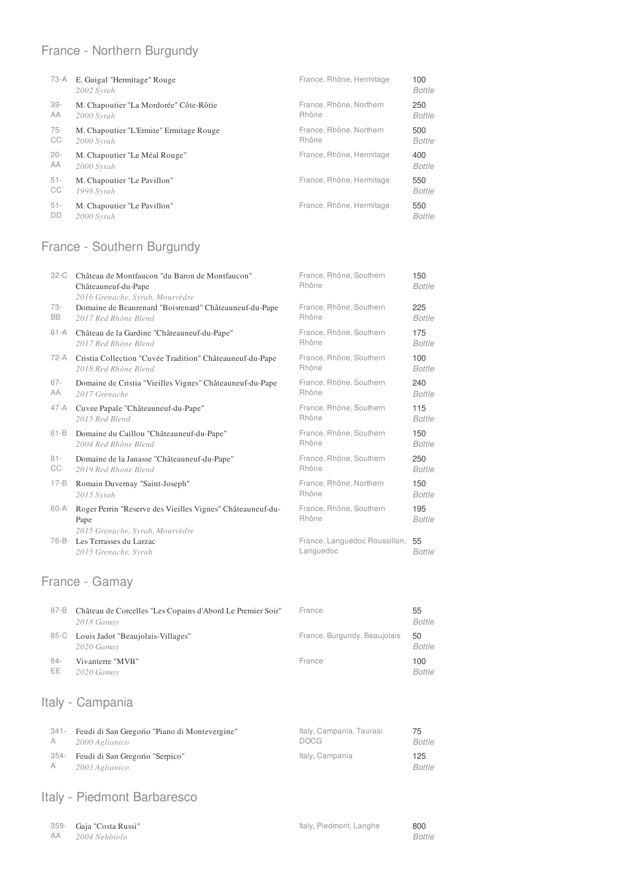## France - Northern Burgundy

| Bin | Wine | Region | Price |
|---|---|---|---|
| 73-A | E. Guigal "Hermitage" Rouge<br>*2002 Syrah* | France, Rhône, Hermitage | 100<br>*Bottle* |
| 39-AA | M. Chapoutier "La Mordorée" Côte-Rôtie<br>*2000 Syrah* | France, Rhône, Northern Rhône | 250<br>*Bottle* |
| 75-CC | M. Chapoutier "L'Ermite" Ermitage Rouge<br>*2000 Syrah* | France, Rhône, Northern Rhône | 500<br>*Bottle* |
| 20-AA | M. Chapoutier "Le Méal Rouge"<br>*2000 Syrah* | France, Rhône, Hermitage | 400<br>*Bottle* |
| 51-CC | M. Chapoutier "Le Pavillon"<br>*1998 Syrah* | France, Rhône, Hermitage | 550<br>*Bottle* |
| 51-DD | M. Chapoutier "Le Pavillon"<br>*2000 Syrah* | France, Rhône, Hermitage | 550<br>*Bottle* |

## France - Southern Burgundy

| Bin | Wine | Region | Price |
|---|---|---|---|
| 32-C | Château de Montfaucon "du Baron de Montfaucon" Châteauneuf-du-Pape<br>*2016 Grenache, Syrah, Mourvèdre* | France, Rhône, Southern Rhône | 150<br>*Bottle* |
| 73-BB | Domaine de Beaurenard "Boisrenard" Châteauneuf-du-Pape<br>*2017 Red Rhône Blend* | France, Rhône, Southern Rhône | 225<br>*Bottle* |
| 61-A | Château de la Gardine "Châteauneuf-du-Pape"<br>*2017 Red Rhône Blend* | France, Rhône, Southern Rhône | 175<br>*Bottle* |
| 72-A | Cristia Collection "Cuvée Tradition" Châteauneuf-du-Pape<br>*2018 Red Rhône Blend* | France, Rhône, Southern Rhône | 100<br>*Bottle* |
| 67-AA | Domaine de Cristia "Vieilles Vignes" Châteauneuf-du-Pape<br>*2017 Grenache* | France, Rhône, Southern Rhône | 240<br>*Bottle* |
| 47-A | Cuvee Papale "Châteauneuf-du-Pape"<br>*2015 Red Blend* | France, Rhône, Southern Rhône | 115<br>*Bottle* |
| 61-B | Domaine du Caillou "Châteauneuf-du-Pape"<br>*2004 Red Rhône Blend* | France, Rhône, Southern Rhône | 150<br>*Bottle* |
| 81-CC | Domaine de la Janasse "Châteauneuf-du-Pape"<br>*2019 Red Rhone Blend* | France, Rhône, Southern Rhône | 250<br>*Bottle* |
| 17-B | Romain Duvernay "Saint-Joseph"<br>*2015 Syrah* | France, Rhône, Northern Rhône | 150<br>*Bottle* |
| 60-A | Roger Perrin "Reserve des Vieilles Vignes" Châteauneuf-du-Pape<br>*2015 Grenache, Syrah, Mourvèdre* | France, Rhône, Southern Rhône | 195<br>*Bottle* |
| 76-B | Les Terrasses du Larzac<br>*2015 Grenache, Syrah* | France, Languedoc Roussillon, Languedoc | 55<br>*Bottle* |

## France - Gamay

| Bin | Wine | Region | Price |
|---|---|---|---|
| 87-B | Château de Corcelles "Les Copains d'Abord Le Premier Soir"<br>*2018 Gamay* | France | 55<br>*Bottle* |
| 85-C | Louis Jadot "Beaujolais-Villages"<br>*2020 Gamay* | France, Burgundy, Beaujolais | 50<br>*Bottle* |
| 84-EE | Vivanterre "MVB"<br>*2020 Gamay* | France | 100<br>*Bottle* |

## Italy - Campania

| Bin | Wine | Region | Price |
|---|---|---|---|
| 341-A | Feudi di San Gregorio "Piano di Montevergine"<br>*2000 Aglianico* | Italy, Campania, Taurasi DOCG | 75<br>*Bottle* |
| 354-A | Feudi di San Gregorio "Serpico"<br>*2003 Aglianico* | Italy, Campania | 125<br>*Bottle* |

## Italy - Piedmont Barbaresco

| Bin | Wine | Region | Price |
|---|---|---|---|
| 359-AA | Gaja "Costa Russi"<br>*2004 Nebbiolo* | Italy, Piedmont, Langhe | 800<br>*Bottle* |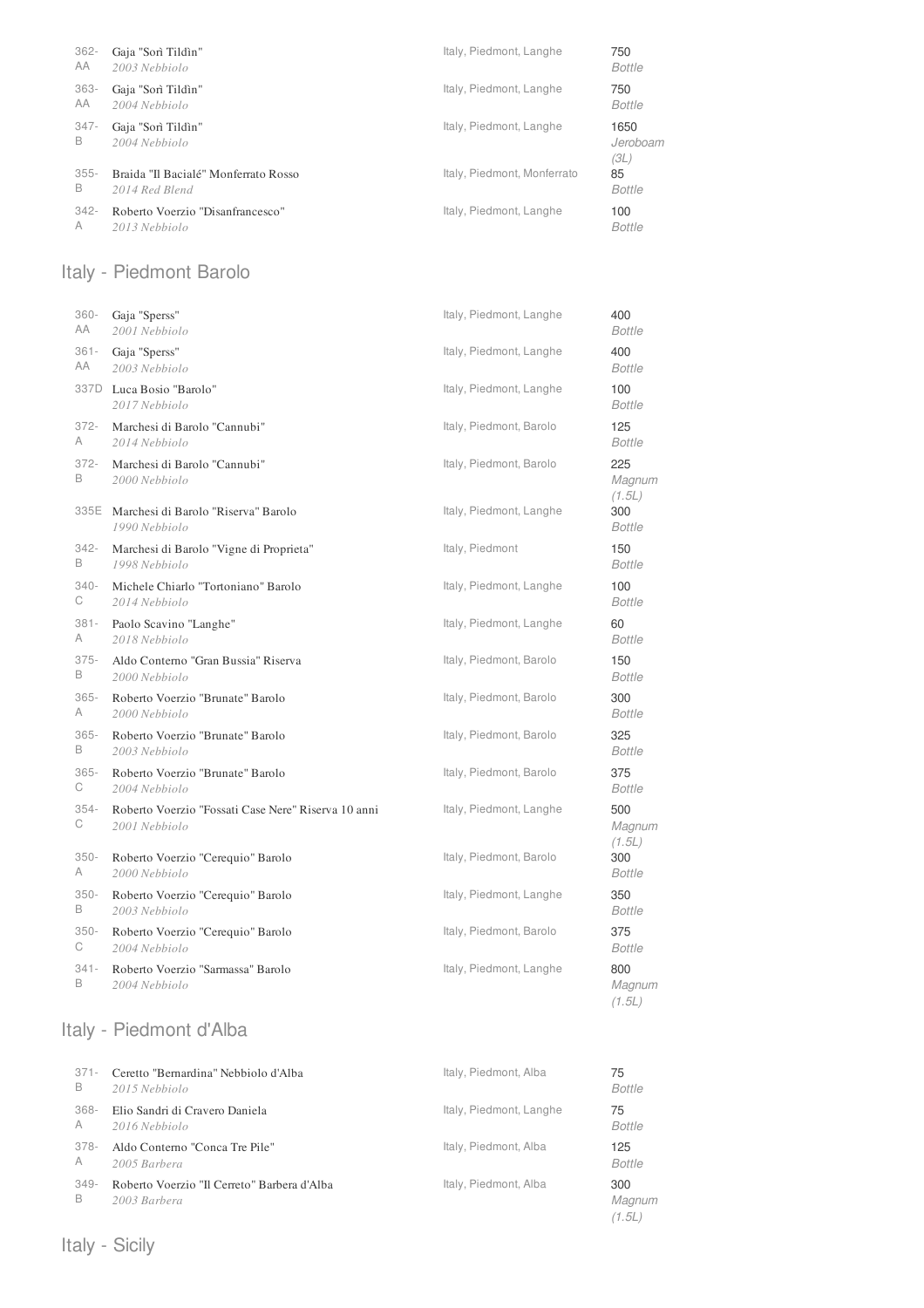| Bin | Wine | Region | Price / Size |
|---|---|---|---|
| 362-AA | Gaja "Sorì Tildìn" *2003 Nebbiolo* | Italy, Piedmont, Langhe | 750 *Bottle* |
| 363-AA | Gaja "Sorì Tildìn" *2004 Nebbiolo* | Italy, Piedmont, Langhe | 750 *Bottle* |
| 347-B | Gaja "Sorì Tildìn" *2004 Nebbiolo* | Italy, Piedmont, Langhe | 1650 *Jeroboam (3L)* |
| 355-B | Braida "Il Bacialé" Monferrato Rosso *2014 Red Blend* | Italy, Piedmont, Monferrato | 85 *Bottle* |
| 342-A | Roberto Voerzio "Disanfrancesco" *2013 Nebbiolo* | Italy, Piedmont, Langhe | 100 *Bottle* |

## Italy - Piedmont Barolo

| Bin | Wine | Region | Price / Size |
|---|---|---|---|
| 360-AA | Gaja "Sperss" *2001 Nebbiolo* | Italy, Piedmont, Langhe | 400 *Bottle* |
| 361-AA | Gaja "Sperss" *2003 Nebbiolo* | Italy, Piedmont, Langhe | 400 *Bottle* |
| 337D | Luca Bosio "Barolo" *2017 Nebbiolo* | Italy, Piedmont, Langhe | 100 *Bottle* |
| 372-A | Marchesi di Barolo "Cannubi" *2014 Nebbiolo* | Italy, Piedmont, Barolo | 125 *Bottle* |
| 372-B | Marchesi di Barolo "Cannubi" *2000 Nebbiolo* | Italy, Piedmont, Barolo | 225 *Magnum (1.5L)* |
| 335E | Marchesi di Barolo "Riserva" Barolo *1990 Nebbiolo* | Italy, Piedmont, Langhe | 300 *Bottle* |
| 342-B | Marchesi di Barolo "Vigne di Proprieta" *1998 Nebbiolo* | Italy, Piedmont | 150 *Bottle* |
| 340-C | Michele Chiarlo "Tortoniano" Barolo *2014 Nebbiolo* | Italy, Piedmont, Langhe | 100 *Bottle* |
| 381-A | Paolo Scavino "Langhe" *2018 Nebbiolo* | Italy, Piedmont, Langhe | 60 *Bottle* |
| 375-B | Aldo Conterno "Gran Bussia" Riserva *2000 Nebbiolo* | Italy, Piedmont, Barolo | 150 *Bottle* |
| 365-A | Roberto Voerzio "Brunate" Barolo *2000 Nebbiolo* | Italy, Piedmont, Barolo | 300 *Bottle* |
| 365-B | Roberto Voerzio "Brunate" Barolo *2003 Nebbiolo* | Italy, Piedmont, Barolo | 325 *Bottle* |
| 365-C | Roberto Voerzio "Brunate" Barolo *2004 Nebbiolo* | Italy, Piedmont, Barolo | 375 *Bottle* |
| 354-C | Roberto Voerzio "Fossati Case Nere" Riserva 10 anni *2001 Nebbiolo* | Italy, Piedmont, Langhe | 500 *Magnum (1.5L)* |
| 350-A | Roberto Voerzio "Cerequio" Barolo *2000 Nebbiolo* | Italy, Piedmont, Barolo | 300 *Bottle* |
| 350-B | Roberto Voerzio "Cerequio" Barolo *2003 Nebbiolo* | Italy, Piedmont, Langhe | 350 *Bottle* |
| 350-C | Roberto Voerzio "Cerequio" Barolo *2004 Nebbiolo* | Italy, Piedmont, Barolo | 375 *Bottle* |
| 341-B | Roberto Voerzio "Sarmassa" Barolo *2004 Nebbiolo* | Italy, Piedmont, Langhe | 800 *Magnum (1.5L)* |

## Italy - Piedmont d'Alba

| Bin | Wine | Region | Price / Size |
|---|---|---|---|
| 371-B | Ceretto "Bernardina" Nebbiolo d'Alba *2015 Nebbiolo* | Italy, Piedmont, Alba | 75 *Bottle* |
| 368-A | Elio Sandri di Cravero Daniela *2016 Nebbiolo* | Italy, Piedmont, Langhe | 75 *Bottle* |
| 378-A | Aldo Conterno "Conca Tre Pile" *2005 Barbera* | Italy, Piedmont, Alba | 125 *Bottle* |
| 349-B | Roberto Voerzio "Il Cerreto" Barbera d'Alba *2003 Barbera* | Italy, Piedmont, Alba | 300 *Magnum (1.5L)* |

## Italy - Sicily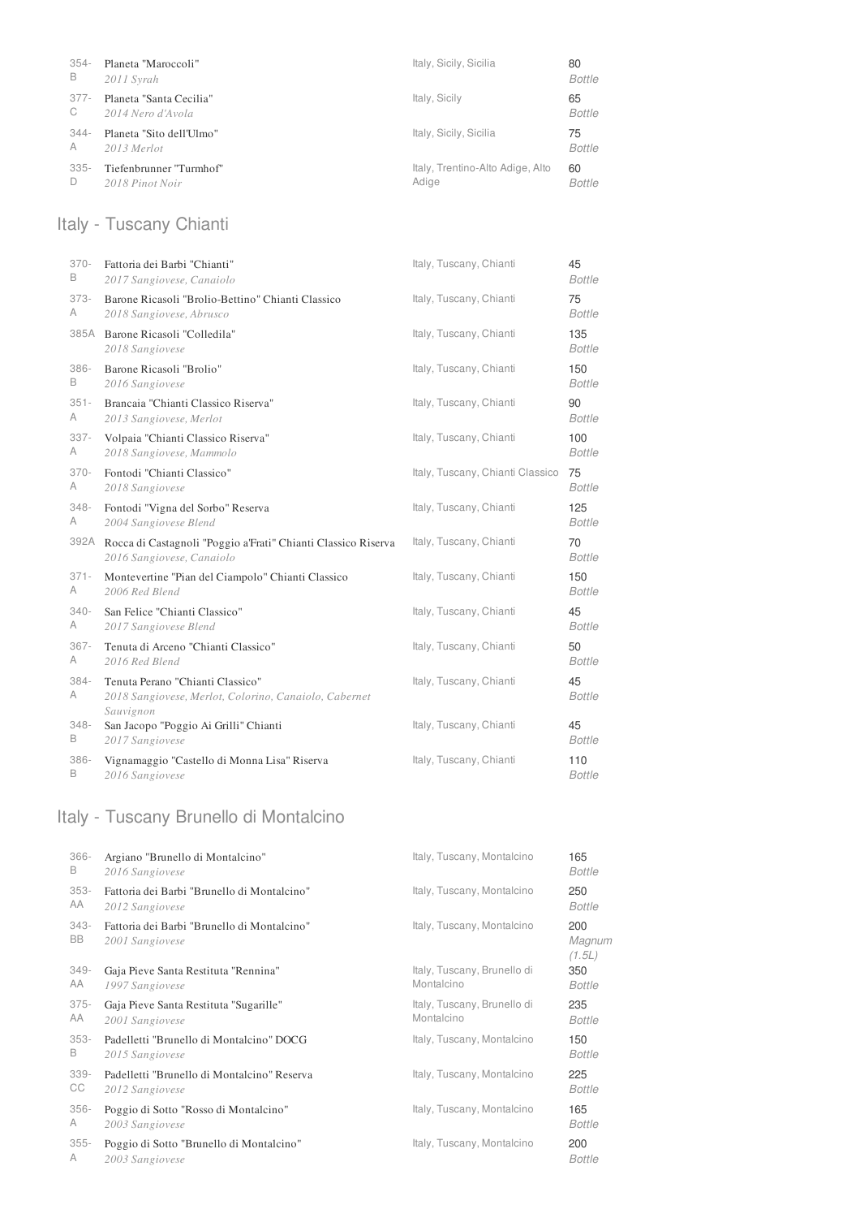| | | | |
|---|---|---|---|
| 354-B | Planeta "Maroccoli"<br>*2011 Syrah* | Italy, Sicily, Sicilia | 80<br>*Bottle* |
| 377-C | Planeta "Santa Cecilia"<br>*2014 Nero d'Avola* | Italy, Sicily | 65<br>*Bottle* |
| 344-A | Planeta "Sito dell'Ulmo"<br>*2013 Merlot* | Italy, Sicily, Sicilia | 75<br>*Bottle* |
| 335-D | Tiefenbrunner "Turmhof"<br>*2018 Pinot Noir* | Italy, Trentino-Alto Adige, Alto Adige | 60<br>*Bottle* |

## Italy - Tuscany Chianti

| | | | |
|---|---|---|---|
| 370-B | Fattoria dei Barbi "Chianti"<br>*2017 Sangiovese, Canaiolo* | Italy, Tuscany, Chianti | 45<br>*Bottle* |
| 373-A | Barone Ricasoli "Brolio-Bettino" Chianti Classico<br>*2018 Sangiovese, Abrusco* | Italy, Tuscany, Chianti | 75<br>*Bottle* |
| 385A | Barone Ricasoli "Colledila"<br>*2018 Sangiovese* | Italy, Tuscany, Chianti | 135<br>*Bottle* |
| 386-B | Barone Ricasoli "Brolio"<br>*2016 Sangiovese* | Italy, Tuscany, Chianti | 150<br>*Bottle* |
| 351-A | Brancaia "Chianti Classico Riserva"<br>*2013 Sangiovese, Merlot* | Italy, Tuscany, Chianti | 90<br>*Bottle* |
| 337-A | Volpaia "Chianti Classico Riserva"<br>*2018 Sangiovese, Mammolo* | Italy, Tuscany, Chianti | 100<br>*Bottle* |
| 370-A | Fontodi "Chianti Classico"<br>*2018 Sangiovese* | Italy, Tuscany, Chianti Classico | 75<br>*Bottle* |
| 348-A | Fontodi "Vigna del Sorbo" Reserva<br>*2004 Sangiovese Blend* | Italy, Tuscany, Chianti | 125<br>*Bottle* |
| 392A | Rocca di Castagnoli "Poggio a'Frati" Chianti Classico Riserva<br>*2016 Sangiovese, Canaiolo* | Italy, Tuscany, Chianti | 70<br>*Bottle* |
| 371-A | Montevertine "Pian del Ciampolo" Chianti Classico<br>*2006 Red Blend* | Italy, Tuscany, Chianti | 150<br>*Bottle* |
| 340-A | San Felice "Chianti Classico"<br>*2017 Sangiovese Blend* | Italy, Tuscany, Chianti | 45<br>*Bottle* |
| 367-A | Tenuta di Arceno "Chianti Classico"<br>*2016 Red Blend* | Italy, Tuscany, Chianti | 50<br>*Bottle* |
| 384-A | Tenuta Perano "Chianti Classico"<br>*2018 Sangiovese, Merlot, Colorino, Canaiolo, Cabernet Sauvignon* | Italy, Tuscany, Chianti | 45<br>*Bottle* |
| 348-B | San Jacopo "Poggio Ai Grilli" Chianti<br>*2017 Sangiovese* | Italy, Tuscany, Chianti | 45<br>*Bottle* |
| 386-B | Vignamaggio "Castello di Monna Lisa" Riserva<br>*2016 Sangiovese* | Italy, Tuscany, Chianti | 110<br>*Bottle* |

## Italy - Tuscany Brunello di Montalcino

| | | | |
|---|---|---|---|
| 366-B | Argiano "Brunello di Montalcino"<br>*2016 Sangiovese* | Italy, Tuscany, Montalcino | 165<br>*Bottle* |
| 353-AA | Fattoria dei Barbi "Brunello di Montalcino"<br>*2012 Sangiovese* | Italy, Tuscany, Montalcino | 250<br>*Bottle* |
| 343-BB | Fattoria dei Barbi "Brunello di Montalcino"<br>*2001 Sangiovese* | Italy, Tuscany, Montalcino | 200<br>*Magnum (1.5L)* |
| 349-AA | Gaja Pieve Santa Restituta "Rennina"<br>*1997 Sangiovese* | Italy, Tuscany, Brunello di Montalcino | 350<br>*Bottle* |
| 375-AA | Gaja Pieve Santa Restituta "Sugarille"<br>*2001 Sangiovese* | Italy, Tuscany, Brunello di Montalcino | 235<br>*Bottle* |
| 353-B | Padelletti "Brunello di Montalcino" DOCG<br>*2015 Sangiovese* | Italy, Tuscany, Montalcino | 150<br>*Bottle* |
| 339-CC | Padelletti "Brunello di Montalcino" Reserva<br>*2012 Sangiovese* | Italy, Tuscany, Montalcino | 225<br>*Bottle* |
| 356-A | Poggio di Sotto "Rosso di Montalcino"<br>*2003 Sangiovese* | Italy, Tuscany, Montalcino | 165<br>*Bottle* |
| 355-A | Poggio di Sotto "Brunello di Montalcino"<br>*2003 Sangiovese* | Italy, Tuscany, Montalcino | 200<br>*Bottle* |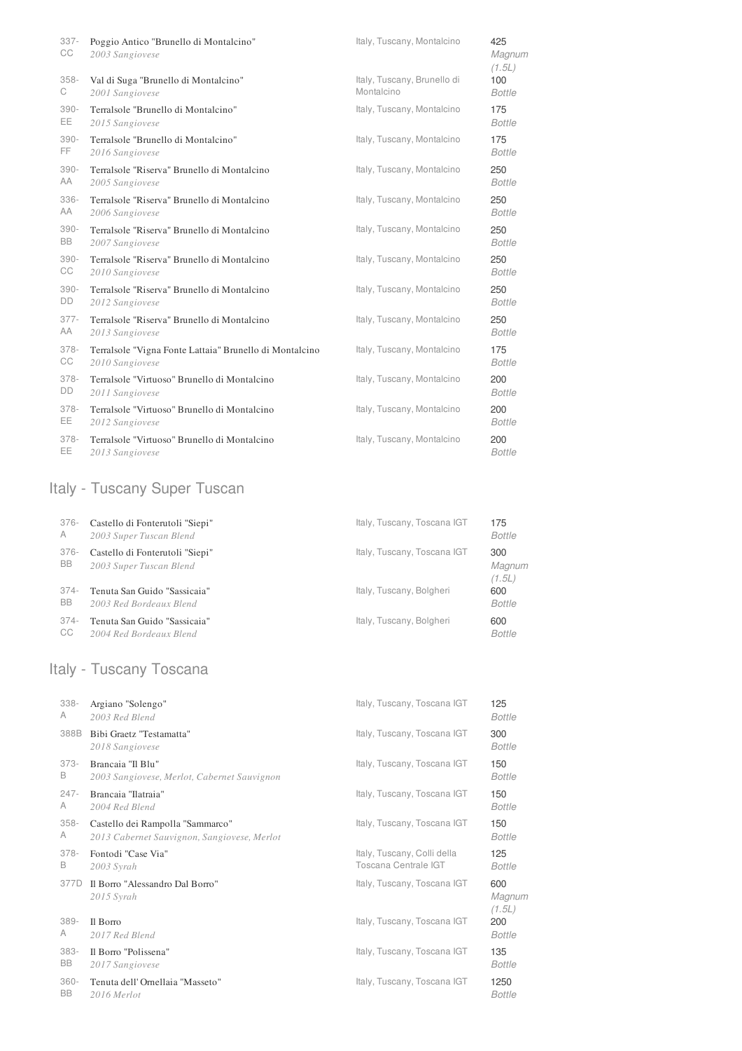| Bin | Wine | Region | Price |
|---|---|---|---|
| 337-CC | Poggio Antico "Brunello di Montalcino"<br>*2003 Sangiovese* | Italy, Tuscany, Montalcino | 425<br>*Magnum (1.5L)* |
| 358-C | Val di Suga "Brunello di Montalcino"<br>*2001 Sangiovese* | Italy, Tuscany, Brunello di Montalcino | 100<br>*Bottle* |
| 390-EE | Terralsole "Brunello di Montalcino"<br>*2015 Sangiovese* | Italy, Tuscany, Montalcino | 175<br>*Bottle* |
| 390-FF | Terralsole "Brunello di Montalcino"<br>*2016 Sangiovese* | Italy, Tuscany, Montalcino | 175<br>*Bottle* |
| 390-AA | Terralsole "Riserva" Brunello di Montalcino<br>*2005 Sangiovese* | Italy, Tuscany, Montalcino | 250<br>*Bottle* |
| 336-AA | Terralsole "Riserva" Brunello di Montalcino<br>*2006 Sangiovese* | Italy, Tuscany, Montalcino | 250<br>*Bottle* |
| 390-BB | Terralsole "Riserva" Brunello di Montalcino<br>*2007 Sangiovese* | Italy, Tuscany, Montalcino | 250<br>*Bottle* |
| 390-CC | Terralsole "Riserva" Brunello di Montalcino<br>*2010 Sangiovese* | Italy, Tuscany, Montalcino | 250<br>*Bottle* |
| 390-DD | Terralsole "Riserva" Brunello di Montalcino<br>*2012 Sangiovese* | Italy, Tuscany, Montalcino | 250<br>*Bottle* |
| 377-AA | Terralsole "Riserva" Brunello di Montalcino<br>*2013 Sangiovese* | Italy, Tuscany, Montalcino | 250<br>*Bottle* |
| 378-CC | Terralsole "Vigna Fonte Lattaia" Brunello di Montalcino<br>*2010 Sangiovese* | Italy, Tuscany, Montalcino | 175<br>*Bottle* |
| 378-DD | Terralsole "Virtuoso" Brunello di Montalcino<br>*2011 Sangiovese* | Italy, Tuscany, Montalcino | 200<br>*Bottle* |
| 378-EE | Terralsole "Virtuoso" Brunello di Montalcino<br>*2012 Sangiovese* | Italy, Tuscany, Montalcino | 200<br>*Bottle* |
| 378-EE | Terralsole "Virtuoso" Brunello di Montalcino<br>*2013 Sangiovese* | Italy, Tuscany, Montalcino | 200<br>*Bottle* |

## Italy - Tuscany Super Tuscan

| Bin | Wine | Region | Price |
|---|---|---|---|
| 376-A | Castello di Fonterutoli "Siepi"<br>*2003 Super Tuscan Blend* | Italy, Tuscany, Toscana IGT | 175<br>*Bottle* |
| 376-BB | Castello di Fonterutoli "Siepi"<br>*2003 Super Tuscan Blend* | Italy, Tuscany, Toscana IGT | 300<br>*Magnum (1.5L)* |
| 374-BB | Tenuta San Guido "Sassicaia"<br>*2003 Red Bordeaux Blend* | Italy, Tuscany, Bolgheri | 600<br>*Bottle* |
| 374-CC | Tenuta San Guido "Sassicaia"<br>*2004 Red Bordeaux Blend* | Italy, Tuscany, Bolgheri | 600<br>*Bottle* |

## Italy - Tuscany Toscana

| Bin | Wine | Region | Price |
|---|---|---|---|
| 338-A | Argiano "Solengo"<br>*2003 Red Blend* | Italy, Tuscany, Toscana IGT | 125<br>*Bottle* |
| 388B | Bibi Graetz "Testamatta"<br>*2018 Sangiovese* | Italy, Tuscany, Toscana IGT | 300<br>*Bottle* |
| 373-B | Brancaia "Il Blu"<br>*2003 Sangiovese, Merlot, Cabernet Sauvignon* | Italy, Tuscany, Toscana IGT | 150<br>*Bottle* |
| 247-A | Brancaia "Ilatraia"<br>*2004 Red Blend* | Italy, Tuscany, Toscana IGT | 150<br>*Bottle* |
| 358-A | Castello dei Rampolla "Sammarco"<br>*2013 Cabernet Sauvignon, Sangiovese, Merlot* | Italy, Tuscany, Toscana IGT | 150<br>*Bottle* |
| 378-B | Fontodi "Case Via"<br>*2003 Syrah* | Italy, Tuscany, Colli della Toscana Centrale IGT | 125<br>*Bottle* |
| 377D | Il Borro "Alessandro Dal Borro"<br>*2015 Syrah* | Italy, Tuscany, Toscana IGT | 600<br>*Magnum (1.5L)* |
| 389-A | Il Borro<br>*2017 Red Blend* | Italy, Tuscany, Toscana IGT | 200<br>*Bottle* |
| 383-BB | Il Borro "Polissena"<br>*2017 Sangiovese* | Italy, Tuscany, Toscana IGT | 135<br>*Bottle* |
| 360-BB | Tenuta dell' Ornellaia "Masseto"<br>*2016 Merlot* | Italy, Tuscany, Toscana IGT | 1250<br>*Bottle* |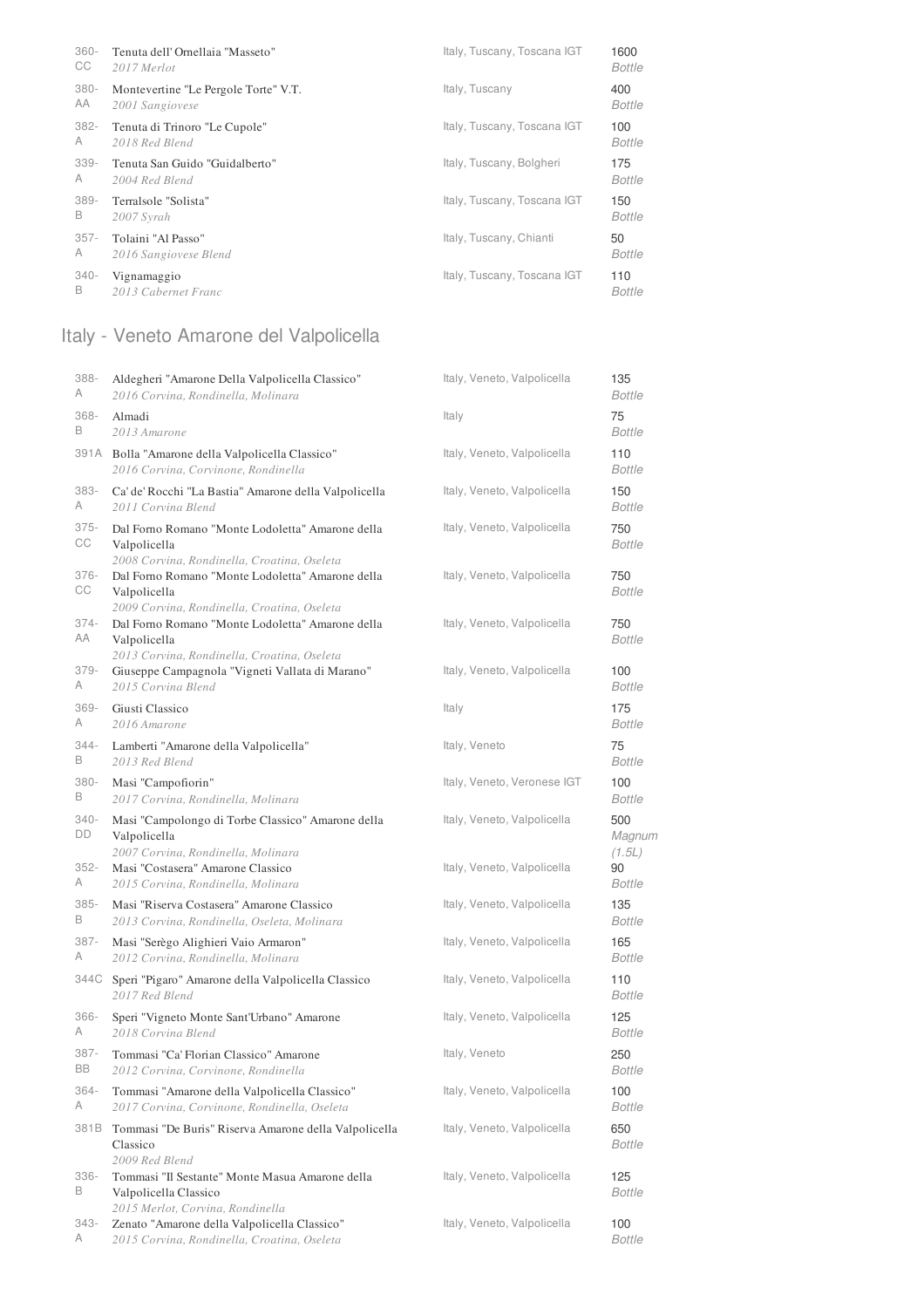| | | | |
|---|---|---|---|
| 360-CC | Tenuta dell' Ornellaia "Masseto"<br>*2017 Merlot* | Italy, Tuscany, Toscana IGT | 1600<br>*Bottle* |
| 380-AA | Montevertine "Le Pergole Torte" V.T.<br>*2001 Sangiovese* | Italy, Tuscany | 400<br>*Bottle* |
| 382-A | Tenuta di Trinoro "Le Cupole"<br>*2018 Red Blend* | Italy, Tuscany, Toscana IGT | 100<br>*Bottle* |
| 339-A | Tenuta San Guido "Guidalberto"<br>*2004 Red Blend* | Italy, Tuscany, Bolgheri | 175<br>*Bottle* |
| 389-B | Terralsole "Solista"<br>*2007 Syrah* | Italy, Tuscany, Toscana IGT | 150<br>*Bottle* |
| 357-A | Tolaini "Al Passo"<br>*2016 Sangiovese Blend* | Italy, Tuscany, Chianti | 50<br>*Bottle* |
| 340-B | Vignamaggio<br>*2013 Cabernet Franc* | Italy, Tuscany, Toscana IGT | 110<br>*Bottle* |

## Italy - Veneto Amarone del Valpolicella

| | | | |
|---|---|---|---|
| 388-A | Aldegheri "Amarone Della Valpolicella Classico"<br>*2016 Corvina, Rondinella, Molinara* | Italy, Veneto, Valpolicella | 135<br>*Bottle* |
| 368-B | Almadi<br>*2013 Amarone* | Italy | 75<br>*Bottle* |
| 391A | Bolla "Amarone della Valpolicella Classico"<br>*2016 Corvina, Corvinone, Rondinella* | Italy, Veneto, Valpolicella | 110<br>*Bottle* |
| 383-A | Ca' de' Rocchi "La Bastia" Amarone della Valpolicella<br>*2011 Corvina Blend* | Italy, Veneto, Valpolicella | 150<br>*Bottle* |
| 375-CC | Dal Forno Romano "Monte Lodoletta" Amarone della Valpolicella<br>*2008 Corvina, Rondinella, Croatina, Oseleta* | Italy, Veneto, Valpolicella | 750<br>*Bottle* |
| 376-CC | Dal Forno Romano "Monte Lodoletta" Amarone della Valpolicella<br>*2009 Corvina, Rondinella, Croatina, Oseleta* | Italy, Veneto, Valpolicella | 750<br>*Bottle* |
| 374-AA | Dal Forno Romano "Monte Lodoletta" Amarone della Valpolicella<br>*2013 Corvina, Rondinella, Croatina, Oseleta* | Italy, Veneto, Valpolicella | 750<br>*Bottle* |
| 379-A | Giuseppe Campagnola "Vigneti Vallata di Marano"<br>*2015 Corvina Blend* | Italy, Veneto, Valpolicella | 100<br>*Bottle* |
| 369-A | Giusti Classico<br>*2016 Amarone* | Italy | 175<br>*Bottle* |
| 344-B | Lamberti "Amarone della Valpolicella"<br>*2013 Red Blend* | Italy, Veneto | 75<br>*Bottle* |
| 380-B | Masi "Campofiorin"<br>*2017 Corvina, Rondinella, Molinara* | Italy, Veneto, Veronese IGT | 100<br>*Bottle* |
| 340-DD | Masi "Campolongo di Torbe Classico" Amarone della Valpolicella<br>*2007 Corvina, Rondinella, Molinara* | Italy, Veneto, Valpolicella | 500<br>*Magnum (1.5L)* |
| 352-A | Masi "Costasera" Amarone Classico<br>*2015 Corvina, Rondinella, Molinara* | Italy, Veneto, Valpolicella | 90<br>*Bottle* |
| 385-B | Masi "Riserva Costasera" Amarone Classico<br>*2013 Corvina, Rondinella, Oseleta, Molinara* | Italy, Veneto, Valpolicella | 135<br>*Bottle* |
| 387-A | Masi "Serègo Alighieri Vaio Armaron"<br>*2012 Corvina, Rondinella, Molinara* | Italy, Veneto, Valpolicella | 165<br>*Bottle* |
| 344C | Speri "Pigaro" Amarone della Valpolicella Classico<br>*2017 Red Blend* | Italy, Veneto, Valpolicella | 110<br>*Bottle* |
| 366-A | Speri "Vigneto Monte Sant'Urbano" Amarone<br>*2018 Corvina Blend* | Italy, Veneto, Valpolicella | 125<br>*Bottle* |
| 387-BB | Tommasi "Ca' Florian Classico" Amarone<br>*2012 Corvina, Corvinone, Rondinella* | Italy, Veneto | 250<br>*Bottle* |
| 364-A | Tommasi "Amarone della Valpolicella Classico"<br>*2017 Corvina, Corvinone, Rondinella, Oseleta* | Italy, Veneto, Valpolicella | 100<br>*Bottle* |
| 381B | Tommasi "De Buris" Riserva Amarone della Valpolicella Classico<br>*2009 Red Blend* | Italy, Veneto, Valpolicella | 650<br>*Bottle* |
| 336-B | Tommasi "Il Sestante" Monte Masua Amarone della Valpolicella Classico<br>*2015 Merlot, Corvina, Rondinella* | Italy, Veneto, Valpolicella | 125<br>*Bottle* |
| 343-A | Zenato "Amarone della Valpolicella Classico"<br>*2015 Corvina, Rondinella, Croatina, Oseleta* | Italy, Veneto, Valpolicella | 100<br>*Bottle* |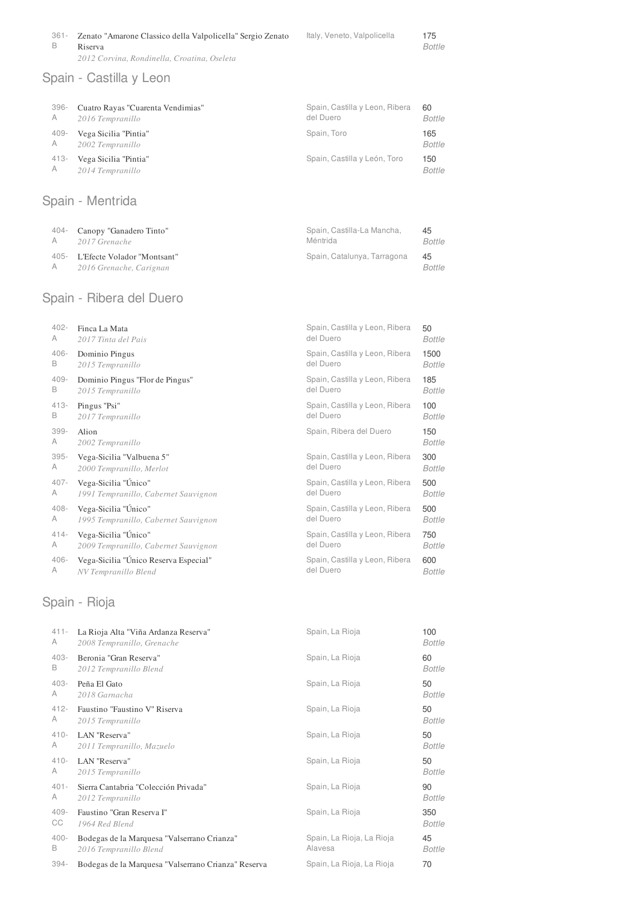| | | | |
|---|---|---|---|
| 361-B | Zenato "Amarone Classico della Valpolicella" Sergio Zenato Riserva<br>*2012 Corvina, Rondinella, Croatina, Oseleta* | Italy, Veneto, Valpolicella | 175 *Bottle* |

## Spain - Castilla y Leon

| | | | |
|---|---|---|---|
| 396-A | Cuatro Rayas "Cuarenta Vendimias"<br>*2016 Tempranillo* | Spain, Castilla y Leon, Ribera del Duero | 60 *Bottle* |
| 409-A | Vega Sicilia "Pintia"<br>*2002 Tempranillo* | Spain, Toro | 165 *Bottle* |
| 413-A | Vega Sicilia "Pintia"<br>*2014 Tempranillo* | Spain, Castilla y León, Toro | 150 *Bottle* |

## Spain - Mentrida

| | | | |
|---|---|---|---|
| 404-A | Canopy "Ganadero Tinto"<br>*2017 Grenache* | Spain, Castilla-La Mancha, Méntrida | 45 *Bottle* |
| 405-A | L'Efecte Volador "Montsant"<br>*2016 Grenache, Carignan* | Spain, Catalunya, Tarragona | 45 *Bottle* |

## Spain - Ribera del Duero

| | | | |
|---|---|---|---|
| 402-A | Finca La Mata<br>*2017 Tinta del Pais* | Spain, Castilla y Leon, Ribera del Duero | 50 *Bottle* |
| 406-B | Dominio Pingus<br>*2015 Tempranillo* | Spain, Castilla y Leon, Ribera del Duero | 1500 *Bottle* |
| 409-B | Dominio Pingus "Flor de Pingus"<br>*2015 Tempranillo* | Spain, Castilla y Leon, Ribera del Duero | 185 *Bottle* |
| 413-B | Pingus "Psi"<br>*2017 Tempranillo* | Spain, Castilla y Leon, Ribera del Duero | 100 *Bottle* |
| 399-A | Alion<br>*2002 Tempranillo* | Spain, Ribera del Duero | 150 *Bottle* |
| 395-A | Vega-Sicilia "Valbuena 5"<br>*2000 Tempranillo, Merlot* | Spain, Castilla y Leon, Ribera del Duero | 300 *Bottle* |
| 407-A | Vega-Sicilia "Único"<br>*1991 Tempranillo, Cabernet Sauvignon* | Spain, Castilla y Leon, Ribera del Duero | 500 *Bottle* |
| 408-A | Vega-Sicilia "Único"<br>*1995 Tempranillo, Cabernet Sauvignon* | Spain, Castilla y Leon, Ribera del Duero | 500 *Bottle* |
| 414-A | Vega-Sicilia "Único"<br>*2009 Tempranillo, Cabernet Sauvignon* | Spain, Castilla y Leon, Ribera del Duero | 750 *Bottle* |
| 406-A | Vega-Sicilia "Único Reserva Especial"<br>*NV Tempranillo Blend* | Spain, Castilla y Leon, Ribera del Duero | 600 *Bottle* |

## Spain - Rioja

| | | | |
|---|---|---|---|
| 411-A | La Rioja Alta "Viña Ardanza Reserva"<br>*2008 Tempranillo, Grenache* | Spain, La Rioja | 100 *Bottle* |
| 403-B | Beronia "Gran Reserva"<br>*2012 Tempranillo Blend* | Spain, La Rioja | 60 *Bottle* |
| 403-A | Peña El Gato<br>*2018 Garnacha* | Spain, La Rioja | 50 *Bottle* |
| 412-A | Faustino "Faustino V" Riserva<br>*2015 Tempranillo* | Spain, La Rioja | 50 *Bottle* |
| 410-A | LAN "Reserva"<br>*2011 Tempranillo, Mazuelo* | Spain, La Rioja | 50 *Bottle* |
| 410-A | LAN "Reserva"<br>*2015 Tempranillo* | Spain, La Rioja | 50 *Bottle* |
| 401-A | Sierra Cantabria "Colección Privada"<br>*2012 Tempranillo* | Spain, La Rioja | 90 *Bottle* |
| 409-CC | Faustino "Gran Reserva I"<br>*1964 Red Blend* | Spain, La Rioja | 350 *Bottle* |
| 400-B | Bodegas de la Marquesa "Valserrano Crianza"<br>*2016 Tempranillo Blend* | Spain, La Rioja, La Rioja Alavesa | 45 *Bottle* |
| 394- | Bodegas de la Marquesa "Valserrano Crianza" Reserva | Spain, La Rioja, La Rioja | 70 |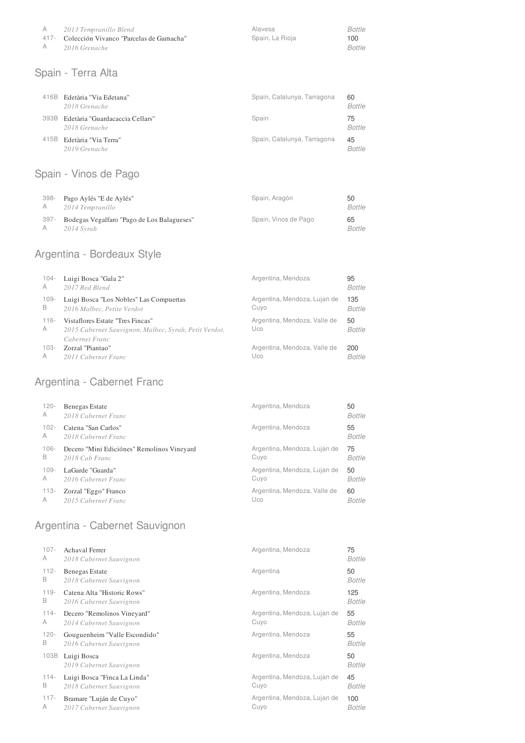| | | | |
|---|---|---|---|
| A | 2013 Tempranillo Blend | Alavesa | Bottle |
| 417-A | Colección Vivanco "Parcelas de Garnacha" *2016 Grenache* | Spain, La Rioja | 100 *Bottle* |

## Spain - Terra Alta

| | | | |
|---|---|---|---|
| 416B | Edetària "Via Edetana" *2018 Grenache* | Spain, Catalunya, Tarragona | 60 *Bottle* |
| 393B | Edetària "Guardacaccia Cellars" *2018 Grenache* | Spain | 75 *Bottle* |
| 415B | Edetària "Via Terra" *2019 Grenache* | Spain, Catalunya, Tarragona | 45 *Bottle* |

## Spain - Vinos de Pago

| | | | |
|---|---|---|---|
| 398-A | Pago Aylés "E de Aylés" *2014 Tempranillo* | Spain, Aragón | 50 *Bottle* |
| 397-A | Bodegas Vegalfaro "Pago de Los Balagueses" *2014 Syrah* | Spain, Vinos de Pago | 65 *Bottle* |

## Argentina - Bordeaux Style

| | | | |
|---|---|---|---|
| 104-A | Luigi Bosca "Gala 2" *2017 Red Blend* | Argentina, Mendoza | 95 *Bottle* |
| 109-B | Luigi Bosca "Los Nobles" Las Compuertas *2016 Malbec, Petite Verdot* | Argentina, Mendoza, Lujan de Cuyo | 135 *Bottle* |
| 116-A | Vistaflores Estate "Tres Fincas" *2015 Cabernet Sauvignon, Malbec, Syrah, Petit Verdot, Cabernet Franc* | Argentina, Mendoza, Valle de Uco | 50 *Bottle* |
| 103-A | Zorzal "Piantao" *2011 Cabernet Franc* | Argentina, Mendoza, Valle de Uco | 200 *Bottle* |

## Argentina - Cabernet Franc

| | | | |
|---|---|---|---|
| 120-A | Benegas Estate *2018 Cabernet Franc* | Argentina, Mendoza | 50 *Bottle* |
| 102-A | Catena "San Carlos" *2018 Cabernet Franc* | Argentina, Mendoza | 55 *Bottle* |
| 106-B | Decero "Mini Ediciónes" Remolinos Vineyard *2018 Cab Franc* | Argentina, Mendoza, Lujan de Cuyo | 75 *Bottle* |
| 109-A | LaGarde "Guarda" *2016 Cabernet Franc* | Argentina, Mendoza, Lujan de Cuyo | 50 *Bottle* |
| 113-A | Zorzal "Eggo" Franco *2015 Cabernet Franc* | Argentina, Mendoza, Valle de Uco | 60 *Bottle* |

## Argentina - Cabernet Sauvignon

| | | | |
|---|---|---|---|
| 107-A | Achaval Ferrer *2018 Cabernet Sauvignon* | Argentina, Mendoza | 75 *Bottle* |
| 112-B | Benegas Estate *2018 Cabernet Sauvignon* | Argentina | 50 *Bottle* |
| 119-B | Catena Alta "Historic Rows" *2016 Cabernet Sauvignon* | Argentina, Mendoza | 125 *Bottle* |
| 114-A | Decero "Remolinos Vineyard" *2014 Cabernet Sauvignon* | Argentina, Mendoza, Lujan de Cuyo | 55 *Bottle* |
| 120-B | Gouguenheim "Valle Escondido" *2016 Cabernet Sauvignon* | Argentina, Mendoza | 55 *Bottle* |
| 103B | Luigi Bosca *2019 Cabernet Sauvignon* | Argentina, Mendoza | 50 *Bottle* |
| 114-B | Luigi Bosca "Finca La Linda" *2018 Cabernet Sauvignon* | Argentina, Mendoza, Lujan de Cuyo | 45 *Bottle* |
| 117-A | Bramare "Luján de Cuyo" *2017 Cabernet Sauvignon* | Argentina, Mendoza, Lujan de Cuyo | 100 *Bottle* |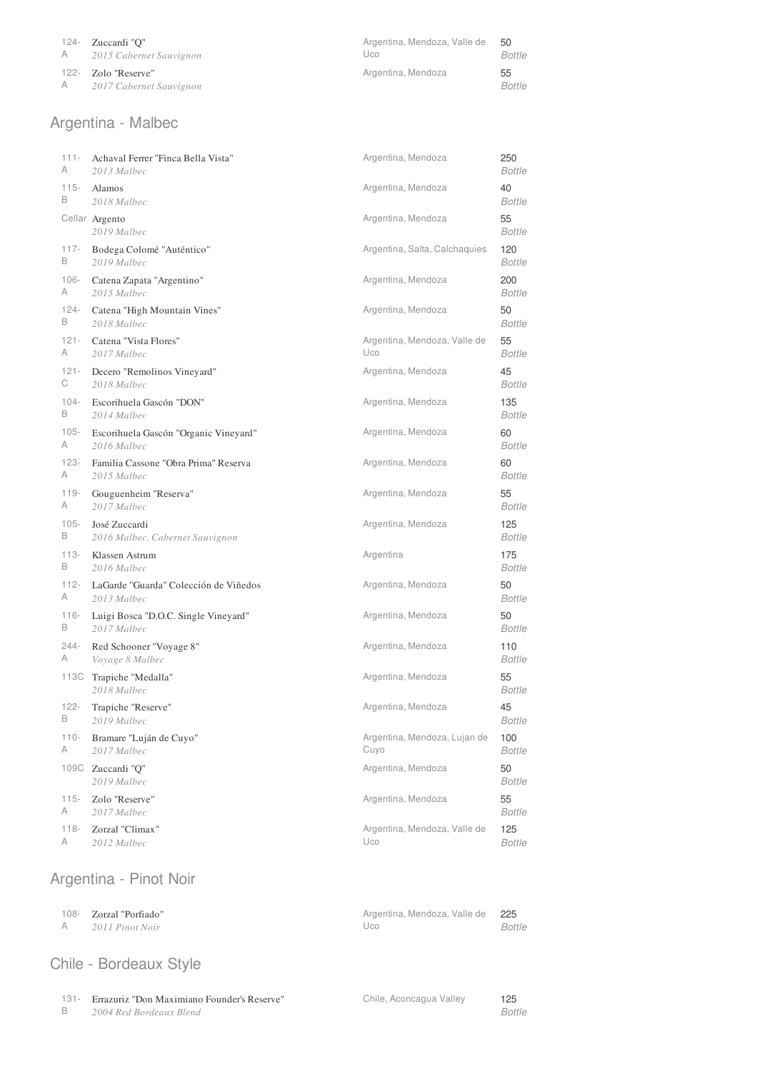| | | | |
|---|---|---|---|
| 124-A | Zuccardi "Q"<br>*2015 Cabernet Sauvignon* | Argentina, Mendoza, Valle de Uco | 50<br>*Bottle* |
| 122-A | Zolo "Reserve"<br>*2017 Cabernet Sauvignon* | Argentina, Mendoza | 55<br>*Bottle* |

## Argentina - Malbec

| | | | |
|---|---|---|---|
| 111-A | Achaval Ferrer "Finca Bella Vista"<br>*2013 Malbec* | Argentina, Mendoza | 250<br>*Bottle* |
| 115-B | Alamos<br>*2018 Malbec* | Argentina, Mendoza | 40<br>*Bottle* |
| Cellar | Argento<br>*2019 Malbec* | Argentina, Mendoza | 55<br>*Bottle* |
| 117-B | Bodega Colomé "Auténtico"<br>*2019 Malbec* | Argentina, Salta, Calchaquies | 120<br>*Bottle* |
| 106-A | Catena Zapata "Argentino"<br>*2015 Malbec* | Argentina, Mendoza | 200<br>*Bottle* |
| 124-B | Catena "High Mountain Vines"<br>*2018 Malbec* | Argentina, Mendoza | 50<br>*Bottle* |
| 121-A | Catena "Vista Flores"<br>*2017 Malbec* | Argentina, Mendoza, Valle de Uco | 55<br>*Bottle* |
| 121-C | Decero "Remolinos Vineyard"<br>*2018 Malbec* | Argentina, Mendoza | 45<br>*Bottle* |
| 104-B | Escorihuela Gascón "DON"<br>*2014 Malbec* | Argentina, Mendoza | 135<br>*Bottle* |
| 105-A | Escorihuela Gascón "Organic Vineyard"<br>*2016 Malbec* | Argentina, Mendoza | 60<br>*Bottle* |
| 123-A | Familia Cassone "Obra Prima" Reserva<br>*2015 Malbec* | Argentina, Mendoza | 60<br>*Bottle* |
| 119-A | Gouguenheim "Reserva"<br>*2017 Malbec* | Argentina, Mendoza | 55<br>*Bottle* |
| 105-B | José Zuccardi<br>*2016 Malbec, Cabernet Sauvignon* | Argentina, Mendoza | 125<br>*Bottle* |
| 113-B | Klassen Astrum<br>*2016 Malbec* | Argentina | 175<br>*Bottle* |
| 112-A | LaGarde "Guarda" Colección de Viñedos<br>*2013 Malbec* | Argentina, Mendoza | 50<br>*Bottle* |
| 116-B | Luigi Bosca "D.O.C. Single Vineyard"<br>*2017 Malbec* | Argentina, Mendoza | 50<br>*Bottle* |
| 244-A | Red Schooner "Voyage 8"<br>*Voyage 8 Malbec* | Argentina, Mendoza | 110<br>*Bottle* |
| 113C | Trapiche "Medalla"<br>*2018 Malbec* | Argentina, Mendoza | 55<br>*Bottle* |
| 122-B | Trapiche "Reserve"<br>*2019 Malbec* | Argentina, Mendoza | 45<br>*Bottle* |
| 110-A | Bramare "Luján de Cuyo"<br>*2017 Malbec* | Argentina, Mendoza, Lujan de Cuyo | 100<br>*Bottle* |
| 109C | Zuccardi "Q"<br>*2019 Malbec* | Argentina, Mendoza | 50<br>*Bottle* |
| 115-A | Zolo "Reserve"<br>*2017 Malbec* | Argentina, Mendoza | 55<br>*Bottle* |
| 118-A | Zorzal "Climax"<br>*2012 Malbec* | Argentina, Mendoza, Valle de Uco | 125<br>*Bottle* |

## Argentina - Pinot Noir

| | | | |
|---|---|---|---|
| 108-A | Zorzal "Porfiado"<br>*2011 Pinot Noir* | Argentina, Mendoza, Valle de Uco | 225<br>*Bottle* |

## Chile - Bordeaux Style

| | | | |
|---|---|---|---|
| 131-B | Errazuriz "Don Maximiano Founder's Reserve"<br>*2004 Red Bordeaux Blend* | Chile, Aconcagua Valley | 125<br>*Bottle* |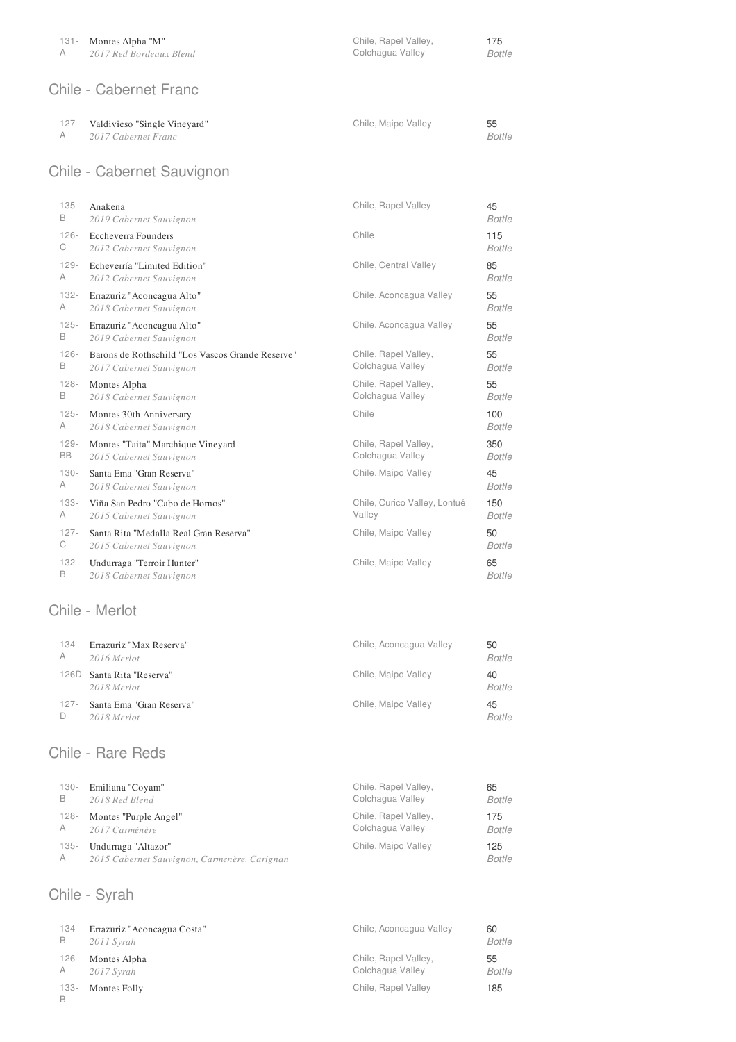| | | | |
|---|---|---|---|
| 131-A | Montes Alpha "M"<br>*2017 Red Bordeaux Blend* | Chile, Rapel Valley, Colchagua Valley | 175<br>*Bottle* |

## Chile - Cabernet Franc

| | | | |
|---|---|---|---|
| 127-A | Valdivieso "Single Vineyard"<br>*2017 Cabernet Franc* | Chile, Maipo Valley | 55<br>*Bottle* |

## Chile - Cabernet Sauvignon

| | | | |
|---|---|---|---|
| 135-B | Anakena<br>*2019 Cabernet Sauvignon* | Chile, Rapel Valley | 45<br>*Bottle* |
| 126-C | Eccheverra Founders<br>*2012 Cabernet Sauvignon* | Chile | 115<br>*Bottle* |
| 129-A | Echeverría "Limited Edition"<br>*2012 Cabernet Sauvignon* | Chile, Central Valley | 85<br>*Bottle* |
| 132-A | Errazuriz "Aconcagua Alto"<br>*2018 Cabernet Sauvignon* | Chile, Aconcagua Valley | 55<br>*Bottle* |
| 125-B | Errazuriz "Aconcagua Alto"<br>*2019 Cabernet Sauvignon* | Chile, Aconcagua Valley | 55<br>*Bottle* |
| 126-B | Barons de Rothschild "Los Vascos Grande Reserve"<br>*2017 Cabernet Sauvignon* | Chile, Rapel Valley, Colchagua Valley | 55<br>*Bottle* |
| 128-B | Montes Alpha<br>*2018 Cabernet Sauvignon* | Chile, Rapel Valley, Colchagua Valley | 55<br>*Bottle* |
| 125-A | Montes 30th Anniversary<br>*2018 Cabernet Sauvignon* | Chile | 100<br>*Bottle* |
| 129-BB | Montes "Taita" Marchique Vineyard<br>*2015 Cabernet Sauvignon* | Chile, Rapel Valley, Colchagua Valley | 350<br>*Bottle* |
| 130-A | Santa Ema "Gran Reserva"<br>*2018 Cabernet Sauvignon* | Chile, Maipo Valley | 45<br>*Bottle* |
| 133-A | Viña San Pedro "Cabo de Hornos"<br>*2015 Cabernet Sauvignon* | Chile, Curico Valley, Lontué Valley | 150<br>*Bottle* |
| 127-C | Santa Rita "Medalla Real Gran Reserva"<br>*2015 Cabernet Sauvignon* | Chile, Maipo Valley | 50<br>*Bottle* |
| 132-B | Undurraga "Terroir Hunter"<br>*2018 Cabernet Sauvignon* | Chile, Maipo Valley | 65<br>*Bottle* |

## Chile - Merlot

| | | | |
|---|---|---|---|
| 134-A | Errazuriz "Max Reserva"<br>*2016 Merlot* | Chile, Aconcagua Valley | 50<br>*Bottle* |
| 126D | Santa Rita "Reserva"<br>*2018 Merlot* | Chile, Maipo Valley | 40<br>*Bottle* |
| 127-D | Santa Ema "Gran Reserva"<br>*2018 Merlot* | Chile, Maipo Valley | 45<br>*Bottle* |

## Chile - Rare Reds

| | | | |
|---|---|---|---|
| 130-B | Emiliana "Coyam"<br>*2018 Red Blend* | Chile, Rapel Valley, Colchagua Valley | 65<br>*Bottle* |
| 128-A | Montes "Purple Angel"<br>*2017 Carménère* | Chile, Rapel Valley, Colchagua Valley | 175<br>*Bottle* |
| 135-A | Undurraga "Altazor"<br>*2015 Cabernet Sauvignon, Carmenère, Carignan* | Chile, Maipo Valley | 125<br>*Bottle* |

## Chile - Syrah

| | | | |
|---|---|---|---|
| 134-B | Errazuriz "Aconcagua Costa"<br>*2011 Syrah* | Chile, Aconcagua Valley | 60<br>*Bottle* |
| 126-A | Montes Alpha<br>*2017 Syrah* | Chile, Rapel Valley, Colchagua Valley | 55<br>*Bottle* |
| 133-B | Montes Folly | Chile, Rapel Valley | 185 |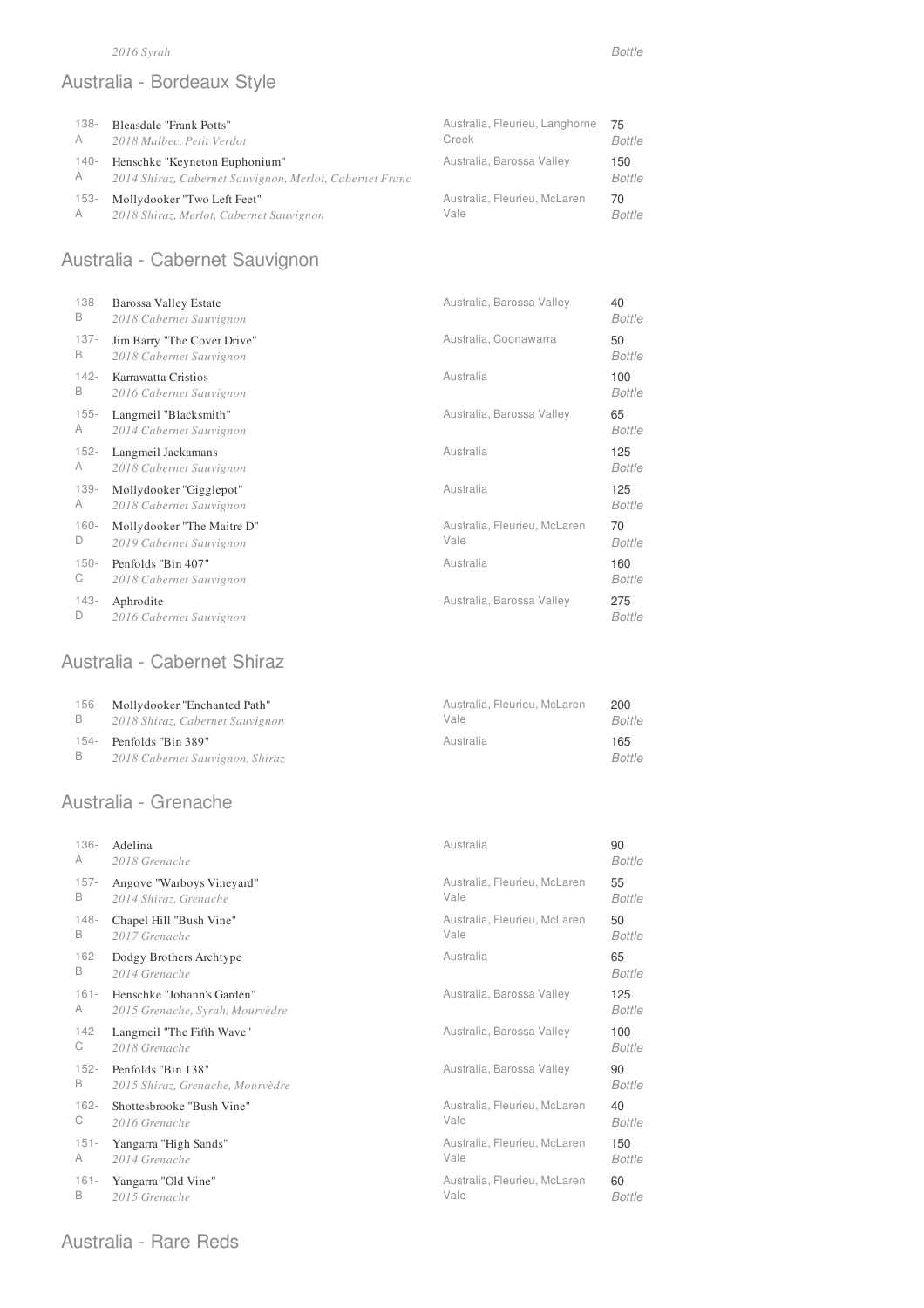*2016 Syrah* Bottle

## Australia - Bordeaux Style

| | | | |
|---|---|---|---|
| 138-A | Bleasdale "Frank Potts"<br>*2018 Malbec, Petit Verdot* | Australia, Fleurieu, Langhorne Creek | 75<br>*Bottle* |
| 140-A | Henschke "Keyneton Euphonium"<br>*2014 Shiraz, Cabernet Sauvignon, Merlot, Cabernet Franc* | Australia, Barossa Valley | 150<br>*Bottle* |
| 153-A | Mollydooker "Two Left Feet"<br>*2018 Shiraz, Merlot, Cabernet Sauvignon* | Australia, Fleurieu, McLaren Vale | 70<br>*Bottle* |

## Australia - Cabernet Sauvignon

| | | | |
|---|---|---|---|
| 138-B | Barossa Valley Estate<br>*2018 Cabernet Sauvignon* | Australia, Barossa Valley | 40<br>*Bottle* |
| 137-B | Jim Barry "The Cover Drive"<br>*2018 Cabernet Sauvignon* | Australia, Coonawarra | 50<br>*Bottle* |
| 142-B | Karrawatta Cristios<br>*2016 Cabernet Sauvignon* | Australia | 100<br>*Bottle* |
| 155-A | Langmeil "Blacksmith"<br>*2014 Cabernet Sauvignon* | Australia, Barossa Valley | 65<br>*Bottle* |
| 152-A | Langmeil Jackamans<br>*2018 Cabernet Sauvignon* | Australia | 125<br>*Bottle* |
| 139-A | Mollydooker "Gigglepot"<br>*2018 Cabernet Sauvignon* | Australia | 125<br>*Bottle* |
| 160-D | Mollydooker "The Maitre D"<br>*2019 Cabernet Sauvignon* | Australia, Fleurieu, McLaren Vale | 70<br>*Bottle* |
| 150-C | Penfolds "Bin 407"<br>*2018 Cabernet Sauvignon* | Australia | 160<br>*Bottle* |
| 143-D | Aphrodite<br>*2016 Cabernet Sauvignon* | Australia, Barossa Valley | 275<br>*Bottle* |

## Australia - Cabernet Shiraz

| | | | |
|---|---|---|---|
| 156-B | Mollydooker "Enchanted Path"<br>*2018 Shiraz, Cabernet Sauvignon* | Australia, Fleurieu, McLaren Vale | 200<br>*Bottle* |
| 154-B | Penfolds "Bin 389"<br>*2018 Cabernet Sauvignon, Shiraz* | Australia | 165<br>*Bottle* |

## Australia - Grenache

| | | | |
|---|---|---|---|
| 136-A | Adelina<br>*2018 Grenache* | Australia | 90<br>*Bottle* |
| 157-B | Angove "Warboys Vineyard"<br>*2014 Shiraz, Grenache* | Australia, Fleurieu, McLaren Vale | 55<br>*Bottle* |
| 148-B | Chapel Hill "Bush Vine"<br>*2017 Grenache* | Australia, Fleurieu, McLaren Vale | 50<br>*Bottle* |
| 162-B | Dodgy Brothers Archtype<br>*2014 Grenache* | Australia | 65<br>*Bottle* |
| 161-A | Henschke "Johann's Garden"<br>*2015 Grenache, Syrah, Mourvèdre* | Australia, Barossa Valley | 125<br>*Bottle* |
| 142-C | Langmeil "The Fifth Wave"<br>*2018 Grenache* | Australia, Barossa Valley | 100<br>*Bottle* |
| 152-B | Penfolds "Bin 138"<br>*2015 Shiraz, Grenache, Mourvèdre* | Australia, Barossa Valley | 90<br>*Bottle* |
| 162-C | Shottesbrooke "Bush Vine"<br>*2016 Grenache* | Australia, Fleurieu, McLaren Vale | 40<br>*Bottle* |
| 151-A | Yangarra "High Sands"<br>*2014 Grenache* | Australia, Fleurieu, McLaren Vale | 150<br>*Bottle* |
| 161-B | Yangarra "Old Vine"<br>*2015 Grenache* | Australia, Fleurieu, McLaren Vale | 60<br>*Bottle* |

## Australia - Rare Reds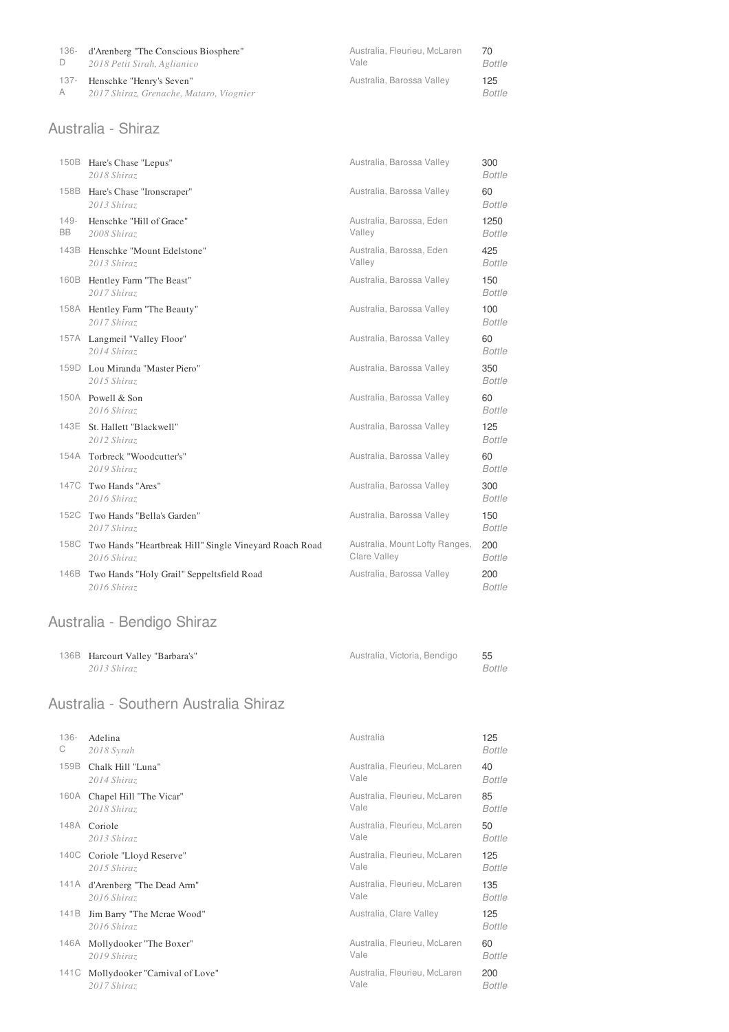| | | | |
|---|---|---|---|
| 136-D | d'Arenberg "The Conscious Biosphere"<br>*2018 Petit Sirah, Aglianico* | Australia, Fleurieu, McLaren Vale | 70<br>*Bottle* |
| 137-A | Henschke "Henry's Seven"<br>*2017 Shiraz, Grenache, Mataro, Viognier* | Australia, Barossa Valley | 125<br>*Bottle* |

## Australia - Shiraz

| | | | |
|---|---|---|---|
| 150B | Hare's Chase "Lepus"<br>*2018 Shiraz* | Australia, Barossa Valley | 300<br>*Bottle* |
| 158B | Hare's Chase "Ironscraper"<br>*2013 Shiraz* | Australia, Barossa Valley | 60<br>*Bottle* |
| 149-BB | Henschke "Hill of Grace"<br>*2008 Shiraz* | Australia, Barossa, Eden Valley | 1250<br>*Bottle* |
| 143B | Henschke "Mount Edelstone"<br>*2013 Shiraz* | Australia, Barossa, Eden Valley | 425<br>*Bottle* |
| 160B | Hentley Farm "The Beast"<br>*2017 Shiraz* | Australia, Barossa Valley | 150<br>*Bottle* |
| 158A | Hentley Farm "The Beauty"<br>*2017 Shiraz* | Australia, Barossa Valley | 100<br>*Bottle* |
| 157A | Langmeil "Valley Floor"<br>*2014 Shiraz* | Australia, Barossa Valley | 60<br>*Bottle* |
| 159D | Lou Miranda "Master Piero"<br>*2015 Shiraz* | Australia, Barossa Valley | 350<br>*Bottle* |
| 150A | Powell & Son<br>*2016 Shiraz* | Australia, Barossa Valley | 60<br>*Bottle* |
| 143E | St. Hallett "Blackwell"<br>*2012 Shiraz* | Australia, Barossa Valley | 125<br>*Bottle* |
| 154A | Torbreck "Woodcutter's"<br>*2019 Shiraz* | Australia, Barossa Valley | 60<br>*Bottle* |
| 147C | Two Hands "Ares"<br>*2016 Shiraz* | Australia, Barossa Valley | 300<br>*Bottle* |
| 152C | Two Hands "Bella's Garden"<br>*2017 Shiraz* | Australia, Barossa Valley | 150<br>*Bottle* |
| 158C | Two Hands "Heartbreak Hill" Single Vineyard Roach Road<br>*2016 Shiraz* | Australia, Mount Lofty Ranges, Clare Valley | 200<br>*Bottle* |
| 146B | Two Hands "Holy Grail" Seppeltsfield Road<br>*2016 Shiraz* | Australia, Barossa Valley | 200<br>*Bottle* |

## Australia - Bendigo Shiraz

| | | | |
|---|---|---|---|
| 136B | Harcourt Valley "Barbara's"<br>*2013 Shiraz* | Australia, Victoria, Bendigo | 55<br>*Bottle* |

## Australia - Southern Australia Shiraz

| | | | |
|---|---|---|---|
| 136-C | Adelina<br>*2018 Syrah* | Australia | 125<br>*Bottle* |
| 159B | Chalk Hill "Luna"<br>*2014 Shiraz* | Australia, Fleurieu, McLaren Vale | 40<br>*Bottle* |
| 160A | Chapel Hill "The Vicar"<br>*2018 Shiraz* | Australia, Fleurieu, McLaren Vale | 85<br>*Bottle* |
| 148A | Coriole<br>*2013 Shiraz* | Australia, Fleurieu, McLaren Vale | 50<br>*Bottle* |
| 140C | Coriole "Lloyd Reserve"<br>*2015 Shiraz* | Australia, Fleurieu, McLaren Vale | 125<br>*Bottle* |
| 141A | d'Arenberg "The Dead Arm"<br>*2016 Shiraz* | Australia, Fleurieu, McLaren Vale | 135<br>*Bottle* |
| 141B | Jim Barry "The Mcrae Wood"<br>*2016 Shiraz* | Australia, Clare Valley | 125<br>*Bottle* |
| 146A | Mollydooker "The Boxer"<br>*2019 Shiraz* | Australia, Fleurieu, McLaren Vale | 60<br>*Bottle* |
| 141C | Mollydooker "Carnival of Love"<br>*2017 Shiraz* | Australia, Fleurieu, McLaren Vale | 200<br>*Bottle* |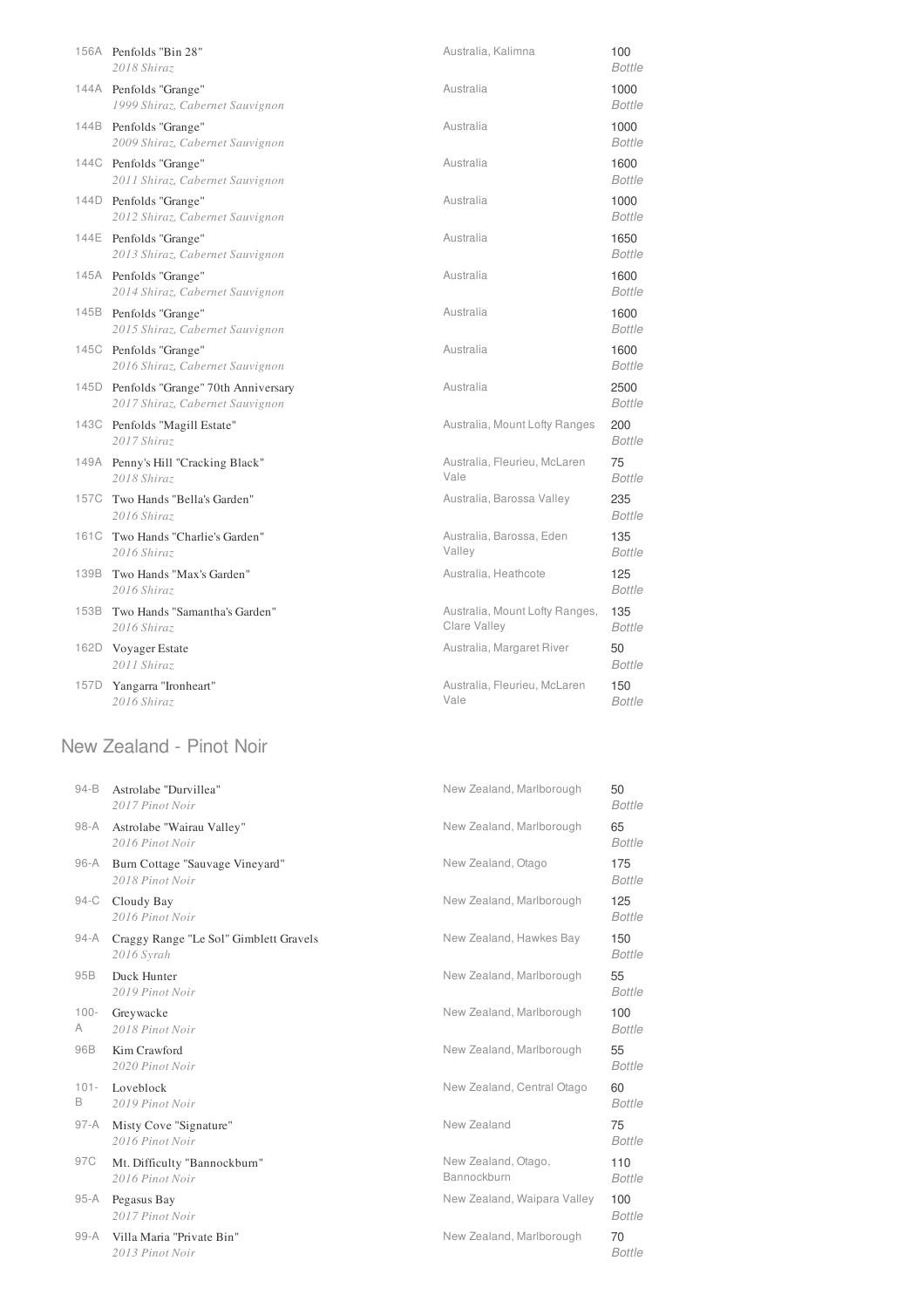| | | | |
|---|---|---|---|
| 156A | Penfolds "Bin 28"<br>*2018 Shiraz* | Australia, Kalimna | 100<br>*Bottle* |
| 144A | Penfolds "Grange"<br>*1999 Shiraz, Cabernet Sauvignon* | Australia | 1000<br>*Bottle* |
| 144B | Penfolds "Grange"<br>*2009 Shiraz, Cabernet Sauvignon* | Australia | 1000<br>*Bottle* |
| 144C | Penfolds "Grange"<br>*2011 Shiraz, Cabernet Sauvignon* | Australia | 1600<br>*Bottle* |
| 144D | Penfolds "Grange"<br>*2012 Shiraz, Cabernet Sauvignon* | Australia | 1000<br>*Bottle* |
| 144E | Penfolds "Grange"<br>*2013 Shiraz, Cabernet Sauvignon* | Australia | 1650<br>*Bottle* |
| 145A | Penfolds "Grange"<br>*2014 Shiraz, Cabernet Sauvignon* | Australia | 1600<br>*Bottle* |
| 145B | Penfolds "Grange"<br>*2015 Shiraz, Cabernet Sauvignon* | Australia | 1600<br>*Bottle* |
| 145C | Penfolds "Grange"<br>*2016 Shiraz, Cabernet Sauvignon* | Australia | 1600<br>*Bottle* |
| 145D | Penfolds "Grange" 70th Anniversary<br>*2017 Shiraz, Cabernet Sauvignon* | Australia | 2500<br>*Bottle* |
| 143C | Penfolds "Magill Estate"<br>*2017 Shiraz* | Australia, Mount Lofty Ranges | 200<br>*Bottle* |
| 149A | Penny's Hill "Cracking Black"<br>*2018 Shiraz* | Australia, Fleurieu, McLaren Vale | 75<br>*Bottle* |
| 157C | Two Hands "Bella's Garden"<br>*2016 Shiraz* | Australia, Barossa Valley | 235<br>*Bottle* |
| 161C | Two Hands "Charlie's Garden"<br>*2016 Shiraz* | Australia, Barossa, Eden Valley | 135<br>*Bottle* |
| 139B | Two Hands "Max's Garden"<br>*2016 Shiraz* | Australia, Heathcote | 125<br>*Bottle* |
| 153B | Two Hands "Samantha's Garden"<br>*2016 Shiraz* | Australia, Mount Lofty Ranges, Clare Valley | 135<br>*Bottle* |
| 162D | Voyager Estate<br>*2011 Shiraz* | Australia, Margaret River | 50<br>*Bottle* |
| 157D | Yangarra "Ironheart"<br>*2016 Shiraz* | Australia, Fleurieu, McLaren Vale | 150<br>*Bottle* |

## New Zealand - Pinot Noir

| | | | |
|---|---|---|---|
| 94-B | Astrolabe "Durvillea"<br>*2017 Pinot Noir* | New Zealand, Marlborough | 50<br>*Bottle* |
| 98-A | Astrolabe "Wairau Valley"<br>*2016 Pinot Noir* | New Zealand, Marlborough | 65<br>*Bottle* |
| 96-A | Burn Cottage "Sauvage Vineyard"<br>*2018 Pinot Noir* | New Zealand, Otago | 175<br>*Bottle* |
| 94-C | Cloudy Bay<br>*2016 Pinot Noir* | New Zealand, Marlborough | 125<br>*Bottle* |
| 94-A | Craggy Range "Le Sol" Gimblett Gravels<br>*2016 Syrah* | New Zealand, Hawkes Bay | 150<br>*Bottle* |
| 95B | Duck Hunter<br>*2019 Pinot Noir* | New Zealand, Marlborough | 55<br>*Bottle* |
| 100-A | Greywacke<br>*2018 Pinot Noir* | New Zealand, Marlborough | 100<br>*Bottle* |
| 96B | Kim Crawford<br>*2020 Pinot Noir* | New Zealand, Marlborough | 55<br>*Bottle* |
| 101-B | Loveblock<br>*2019 Pinot Noir* | New Zealand, Central Otago | 60<br>*Bottle* |
| 97-A | Misty Cove "Signature"<br>*2016 Pinot Noir* | New Zealand | 75<br>*Bottle* |
| 97C | Mt. Difficulty "Bannockburn"<br>*2016 Pinot Noir* | New Zealand, Otago, Bannockburn | 110<br>*Bottle* |
| 95-A | Pegasus Bay<br>*2017 Pinot Noir* | New Zealand, Waipara Valley | 100<br>*Bottle* |
| 99-A | Villa Maria "Private Bin"<br>*2013 Pinot Noir* | New Zealand, Marlborough | 70<br>*Bottle* |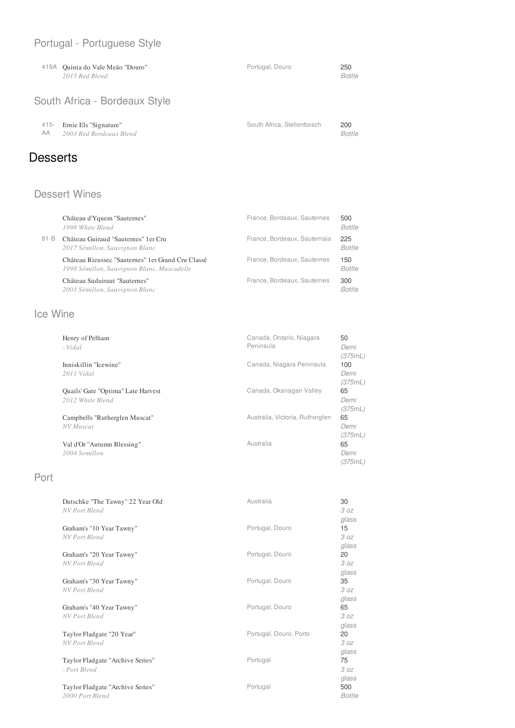### Portugal - Portuguese Style

| | | | |
|---|---|---|---|
| 418A | Quinta do Vale Meão "Douro"<br>*2015 Red Blend* | Portugal, Douro | 250<br>*Bottle* |

### South Africa - Bordeaux Style

| | | | |
|---|---|---|---|
| 415-AA | Ernie Els "Signature"<br>*2003 Red Bordeaux Blend* | South Africa, Stellenbosch | 200<br>*Bottle* |

## Desserts

### Dessert Wines

| | | | |
|---|---|---|---|
| | Château d'Yquem "Sauternes"<br>*1998 White Blend* | France, Bordeaux, Sauternes | 500<br>*Bottle* |
| 81-B | Château Guiraud "Sauternes" 1er Cru<br>*2017 Sémillon, Sauvignon Blanc* | France, Bordeaux, Sauternais | 225<br>*Bottle* |
| | Château Rieussec "Sauternes" 1er Grand Cru Classé<br>*1998 Sémillon, Sauvignon Blanc, Muscadelle* | France, Bordeaux, Sauternes | 150<br>*Bottle* |
| | Château Suduiraut "Sauternes"<br>*2001 Sémillon, Sauvignon Blanc* | France, Bordeaux, Sauternes | 300<br>*Bottle* |

### Ice Wine

| | | | |
|---|---|---|---|
| | Henry of Pelham<br>*- Vidal* | Canada, Ontario, Niagara Peninsula | 50<br>*Demi (375mL)* |
| | Inniskillin "Icewine"<br>*2011 Vidal* | Canada, Niagara Peninsula | 100<br>*Demi (375mL)* |
| | Quails' Gate "Optima" Late Harvest<br>*2012 White Blend* | Canada, Okanagan Valley | 65<br>*Demi (375mL)* |
| | Campbells "Rutherglen Muscat"<br>*NV Muscat* | Australia, Victoria, Rutherglen | 65<br>*Demi (375mL)* |
| | Val d'Or "Autumn Blessing"<br>*2004 Semillon* | Australia | 65<br>*Demi (375mL)* |

### Port

| | | | |
|---|---|---|---|
| | Dutschke "The Tawny" 22 Year Old<br>*NV Port Blend* | Australia | 30<br>*3 oz glass* |
| | Graham's "10 Year Tawny"<br>*NV Port Blend* | Portugal, Douro | 15<br>*3 oz glass* |
| | Graham's "20 Year Tawny"<br>*NV Port Blend* | Portugal, Douro | 20<br>*3 oz glass* |
| | Graham's "30 Year Tawny"<br>*NV Port Blend* | Portugal, Douro | 35<br>*3 oz glass* |
| | Graham's "40 Year Tawny"<br>*NV Port Blend* | Portugal, Douro | 65<br>*3 oz glass* |
| | Taylor Fladgate "20 Year"<br>*NV Port Blend* | Portugal, Douro, Porto | 20<br>*3 oz glass* |
| | Taylor Fladgate "Archive Series"<br>*- Port Blend* | Portugal | 75<br>*3 oz glass* |
| | Taylor Fladgate "Archive Series"<br>*2000 Port Blend* | Portugal | 500<br>*Bottle* |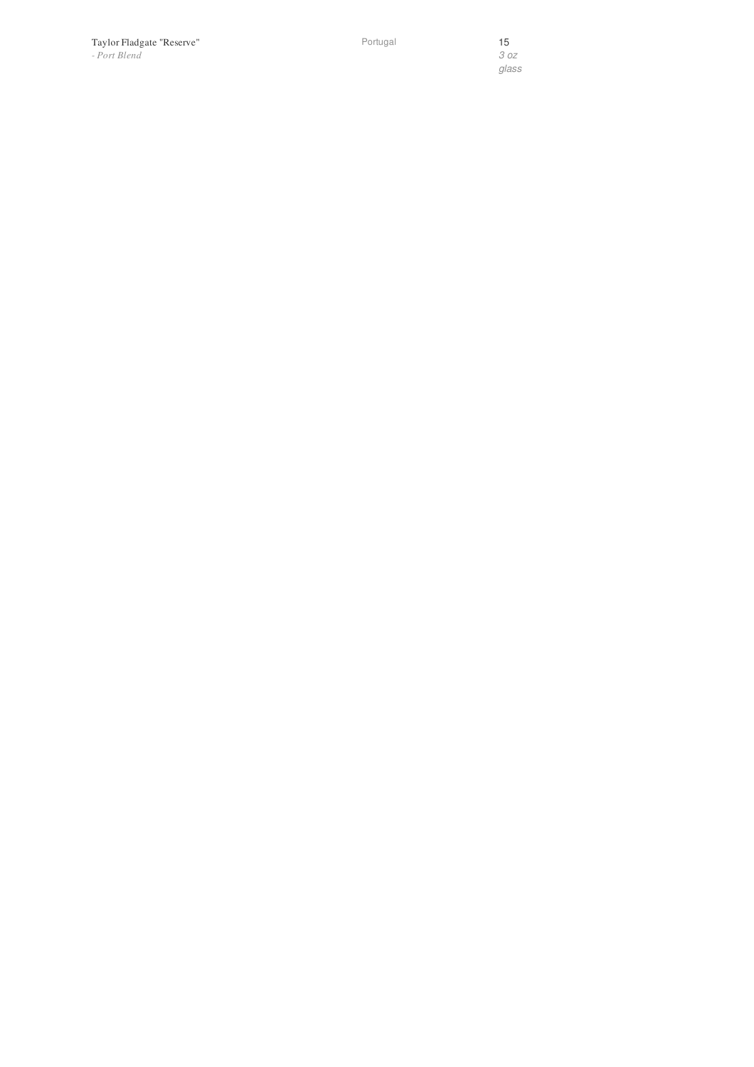| | | |
|---|---|---|
| Taylor Fladgate "Reserve"<br>*- Port Blend* | Portugal | 15<br>*3 oz glass* |